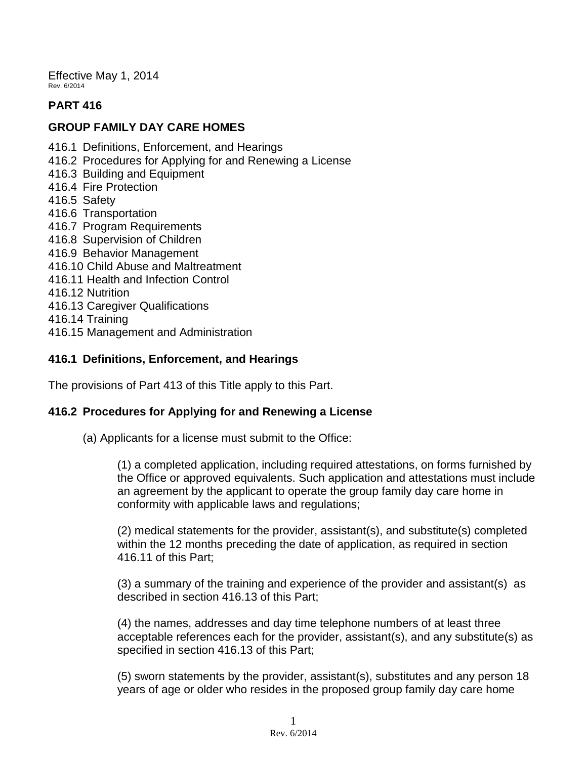Effective May 1, 2014
Rev. 6/2014

# PART 416

## GROUP FAMILY DAY CARE HOMES

416.1 Definitions, Enforcement, and Hearings
416.2 Procedures for Applying for and Renewing a License
416.3 Building and Equipment
416.4 Fire Protection
416.5 Safety
416.6 Transportation
416.7 Program Requirements
416.8 Supervision of Children
416.9 Behavior Management
416.10 Child Abuse and Maltreatment
416.11 Health and Infection Control
416.12 Nutrition
416.13 Caregiver Qualifications
416.14 Training
416.15 Management and Administration

### 416.1 Definitions, Enforcement, and Hearings

The provisions of Part 413 of this Title apply to this Part.

### 416.2 Procedures for Applying for and Renewing a License

(a) Applicants for a license must submit to the Office:

(1) a completed application, including required attestations, on forms furnished by the Office or approved equivalents. Such application and attestations must include an agreement by the applicant to operate the group family day care home in conformity with applicable laws and regulations;

(2) medical statements for the provider, assistant(s), and substitute(s) completed within the 12 months preceding the date of application, as required in section 416.11 of this Part;

(3) a summary of the training and experience of the provider and assistant(s) as described in section 416.13 of this Part;

(4) the names, addresses and day time telephone numbers of at least three acceptable references each for the provider, assistant(s), and any substitute(s) as specified in section 416.13 of this Part;

(5) sworn statements by the provider, assistant(s), substitutes and any person 18 years of age or older who resides in the proposed group family day care home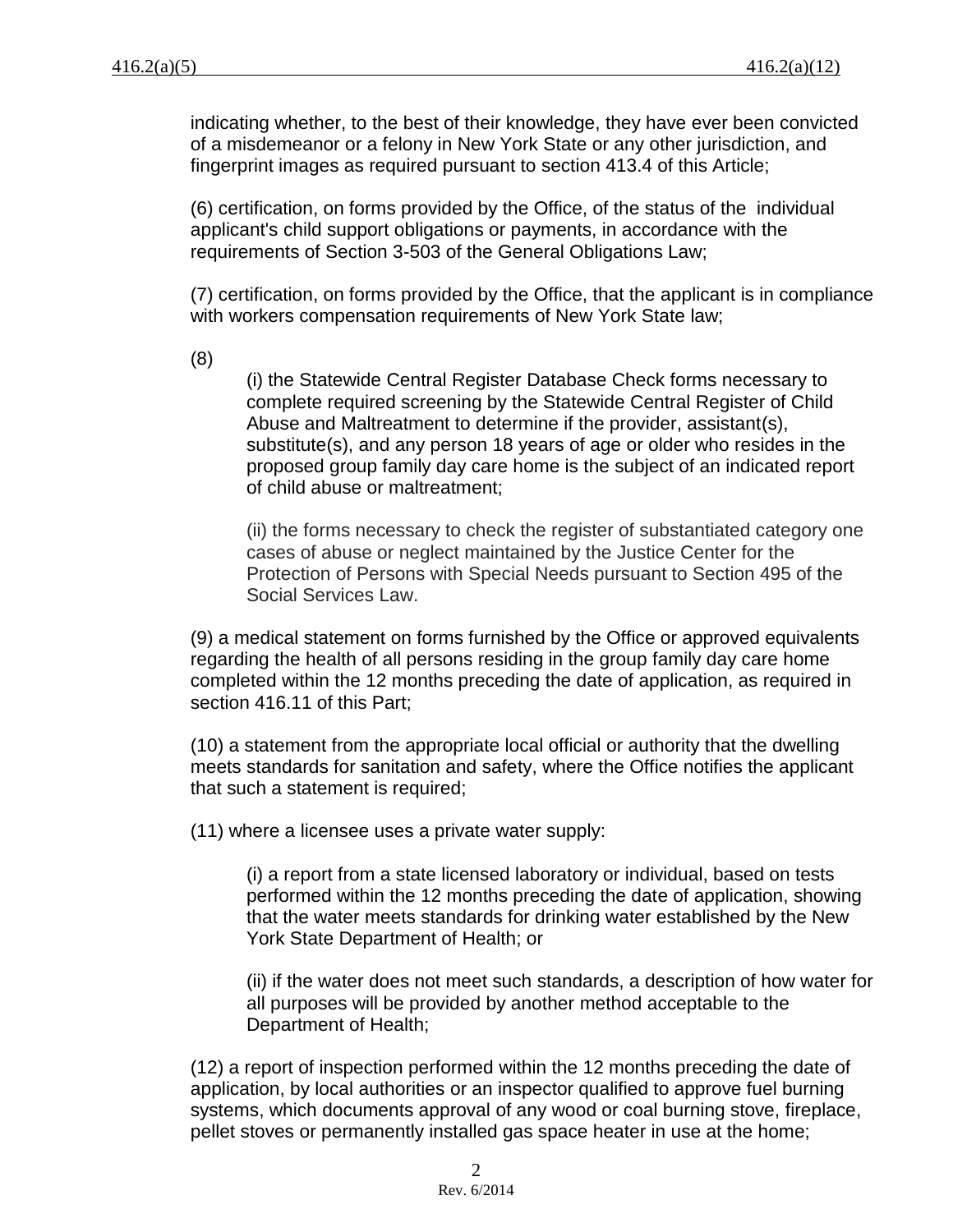indicating whether, to the best of their knowledge, they have ever been convicted of a misdemeanor or a felony in New York State or any other jurisdiction, and fingerprint images as required pursuant to section 413.4 of this Article;

(6) certification, on forms provided by the Office, of the status of the individual applicant's child support obligations or payments, in accordance with the requirements of Section 3-503 of the General Obligations Law;

(7) certification, on forms provided by the Office, that the applicant is in compliance with workers compensation requirements of New York State law;

(8)

(i) the Statewide Central Register Database Check forms necessary to complete required screening by the Statewide Central Register of Child Abuse and Maltreatment to determine if the provider, assistant(s), substitute(s), and any person 18 years of age or older who resides in the proposed group family day care home is the subject of an indicated report of child abuse or maltreatment;

(ii) the forms necessary to check the register of substantiated category one cases of abuse or neglect maintained by the Justice Center for the Protection of Persons with Special Needs pursuant to Section 495 of the Social Services Law.

(9) a medical statement on forms furnished by the Office or approved equivalents regarding the health of all persons residing in the group family day care home completed within the 12 months preceding the date of application, as required in section 416.11 of this Part;

(10) a statement from the appropriate local official or authority that the dwelling meets standards for sanitation and safety, where the Office notifies the applicant that such a statement is required;

(11) where a licensee uses a private water supply:

(i) a report from a state licensed laboratory or individual, based on tests performed within the 12 months preceding the date of application, showing that the water meets standards for drinking water established by the New York State Department of Health; or

(ii) if the water does not meet such standards, a description of how water for all purposes will be provided by another method acceptable to the Department of Health;

(12) a report of inspection performed within the 12 months preceding the date of application, by local authorities or an inspector qualified to approve fuel burning systems, which documents approval of any wood or coal burning stove, fireplace, pellet stoves or permanently installed gas space heater in use at the home;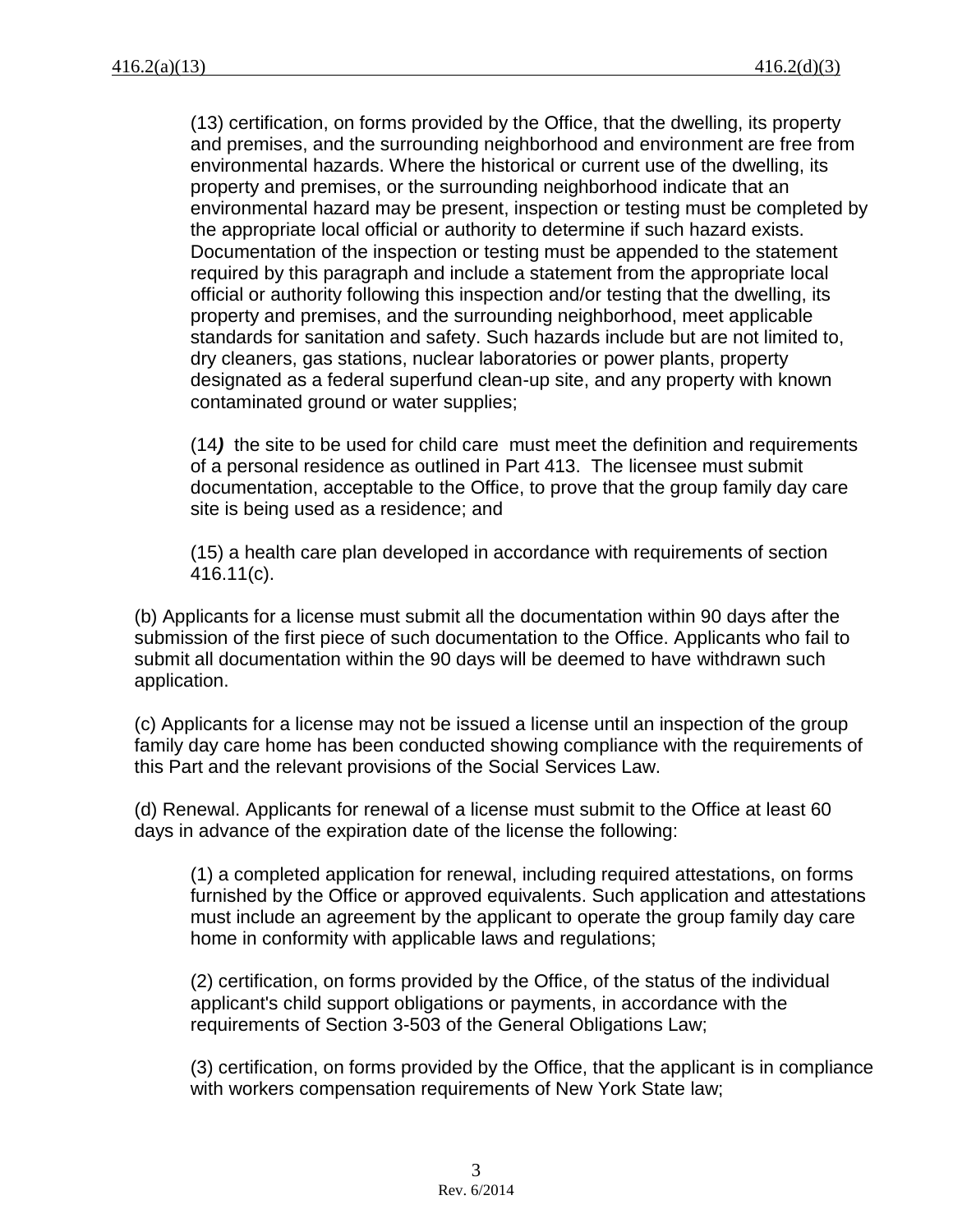(13) certification, on forms provided by the Office, that the dwelling, its property and premises, and the surrounding neighborhood and environment are free from environmental hazards. Where the historical or current use of the dwelling, its property and premises, or the surrounding neighborhood indicate that an environmental hazard may be present, inspection or testing must be completed by the appropriate local official or authority to determine if such hazard exists. Documentation of the inspection or testing must be appended to the statement required by this paragraph and include a statement from the appropriate local official or authority following this inspection and/or testing that the dwelling, its property and premises, and the surrounding neighborhood, meet applicable standards for sanitation and safety. Such hazards include but are not limited to, dry cleaners, gas stations, nuclear laboratories or power plants, property designated as a federal superfund clean-up site, and any property with known contaminated ground or water supplies;

(14***)*** the site to be used for child care must meet the definition and requirements of a personal residence as outlined in Part 413. The licensee must submit documentation, acceptable to the Office, to prove that the group family day care site is being used as a residence; and

(15) a health care plan developed in accordance with requirements of section 416.11(c).

(b) Applicants for a license must submit all the documentation within 90 days after the submission of the first piece of such documentation to the Office. Applicants who fail to submit all documentation within the 90 days will be deemed to have withdrawn such application.

(c) Applicants for a license may not be issued a license until an inspection of the group family day care home has been conducted showing compliance with the requirements of this Part and the relevant provisions of the Social Services Law.

(d) Renewal. Applicants for renewal of a license must submit to the Office at least 60 days in advance of the expiration date of the license the following:

(1) a completed application for renewal, including required attestations, on forms furnished by the Office or approved equivalents. Such application and attestations must include an agreement by the applicant to operate the group family day care home in conformity with applicable laws and regulations;

(2) certification, on forms provided by the Office, of the status of the individual applicant's child support obligations or payments, in accordance with the requirements of Section 3-503 of the General Obligations Law;

(3) certification, on forms provided by the Office, that the applicant is in compliance with workers compensation requirements of New York State law;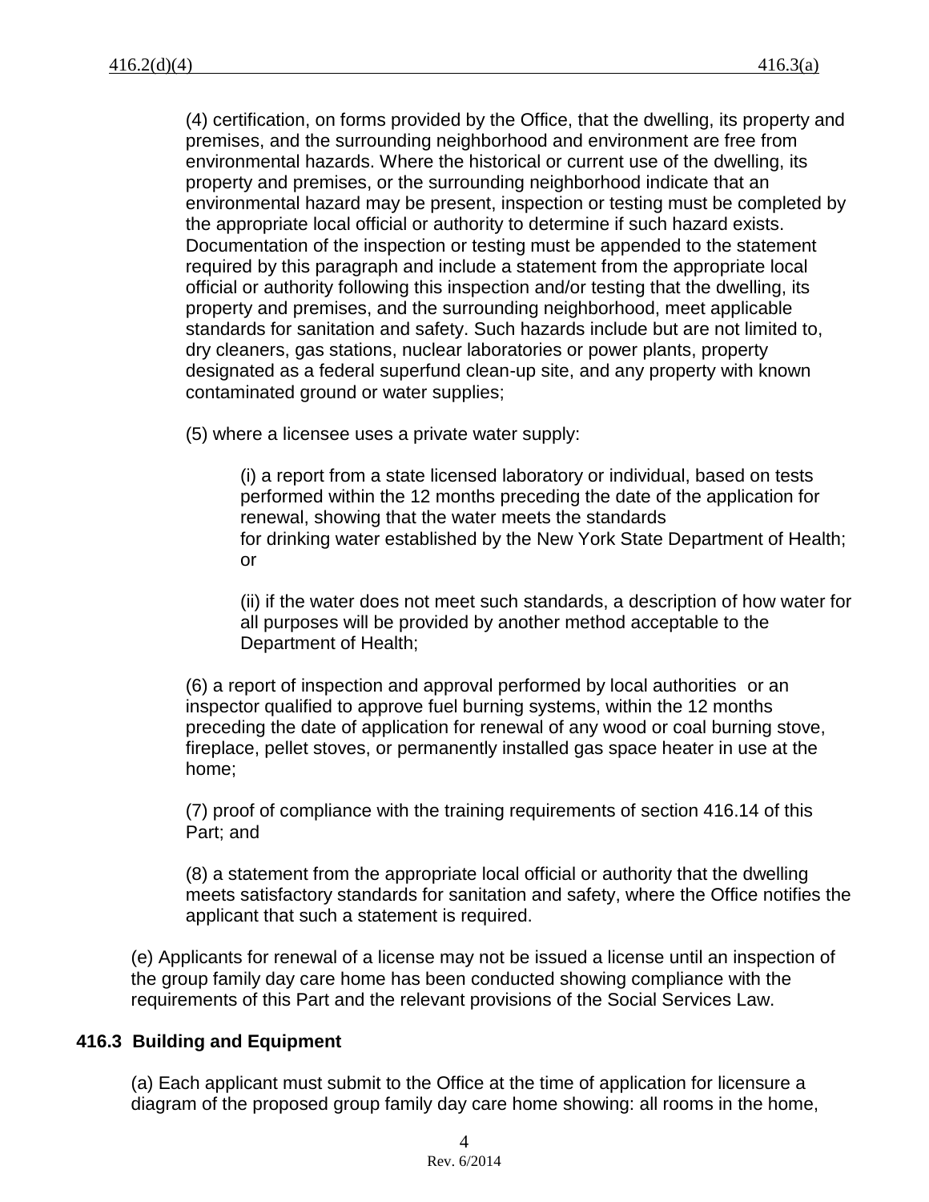(4) certification, on forms provided by the Office, that the dwelling, its property and premises, and the surrounding neighborhood and environment are free from environmental hazards. Where the historical or current use of the dwelling, its property and premises, or the surrounding neighborhood indicate that an environmental hazard may be present, inspection or testing must be completed by the appropriate local official or authority to determine if such hazard exists. Documentation of the inspection or testing must be appended to the statement required by this paragraph and include a statement from the appropriate local official or authority following this inspection and/or testing that the dwelling, its property and premises, and the surrounding neighborhood, meet applicable standards for sanitation and safety. Such hazards include but are not limited to, dry cleaners, gas stations, nuclear laboratories or power plants, property designated as a federal superfund clean-up site, and any property with known contaminated ground or water supplies;

(5) where a licensee uses a private water supply:

(i) a report from a state licensed laboratory or individual, based on tests performed within the 12 months preceding the date of the application for renewal, showing that the water meets the standards for drinking water established by the New York State Department of Health; or

(ii) if the water does not meet such standards, a description of how water for all purposes will be provided by another method acceptable to the Department of Health;

(6) a report of inspection and approval performed by local authorities or an inspector qualified to approve fuel burning systems, within the 12 months preceding the date of application for renewal of any wood or coal burning stove, fireplace, pellet stoves, or permanently installed gas space heater in use at the home;

(7) proof of compliance with the training requirements of section 416.14 of this Part; and

(8) a statement from the appropriate local official or authority that the dwelling meets satisfactory standards for sanitation and safety, where the Office notifies the applicant that such a statement is required.

(e) Applicants for renewal of a license may not be issued a license until an inspection of the group family day care home has been conducted showing compliance with the requirements of this Part and the relevant provisions of the Social Services Law.

## 416.3 Building and Equipment

(a) Each applicant must submit to the Office at the time of application for licensure a diagram of the proposed group family day care home showing: all rooms in the home,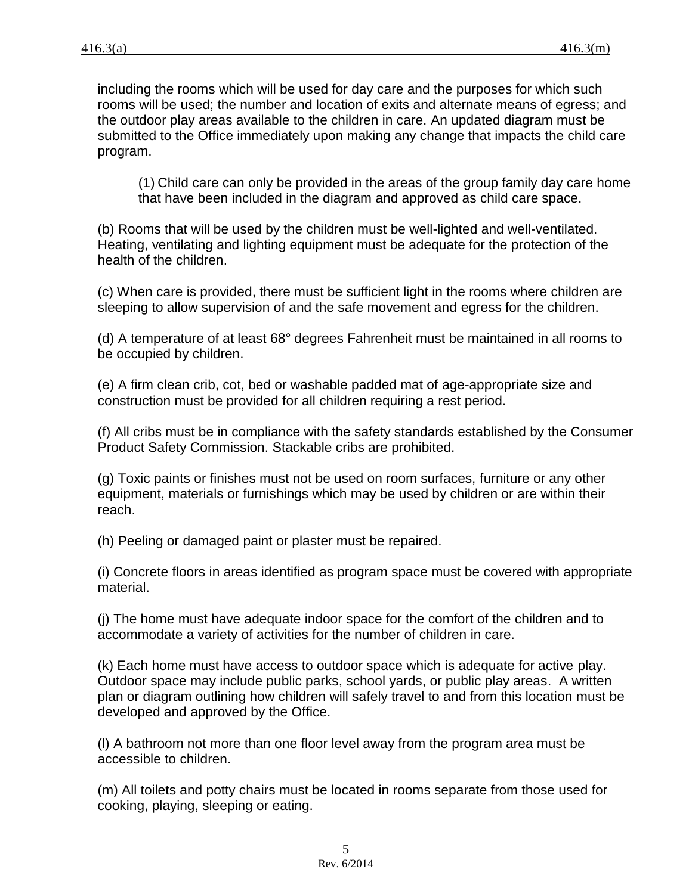including the rooms which will be used for day care and the purposes for which such rooms will be used; the number and location of exits and alternate means of egress; and the outdoor play areas available to the children in care. An updated diagram must be submitted to the Office immediately upon making any change that impacts the child care program.

(1) Child care can only be provided in the areas of the group family day care home that have been included in the diagram and approved as child care space.

(b) Rooms that will be used by the children must be well-lighted and well-ventilated. Heating, ventilating and lighting equipment must be adequate for the protection of the health of the children.

(c) When care is provided, there must be sufficient light in the rooms where children are sleeping to allow supervision of and the safe movement and egress for the children.

(d) A temperature of at least 68° degrees Fahrenheit must be maintained in all rooms to be occupied by children.

(e) A firm clean crib, cot, bed or washable padded mat of age-appropriate size and construction must be provided for all children requiring a rest period.

(f) All cribs must be in compliance with the safety standards established by the Consumer Product Safety Commission. Stackable cribs are prohibited.

(g) Toxic paints or finishes must not be used on room surfaces, furniture or any other equipment, materials or furnishings which may be used by children or are within their reach.

(h) Peeling or damaged paint or plaster must be repaired.

(i) Concrete floors in areas identified as program space must be covered with appropriate material.

(j) The home must have adequate indoor space for the comfort of the children and to accommodate a variety of activities for the number of children in care.

(k) Each home must have access to outdoor space which is adequate for active play. Outdoor space may include public parks, school yards, or public play areas. A written plan or diagram outlining how children will safely travel to and from this location must be developed and approved by the Office.

(l) A bathroom not more than one floor level away from the program area must be accessible to children.

(m) All toilets and potty chairs must be located in rooms separate from those used for cooking, playing, sleeping or eating.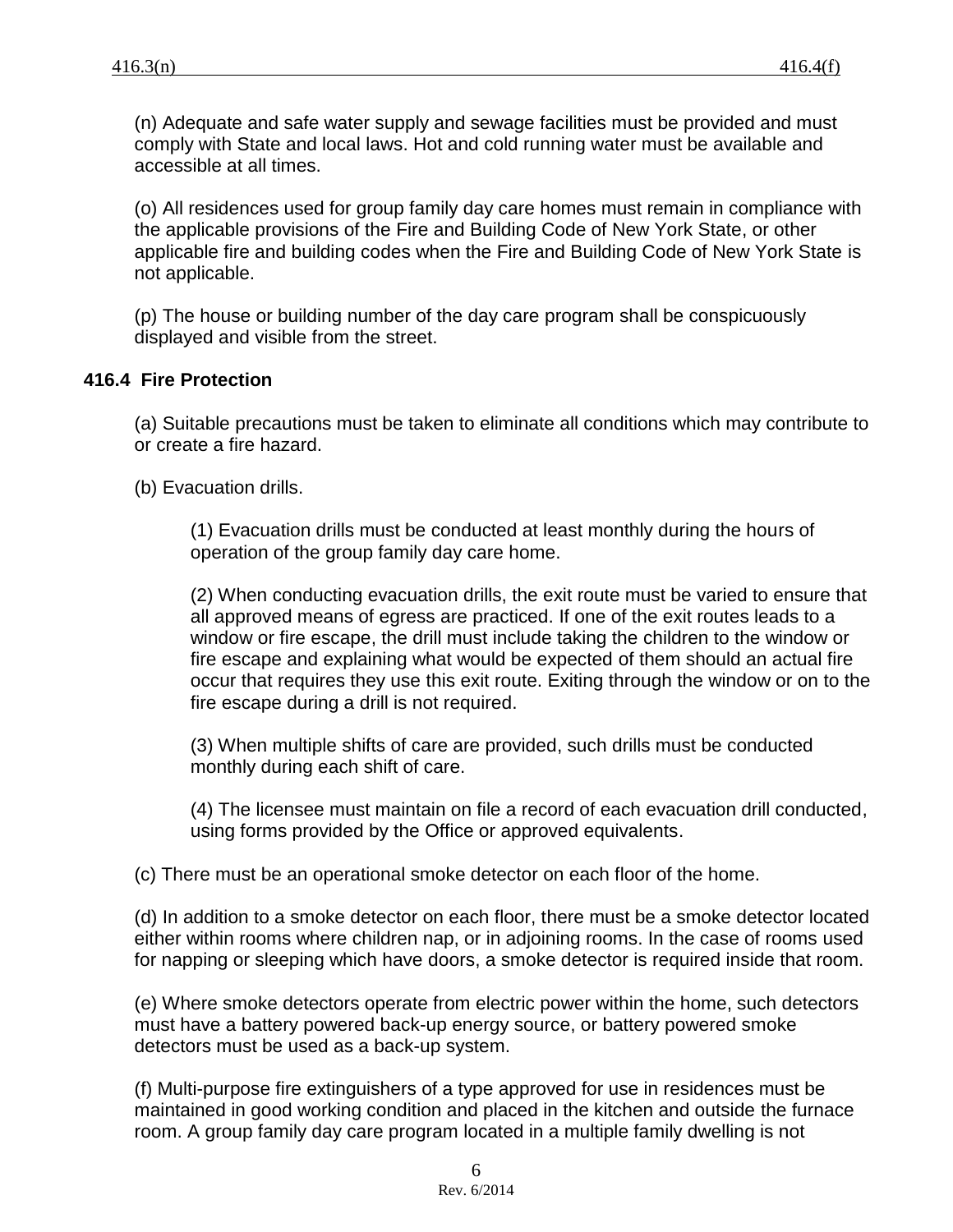(n) Adequate and safe water supply and sewage facilities must be provided and must comply with State and local laws. Hot and cold running water must be available and accessible at all times.

(o) All residences used for group family day care homes must remain in compliance with the applicable provisions of the Fire and Building Code of New York State, or other applicable fire and building codes when the Fire and Building Code of New York State is not applicable.

(p) The house or building number of the day care program shall be conspicuously displayed and visible from the street.

## 416.4 Fire Protection

(a) Suitable precautions must be taken to eliminate all conditions which may contribute to or create a fire hazard.

(b) Evacuation drills.

(1) Evacuation drills must be conducted at least monthly during the hours of operation of the group family day care home.

(2) When conducting evacuation drills, the exit route must be varied to ensure that all approved means of egress are practiced. If one of the exit routes leads to a window or fire escape, the drill must include taking the children to the window or fire escape and explaining what would be expected of them should an actual fire occur that requires they use this exit route. Exiting through the window or on to the fire escape during a drill is not required.

(3) When multiple shifts of care are provided, such drills must be conducted monthly during each shift of care.

(4) The licensee must maintain on file a record of each evacuation drill conducted, using forms provided by the Office or approved equivalents.

(c) There must be an operational smoke detector on each floor of the home.

(d) In addition to a smoke detector on each floor, there must be a smoke detector located either within rooms where children nap, or in adjoining rooms. In the case of rooms used for napping or sleeping which have doors, a smoke detector is required inside that room.

(e) Where smoke detectors operate from electric power within the home, such detectors must have a battery powered back-up energy source, or battery powered smoke detectors must be used as a back-up system.

(f) Multi-purpose fire extinguishers of a type approved for use in residences must be maintained in good working condition and placed in the kitchen and outside the furnace room. A group family day care program located in a multiple family dwelling is not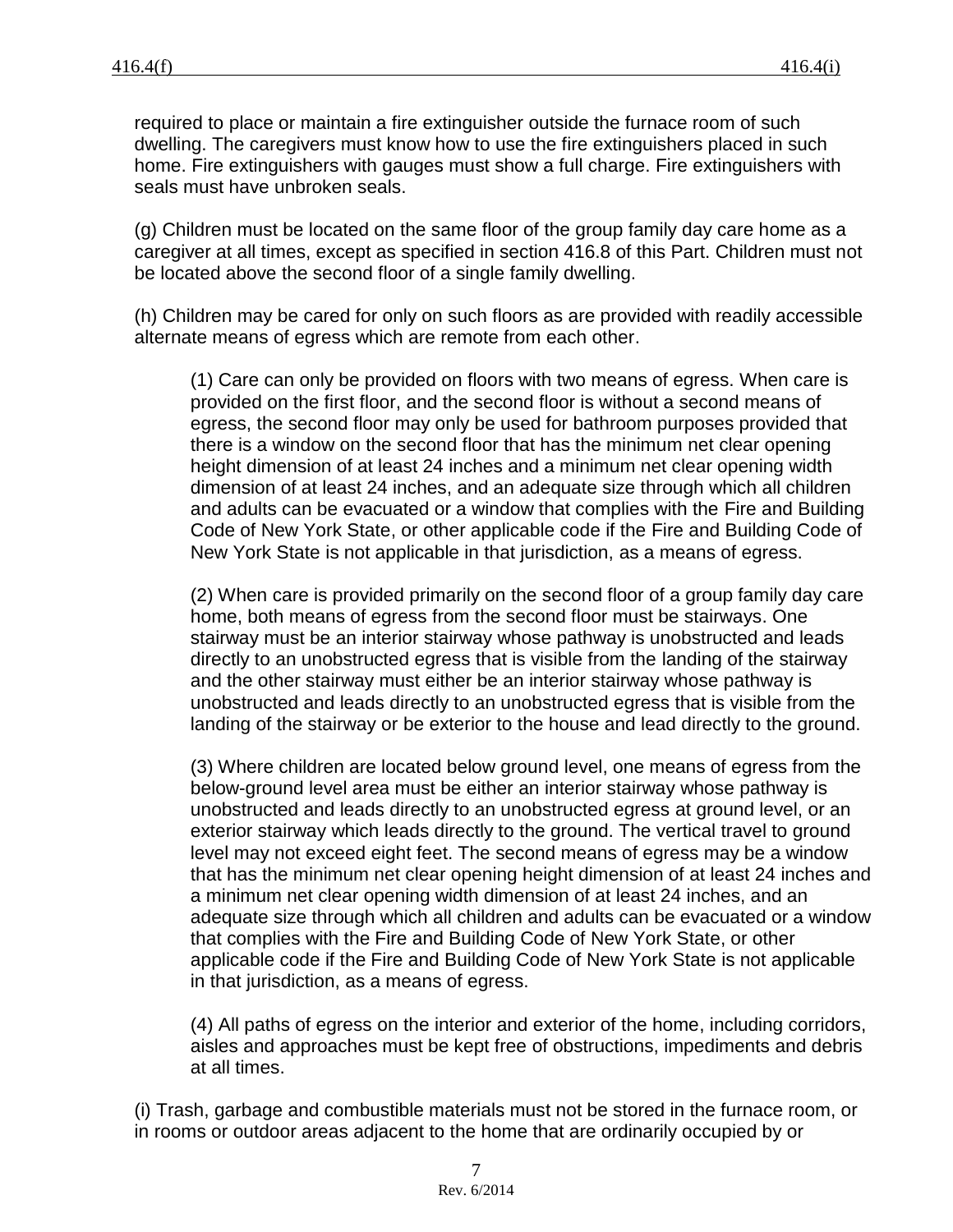required to place or maintain a fire extinguisher outside the furnace room of such dwelling. The caregivers must know how to use the fire extinguishers placed in such home. Fire extinguishers with gauges must show a full charge. Fire extinguishers with seals must have unbroken seals.

(g) Children must be located on the same floor of the group family day care home as a caregiver at all times, except as specified in section 416.8 of this Part. Children must not be located above the second floor of a single family dwelling.

(h) Children may be cared for only on such floors as are provided with readily accessible alternate means of egress which are remote from each other.

> (1) Care can only be provided on floors with two means of egress. When care is provided on the first floor, and the second floor is without a second means of egress, the second floor may only be used for bathroom purposes provided that there is a window on the second floor that has the minimum net clear opening height dimension of at least 24 inches and a minimum net clear opening width dimension of at least 24 inches, and an adequate size through which all children and adults can be evacuated or a window that complies with the Fire and Building Code of New York State, or other applicable code if the Fire and Building Code of New York State is not applicable in that jurisdiction, as a means of egress.
>
> (2) When care is provided primarily on the second floor of a group family day care home, both means of egress from the second floor must be stairways. One stairway must be an interior stairway whose pathway is unobstructed and leads directly to an unobstructed egress that is visible from the landing of the stairway and the other stairway must either be an interior stairway whose pathway is unobstructed and leads directly to an unobstructed egress that is visible from the landing of the stairway or be exterior to the house and lead directly to the ground.
>
> (3) Where children are located below ground level, one means of egress from the below-ground level area must be either an interior stairway whose pathway is unobstructed and leads directly to an unobstructed egress at ground level, or an exterior stairway which leads directly to the ground. The vertical travel to ground level may not exceed eight feet. The second means of egress may be a window that has the minimum net clear opening height dimension of at least 24 inches and a minimum net clear opening width dimension of at least 24 inches, and an adequate size through which all children and adults can be evacuated or a window that complies with the Fire and Building Code of New York State, or other applicable code if the Fire and Building Code of New York State is not applicable in that jurisdiction, as a means of egress.
>
> (4) All paths of egress on the interior and exterior of the home, including corridors, aisles and approaches must be kept free of obstructions, impediments and debris at all times.

(i) Trash, garbage and combustible materials must not be stored in the furnace room, or in rooms or outdoor areas adjacent to the home that are ordinarily occupied by or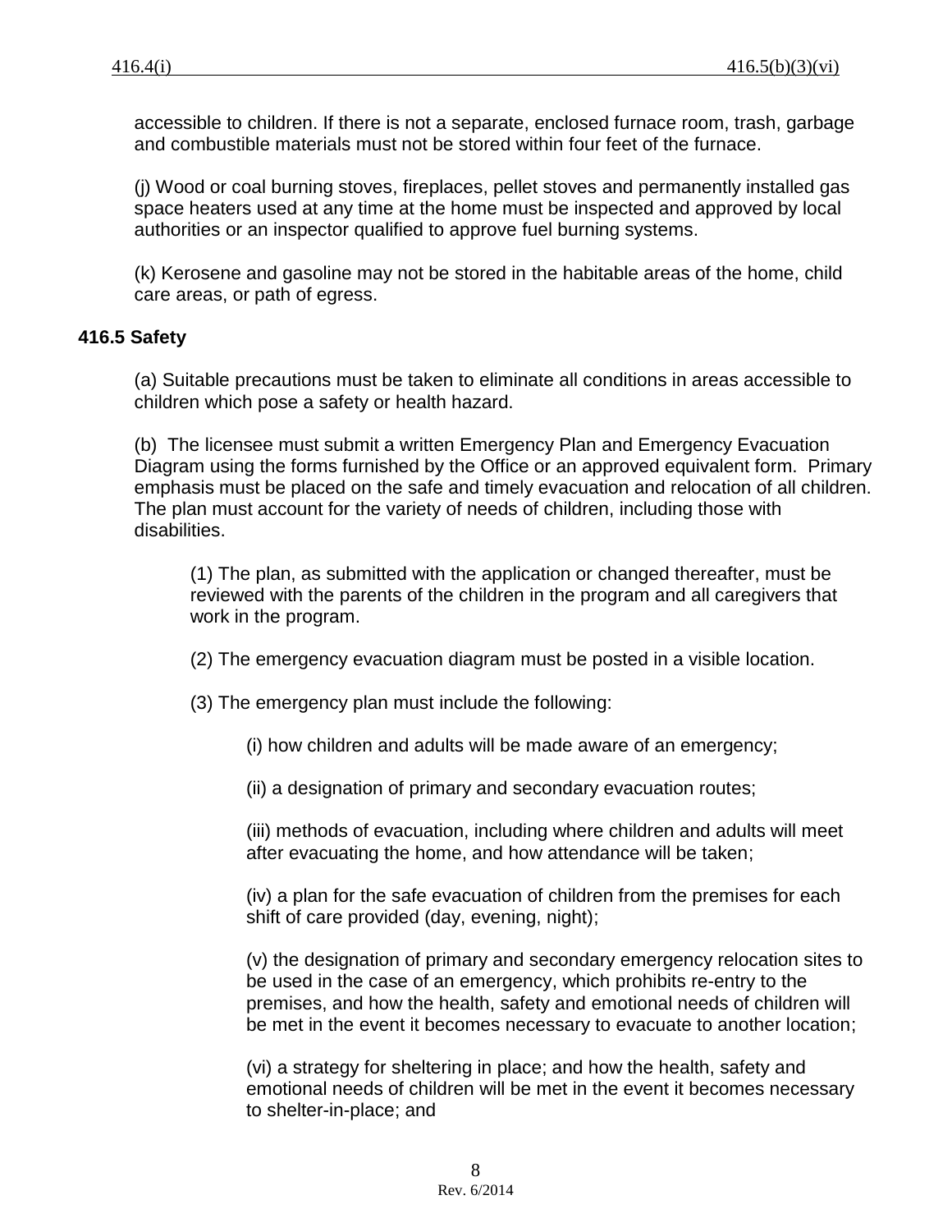accessible to children. If there is not a separate, enclosed furnace room, trash, garbage and combustible materials must not be stored within four feet of the furnace.

(j) Wood or coal burning stoves, fireplaces, pellet stoves and permanently installed gas space heaters used at any time at the home must be inspected and approved by local authorities or an inspector qualified to approve fuel burning systems.

(k) Kerosene and gasoline may not be stored in the habitable areas of the home, child care areas, or path of egress.

**416.5 Safety**

(a) Suitable precautions must be taken to eliminate all conditions in areas accessible to children which pose a safety or health hazard.

(b) The licensee must submit a written Emergency Plan and Emergency Evacuation Diagram using the forms furnished by the Office or an approved equivalent form. Primary emphasis must be placed on the safe and timely evacuation and relocation of all children. The plan must account for the variety of needs of children, including those with disabilities.

(1) The plan, as submitted with the application or changed thereafter, must be reviewed with the parents of the children in the program and all caregivers that work in the program.

(2) The emergency evacuation diagram must be posted in a visible location.

(3) The emergency plan must include the following:

(i) how children and adults will be made aware of an emergency;

(ii) a designation of primary and secondary evacuation routes;

(iii) methods of evacuation, including where children and adults will meet after evacuating the home, and how attendance will be taken;

(iv) a plan for the safe evacuation of children from the premises for each shift of care provided (day, evening, night);

(v) the designation of primary and secondary emergency relocation sites to be used in the case of an emergency, which prohibits re-entry to the premises, and how the health, safety and emotional needs of children will be met in the event it becomes necessary to evacuate to another location;

(vi) a strategy for sheltering in place; and how the health, safety and emotional needs of children will be met in the event it becomes necessary to shelter-in-place; and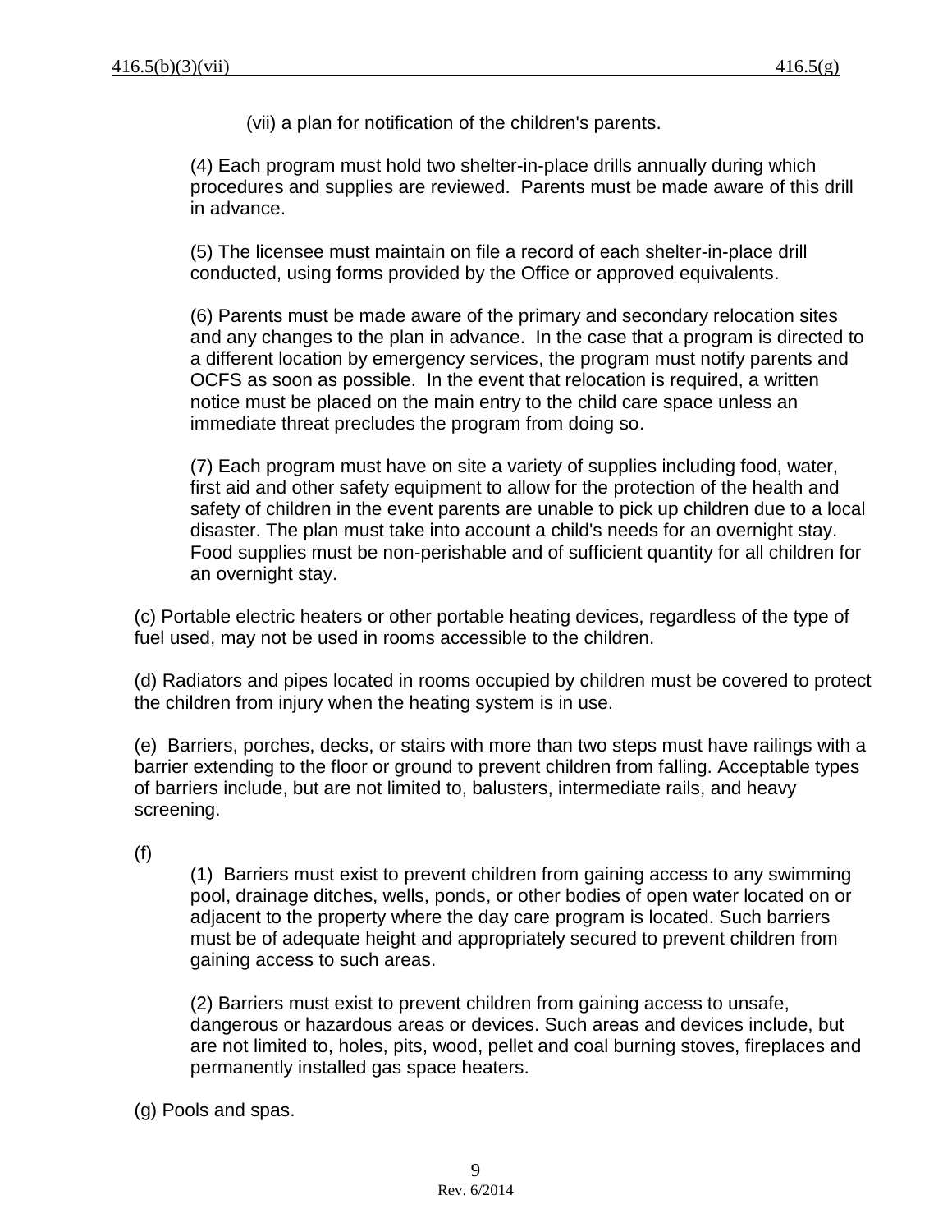(vii) a plan for notification of the children's parents.

(4) Each program must hold two shelter-in-place drills annually during which procedures and supplies are reviewed.  Parents must be made aware of this drill in advance.

(5) The licensee must maintain on file a record of each shelter-in-place drill conducted, using forms provided by the Office or approved equivalents.

(6) Parents must be made aware of the primary and secondary relocation sites and any changes to the plan in advance.  In the case that a program is directed to a different location by emergency services, the program must notify parents and OCFS as soon as possible.  In the event that relocation is required, a written notice must be placed on the main entry to the child care space unless an immediate threat precludes the program from doing so.

(7) Each program must have on site a variety of supplies including food, water, first aid and other safety equipment to allow for the protection of the health and safety of children in the event parents are unable to pick up children due to a local disaster. The plan must take into account a child's needs for an overnight stay. Food supplies must be non-perishable and of sufficient quantity for all children for an overnight stay.

(c) Portable electric heaters or other portable heating devices, regardless of the type of fuel used, may not be used in rooms accessible to the children.

(d) Radiators and pipes located in rooms occupied by children must be covered to protect the children from injury when the heating system is in use.

(e)  Barriers, porches, decks, or stairs with more than two steps must have railings with a barrier extending to the floor or ground to prevent children from falling. Acceptable types of barriers include, but are not limited to, balusters, intermediate rails, and heavy screening.

(f)

(1)  Barriers must exist to prevent children from gaining access to any swimming pool, drainage ditches, wells, ponds, or other bodies of open water located on or adjacent to the property where the day care program is located. Such barriers must be of adequate height and appropriately secured to prevent children from gaining access to such areas.

(2) Barriers must exist to prevent children from gaining access to unsafe, dangerous or hazardous areas or devices. Such areas and devices include, but are not limited to, holes, pits, wood, pellet and coal burning stoves, fireplaces and permanently installed gas space heaters.

(g) Pools and spas.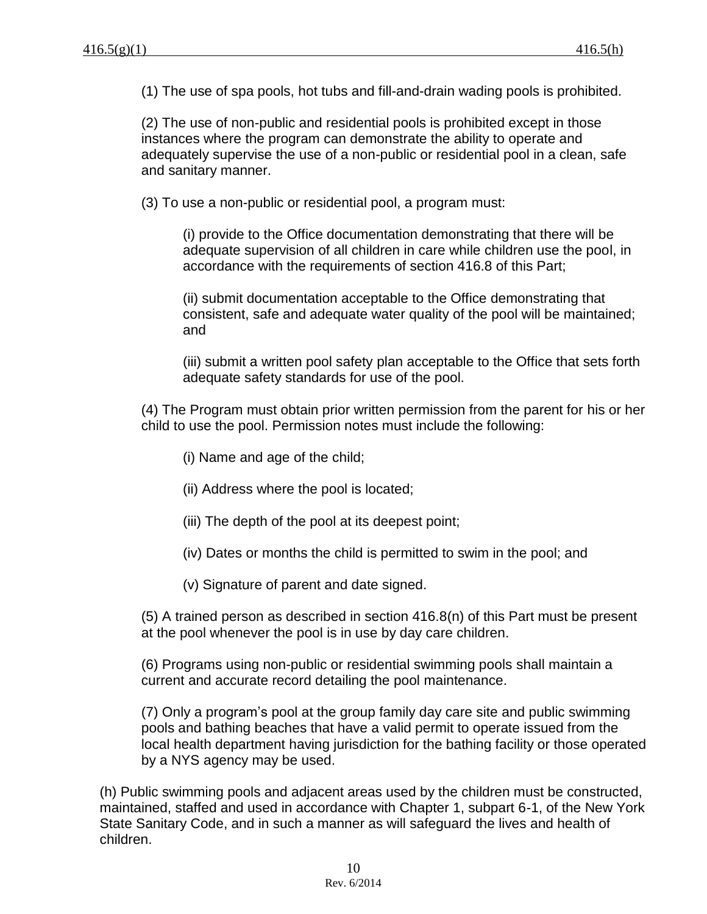(1) The use of spa pools, hot tubs and fill-and-drain wading pools is prohibited.

(2) The use of non-public and residential pools is prohibited except in those instances where the program can demonstrate the ability to operate and adequately supervise the use of a non-public or residential pool in a clean, safe and sanitary manner.

(3) To use a non-public or residential pool, a program must:

(i) provide to the Office documentation demonstrating that there will be adequate supervision of all children in care while children use the pool, in accordance with the requirements of section 416.8 of this Part;

(ii) submit documentation acceptable to the Office demonstrating that consistent, safe and adequate water quality of the pool will be maintained; and

(iii) submit a written pool safety plan acceptable to the Office that sets forth adequate safety standards for use of the pool.

(4) The Program must obtain prior written permission from the parent for his or her child to use the pool. Permission notes must include the following:

(i) Name and age of the child;

(ii) Address where the pool is located;

(iii) The depth of the pool at its deepest point;

(iv) Dates or months the child is permitted to swim in the pool; and

(v) Signature of parent and date signed.

(5) A trained person as described in section 416.8(n) of this Part must be present at the pool whenever the pool is in use by day care children.

(6) Programs using non-public or residential swimming pools shall maintain a current and accurate record detailing the pool maintenance.

(7) Only a program's pool at the group family day care site and public swimming pools and bathing beaches that have a valid permit to operate issued from the local health department having jurisdiction for the bathing facility or those operated by a NYS agency may be used.

(h) Public swimming pools and adjacent areas used by the children must be constructed, maintained, staffed and used in accordance with Chapter 1, subpart 6-1, of the New York State Sanitary Code, and in such a manner as will safeguard the lives and health of children.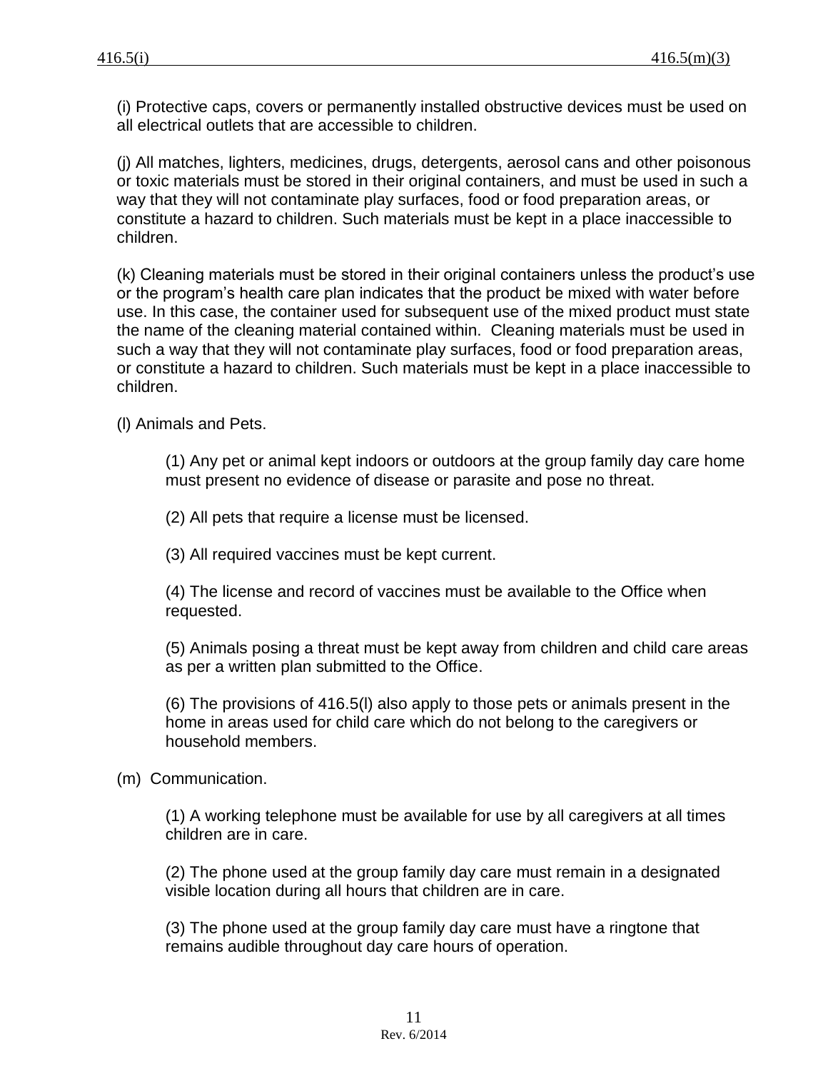(i) Protective caps, covers or permanently installed obstructive devices must be used on all electrical outlets that are accessible to children.

(j) All matches, lighters, medicines, drugs, detergents, aerosol cans and other poisonous or toxic materials must be stored in their original containers, and must be used in such a way that they will not contaminate play surfaces, food or food preparation areas, or constitute a hazard to children. Such materials must be kept in a place inaccessible to children.

(k) Cleaning materials must be stored in their original containers unless the product's use or the program's health care plan indicates that the product be mixed with water before use. In this case, the container used for subsequent use of the mixed product must state the name of the cleaning material contained within. Cleaning materials must be used in such a way that they will not contaminate play surfaces, food or food preparation areas, or constitute a hazard to children. Such materials must be kept in a place inaccessible to children.

(l) Animals and Pets.

(1) Any pet or animal kept indoors or outdoors at the group family day care home must present no evidence of disease or parasite and pose no threat.

(2) All pets that require a license must be licensed.

(3) All required vaccines must be kept current.

(4) The license and record of vaccines must be available to the Office when requested.

(5) Animals posing a threat must be kept away from children and child care areas as per a written plan submitted to the Office.

(6) The provisions of 416.5(l) also apply to those pets or animals present in the home in areas used for child care which do not belong to the caregivers or household members.

(m) Communication.

(1) A working telephone must be available for use by all caregivers at all times children are in care.

(2) The phone used at the group family day care must remain in a designated visible location during all hours that children are in care.

(3) The phone used at the group family day care must have a ringtone that remains audible throughout day care hours of operation.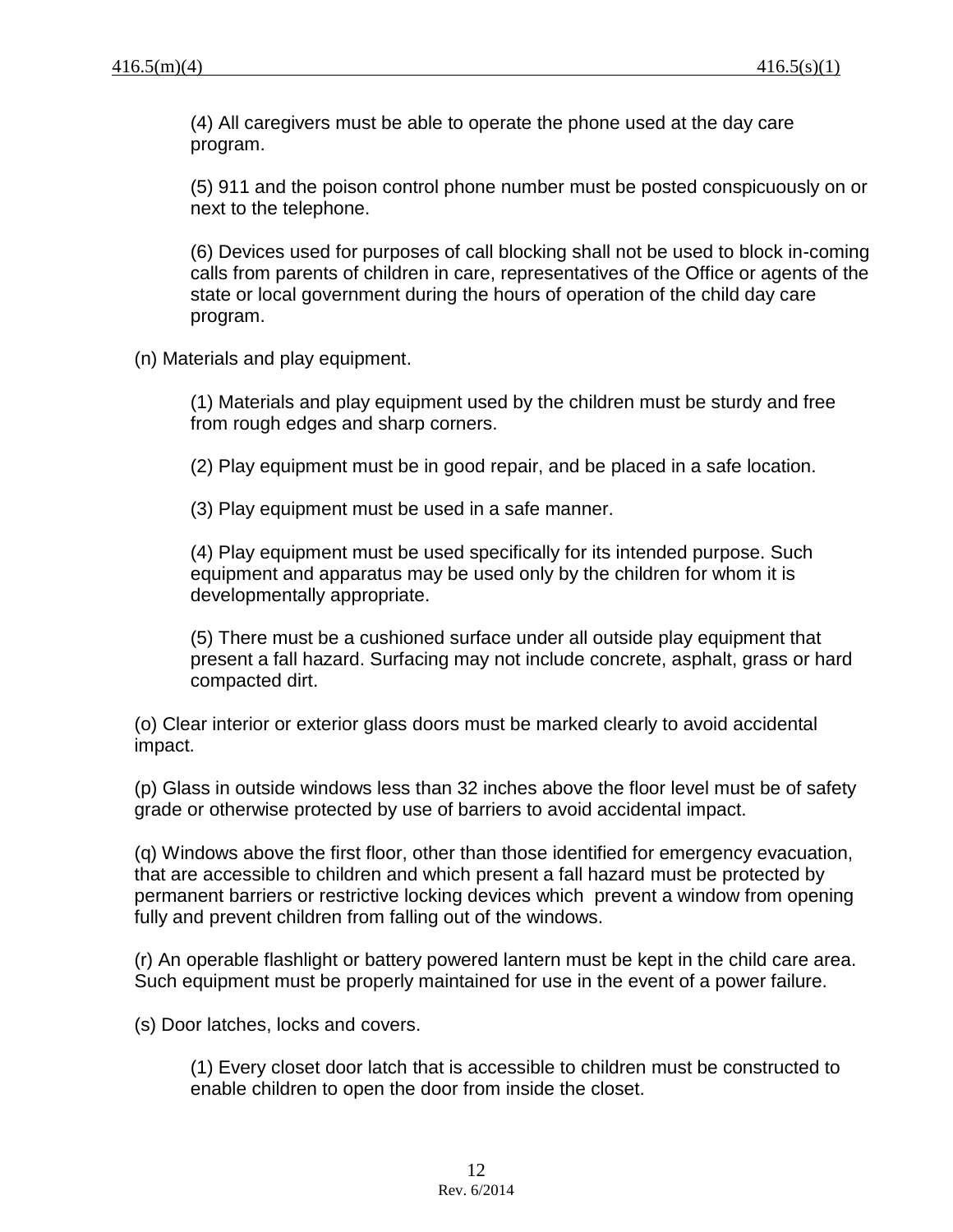(4) All caregivers must be able to operate the phone used at the day care program.

(5) 911 and the poison control phone number must be posted conspicuously on or next to the telephone.

(6) Devices used for purposes of call blocking shall not be used to block in-coming calls from parents of children in care, representatives of the Office or agents of the state or local government during the hours of operation of the child day care program.

(n) Materials and play equipment.

(1) Materials and play equipment used by the children must be sturdy and free from rough edges and sharp corners.

(2) Play equipment must be in good repair, and be placed in a safe location.

(3) Play equipment must be used in a safe manner.

(4) Play equipment must be used specifically for its intended purpose. Such equipment and apparatus may be used only by the children for whom it is developmentally appropriate.

(5) There must be a cushioned surface under all outside play equipment that present a fall hazard. Surfacing may not include concrete, asphalt, grass or hard compacted dirt.

(o) Clear interior or exterior glass doors must be marked clearly to avoid accidental impact.

(p) Glass in outside windows less than 32 inches above the floor level must be of safety grade or otherwise protected by use of barriers to avoid accidental impact.

(q) Windows above the first floor, other than those identified for emergency evacuation, that are accessible to children and which present a fall hazard must be protected by permanent barriers or restrictive locking devices which prevent a window from opening fully and prevent children from falling out of the windows.

(r) An operable flashlight or battery powered lantern must be kept in the child care area. Such equipment must be properly maintained for use in the event of a power failure.

(s) Door latches, locks and covers.

(1) Every closet door latch that is accessible to children must be constructed to enable children to open the door from inside the closet.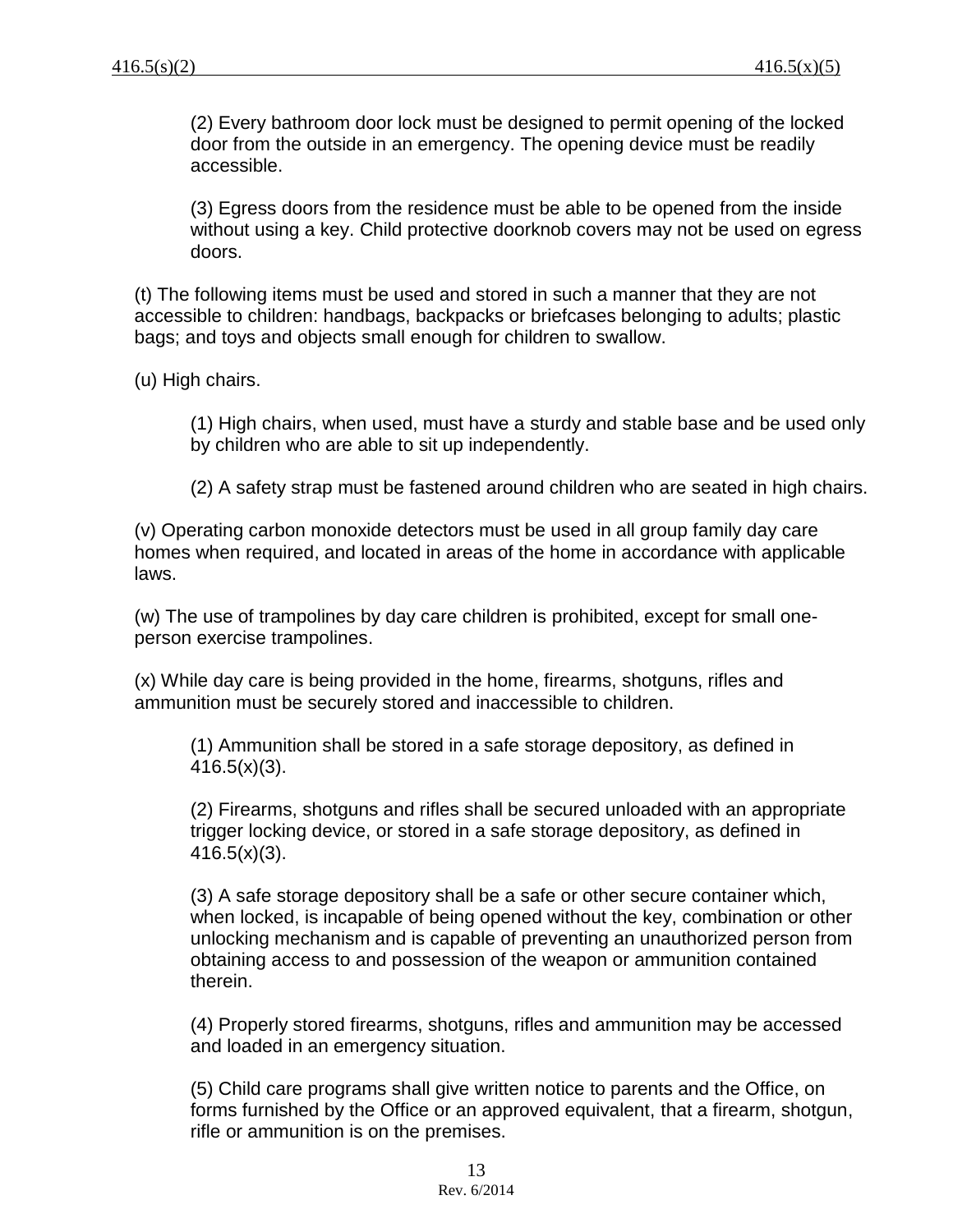(2) Every bathroom door lock must be designed to permit opening of the locked door from the outside in an emergency. The opening device must be readily accessible.

(3) Egress doors from the residence must be able to be opened from the inside without using a key. Child protective doorknob covers may not be used on egress doors.

(t) The following items must be used and stored in such a manner that they are not accessible to children: handbags, backpacks or briefcases belonging to adults; plastic bags; and toys and objects small enough for children to swallow.

(u) High chairs.

(1) High chairs, when used, must have a sturdy and stable base and be used only by children who are able to sit up independently.

(2) A safety strap must be fastened around children who are seated in high chairs.

(v) Operating carbon monoxide detectors must be used in all group family day care homes when required, and located in areas of the home in accordance with applicable laws.

(w) The use of trampolines by day care children is prohibited, except for small one-person exercise trampolines.

(x) While day care is being provided in the home, firearms, shotguns, rifles and ammunition must be securely stored and inaccessible to children.

(1) Ammunition shall be stored in a safe storage depository, as defined in 416.5(x)(3).

(2) Firearms, shotguns and rifles shall be secured unloaded with an appropriate trigger locking device, or stored in a safe storage depository, as defined in 416.5(x)(3).

(3) A safe storage depository shall be a safe or other secure container which, when locked, is incapable of being opened without the key, combination or other unlocking mechanism and is capable of preventing an unauthorized person from obtaining access to and possession of the weapon or ammunition contained therein.

(4) Properly stored firearms, shotguns, rifles and ammunition may be accessed and loaded in an emergency situation.

(5) Child care programs shall give written notice to parents and the Office, on forms furnished by the Office or an approved equivalent, that a firearm, shotgun, rifle or ammunition is on the premises.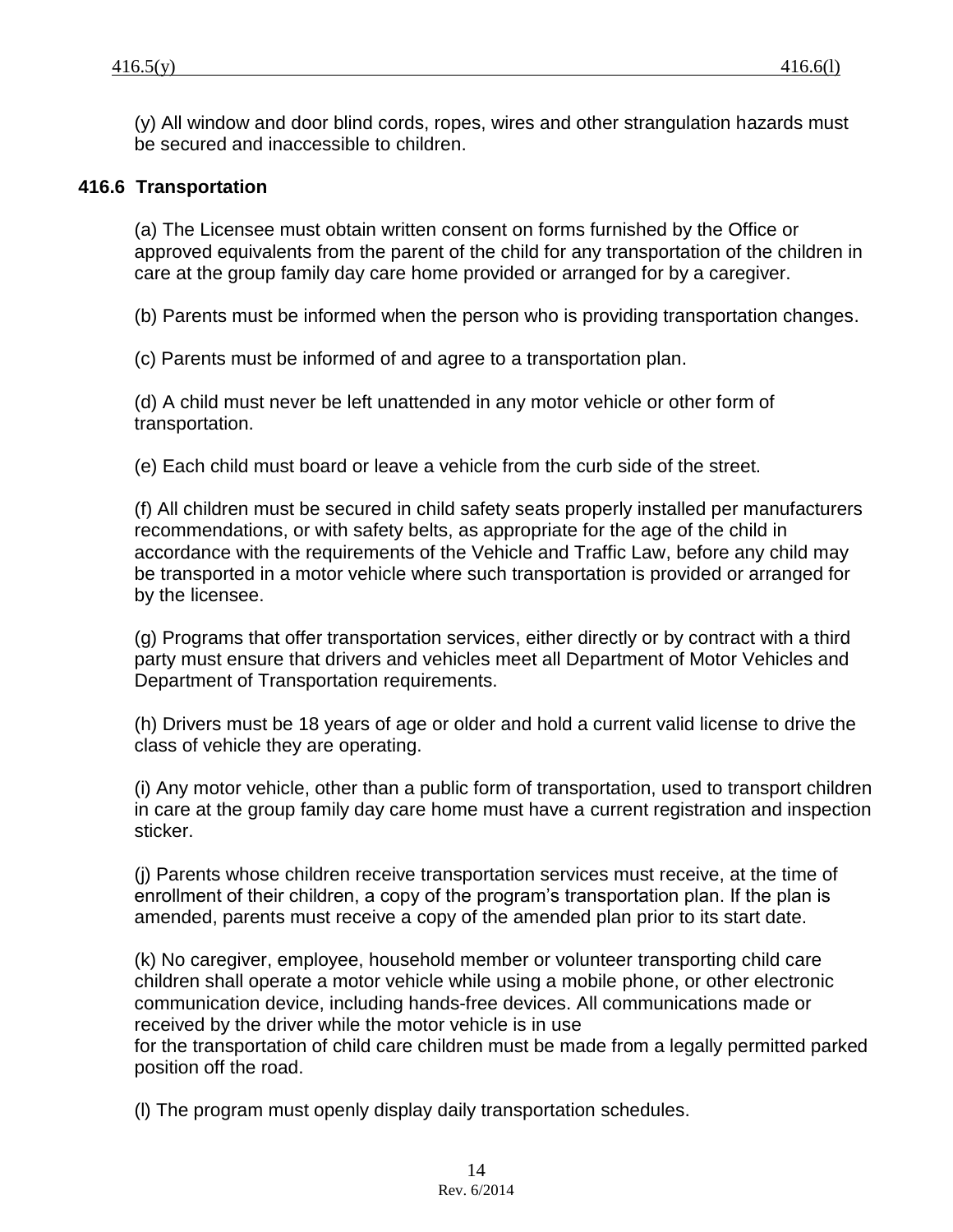(y) All window and door blind cords, ropes, wires and other strangulation hazards must be secured and inaccessible to children.

## 416.6 Transportation

(a) The Licensee must obtain written consent on forms furnished by the Office or approved equivalents from the parent of the child for any transportation of the children in care at the group family day care home provided or arranged for by a caregiver.

(b) Parents must be informed when the person who is providing transportation changes.

(c) Parents must be informed of and agree to a transportation plan.

(d) A child must never be left unattended in any motor vehicle or other form of transportation.

(e) Each child must board or leave a vehicle from the curb side of the street.

(f) All children must be secured in child safety seats properly installed per manufacturers recommendations, or with safety belts, as appropriate for the age of the child in accordance with the requirements of the Vehicle and Traffic Law, before any child may be transported in a motor vehicle where such transportation is provided or arranged for by the licensee.

(g) Programs that offer transportation services, either directly or by contract with a third party must ensure that drivers and vehicles meet all Department of Motor Vehicles and Department of Transportation requirements.

(h) Drivers must be 18 years of age or older and hold a current valid license to drive the class of vehicle they are operating.

(i) Any motor vehicle, other than a public form of transportation, used to transport children in care at the group family day care home must have a current registration and inspection sticker.

(j) Parents whose children receive transportation services must receive, at the time of enrollment of their children, a copy of the program's transportation plan. If the plan is amended, parents must receive a copy of the amended plan prior to its start date.

(k) No caregiver, employee, household member or volunteer transporting child care children shall operate a motor vehicle while using a mobile phone, or other electronic communication device, including hands-free devices. All communications made or received by the driver while the motor vehicle is in use for the transportation of child care children must be made from a legally permitted parked position off the road.

(l) The program must openly display daily transportation schedules.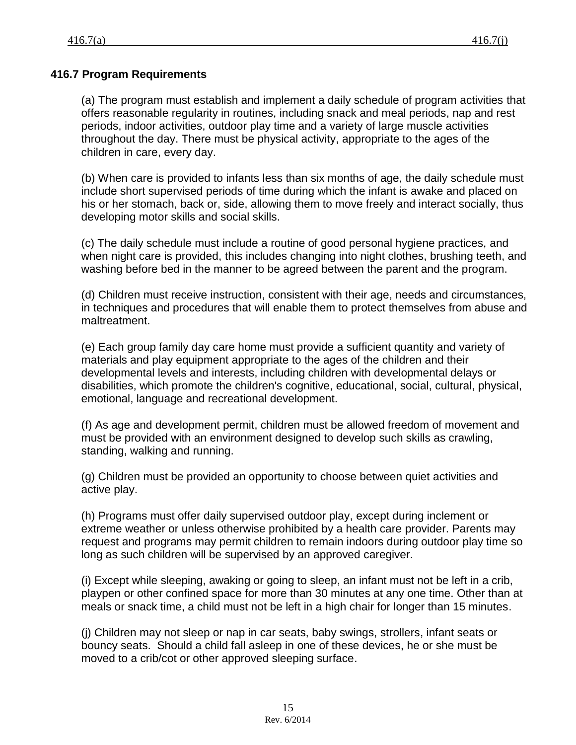## 416.7 Program Requirements

(a) The program must establish and implement a daily schedule of program activities that offers reasonable regularity in routines, including snack and meal periods, nap and rest periods, indoor activities, outdoor play time and a variety of large muscle activities throughout the day. There must be physical activity, appropriate to the ages of the children in care, every day.

(b) When care is provided to infants less than six months of age, the daily schedule must include short supervised periods of time during which the infant is awake and placed on his or her stomach, back or, side, allowing them to move freely and interact socially, thus developing motor skills and social skills.

(c) The daily schedule must include a routine of good personal hygiene practices, and when night care is provided, this includes changing into night clothes, brushing teeth, and washing before bed in the manner to be agreed between the parent and the program.

(d) Children must receive instruction, consistent with their age, needs and circumstances, in techniques and procedures that will enable them to protect themselves from abuse and maltreatment.

(e) Each group family day care home must provide a sufficient quantity and variety of materials and play equipment appropriate to the ages of the children and their developmental levels and interests, including children with developmental delays or disabilities, which promote the children's cognitive, educational, social, cultural, physical, emotional, language and recreational development.

(f) As age and development permit, children must be allowed freedom of movement and must be provided with an environment designed to develop such skills as crawling, standing, walking and running.

(g) Children must be provided an opportunity to choose between quiet activities and active play.

(h) Programs must offer daily supervised outdoor play, except during inclement or extreme weather or unless otherwise prohibited by a health care provider. Parents may request and programs may permit children to remain indoors during outdoor play time so long as such children will be supervised by an approved caregiver.

(i) Except while sleeping, awaking or going to sleep, an infant must not be left in a crib, playpen or other confined space for more than 30 minutes at any one time. Other than at meals or snack time, a child must not be left in a high chair for longer than 15 minutes.

(j) Children may not sleep or nap in car seats, baby swings, strollers, infant seats or bouncy seats. Should a child fall asleep in one of these devices, he or she must be moved to a crib/cot or other approved sleeping surface.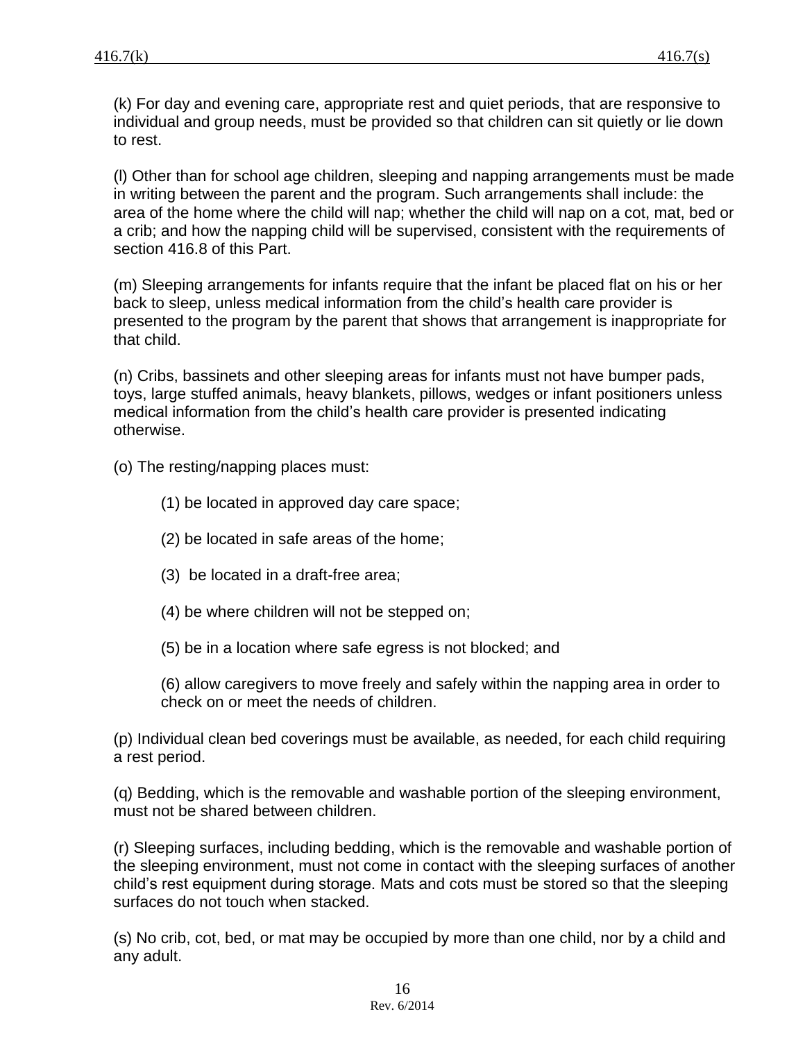(k) For day and evening care, appropriate rest and quiet periods, that are responsive to individual and group needs, must be provided so that children can sit quietly or lie down to rest.

(l) Other than for school age children, sleeping and napping arrangements must be made in writing between the parent and the program. Such arrangements shall include: the area of the home where the child will nap; whether the child will nap on a cot, mat, bed or a crib; and how the napping child will be supervised, consistent with the requirements of section 416.8 of this Part.

(m) Sleeping arrangements for infants require that the infant be placed flat on his or her back to sleep, unless medical information from the child's health care provider is presented to the program by the parent that shows that arrangement is inappropriate for that child.

(n) Cribs, bassinets and other sleeping areas for infants must not have bumper pads, toys, large stuffed animals, heavy blankets, pillows, wedges or infant positioners unless medical information from the child's health care provider is presented indicating otherwise.

(o) The resting/napping places must:

(1) be located in approved day care space;

(2) be located in safe areas of the home;

(3) be located in a draft-free area;

(4) be where children will not be stepped on;

(5) be in a location where safe egress is not blocked; and

(6) allow caregivers to move freely and safely within the napping area in order to check on or meet the needs of children.

(p) Individual clean bed coverings must be available, as needed, for each child requiring a rest period.

(q) Bedding, which is the removable and washable portion of the sleeping environment, must not be shared between children.

(r) Sleeping surfaces, including bedding, which is the removable and washable portion of the sleeping environment, must not come in contact with the sleeping surfaces of another child's rest equipment during storage. Mats and cots must be stored so that the sleeping surfaces do not touch when stacked.

(s) No crib, cot, bed, or mat may be occupied by more than one child, nor by a child and any adult.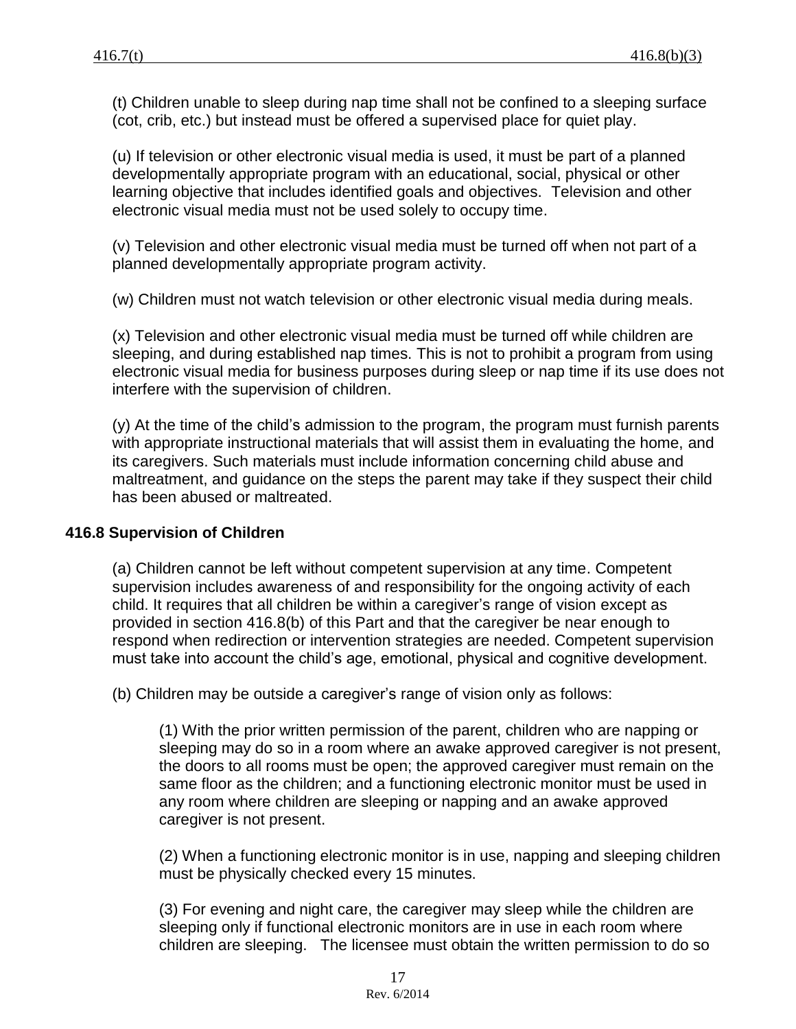(t) Children unable to sleep during nap time shall not be confined to a sleeping surface (cot, crib, etc.) but instead must be offered a supervised place for quiet play.

(u) If television or other electronic visual media is used, it must be part of a planned developmentally appropriate program with an educational, social, physical or other learning objective that includes identified goals and objectives. Television and other electronic visual media must not be used solely to occupy time.

(v) Television and other electronic visual media must be turned off when not part of a planned developmentally appropriate program activity.

(w) Children must not watch television or other electronic visual media during meals.

(x) Television and other electronic visual media must be turned off while children are sleeping, and during established nap times. This is not to prohibit a program from using electronic visual media for business purposes during sleep or nap time if its use does not interfere with the supervision of children.

(y) At the time of the child's admission to the program, the program must furnish parents with appropriate instructional materials that will assist them in evaluating the home, and its caregivers. Such materials must include information concerning child abuse and maltreatment, and guidance on the steps the parent may take if they suspect their child has been abused or maltreated.

### 416.8 Supervision of Children

(a) Children cannot be left without competent supervision at any time. Competent supervision includes awareness of and responsibility for the ongoing activity of each child. It requires that all children be within a caregiver's range of vision except as provided in section 416.8(b) of this Part and that the caregiver be near enough to respond when redirection or intervention strategies are needed. Competent supervision must take into account the child's age, emotional, physical and cognitive development.

(b) Children may be outside a caregiver's range of vision only as follows:

(1) With the prior written permission of the parent, children who are napping or sleeping may do so in a room where an awake approved caregiver is not present, the doors to all rooms must be open; the approved caregiver must remain on the same floor as the children; and a functioning electronic monitor must be used in any room where children are sleeping or napping and an awake approved caregiver is not present.

(2) When a functioning electronic monitor is in use, napping and sleeping children must be physically checked every 15 minutes.

(3) For evening and night care, the caregiver may sleep while the children are sleeping only if functional electronic monitors are in use in each room where children are sleeping. The licensee must obtain the written permission to do so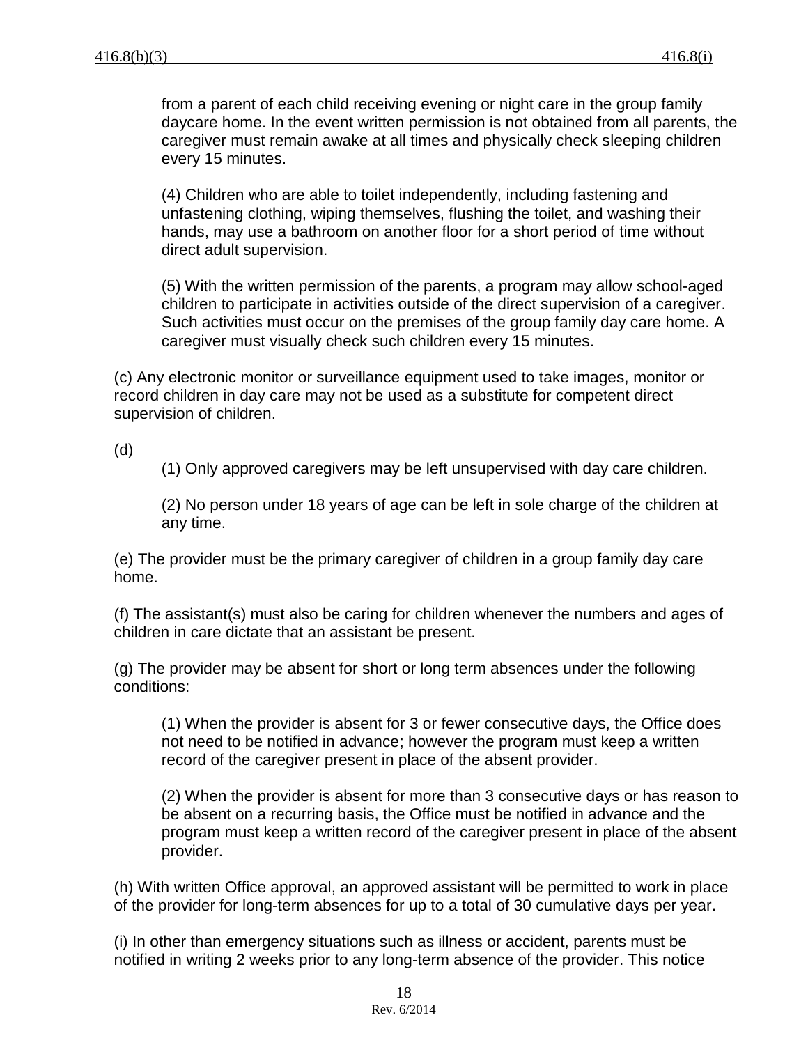from a parent of each child receiving evening or night care in the group family daycare home. In the event written permission is not obtained from all parents, the caregiver must remain awake at all times and physically check sleeping children every 15 minutes.

(4) Children who are able to toilet independently, including fastening and unfastening clothing, wiping themselves, flushing the toilet, and washing their hands, may use a bathroom on another floor for a short period of time without direct adult supervision.

(5) With the written permission of the parents, a program may allow school-aged children to participate in activities outside of the direct supervision of a caregiver. Such activities must occur on the premises of the group family day care home. A caregiver must visually check such children every 15 minutes.

(c) Any electronic monitor or surveillance equipment used to take images, monitor or record children in day care may not be used as a substitute for competent direct supervision of children.

(d)

(1) Only approved caregivers may be left unsupervised with day care children.

(2) No person under 18 years of age can be left in sole charge of the children at any time.

(e) The provider must be the primary caregiver of children in a group family day care home.

(f) The assistant(s) must also be caring for children whenever the numbers and ages of children in care dictate that an assistant be present.

(g) The provider may be absent for short or long term absences under the following conditions:

(1) When the provider is absent for 3 or fewer consecutive days, the Office does not need to be notified in advance; however the program must keep a written record of the caregiver present in place of the absent provider.

(2) When the provider is absent for more than 3 consecutive days or has reason to be absent on a recurring basis, the Office must be notified in advance and the program must keep a written record of the caregiver present in place of the absent provider.

(h) With written Office approval, an approved assistant will be permitted to work in place of the provider for long-term absences for up to a total of 30 cumulative days per year.

(i) In other than emergency situations such as illness or accident, parents must be notified in writing 2 weeks prior to any long-term absence of the provider. This notice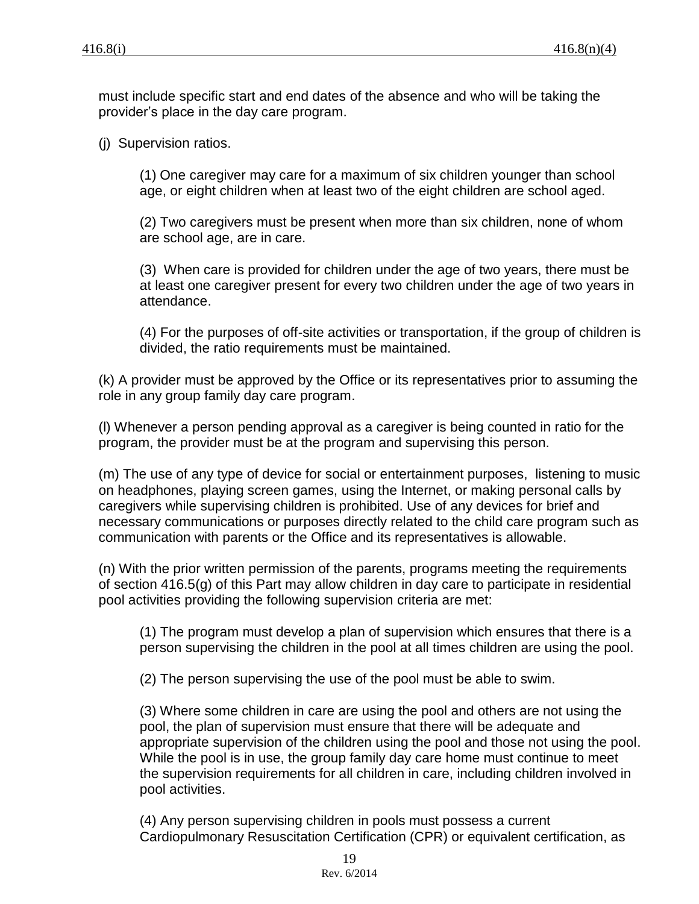must include specific start and end dates of the absence and who will be taking the provider's place in the day care program.

(j) Supervision ratios.

> (1) One caregiver may care for a maximum of six children younger than school age, or eight children when at least two of the eight children are school aged.
>
> (2) Two caregivers must be present when more than six children, none of whom are school age, are in care.
>
> (3) When care is provided for children under the age of two years, there must be at least one caregiver present for every two children under the age of two years in attendance.
>
> (4) For the purposes of off-site activities or transportation, if the group of children is divided, the ratio requirements must be maintained.

(k) A provider must be approved by the Office or its representatives prior to assuming the role in any group family day care program.

(l) Whenever a person pending approval as a caregiver is being counted in ratio for the program, the provider must be at the program and supervising this person.

(m) The use of any type of device for social or entertainment purposes, listening to music on headphones, playing screen games, using the Internet, or making personal calls by caregivers while supervising children is prohibited. Use of any devices for brief and necessary communications or purposes directly related to the child care program such as communication with parents or the Office and its representatives is allowable.

(n) With the prior written permission of the parents, programs meeting the requirements of section 416.5(g) of this Part may allow children in day care to participate in residential pool activities providing the following supervision criteria are met:

> (1) The program must develop a plan of supervision which ensures that there is a person supervising the children in the pool at all times children are using the pool.
>
> (2) The person supervising the use of the pool must be able to swim.
>
> (3) Where some children in care are using the pool and others are not using the pool, the plan of supervision must ensure that there will be adequate and appropriate supervision of the children using the pool and those not using the pool. While the pool is in use, the group family day care home must continue to meet the supervision requirements for all children in care, including children involved in pool activities.
>
> (4) Any person supervising children in pools must possess a current Cardiopulmonary Resuscitation Certification (CPR) or equivalent certification, as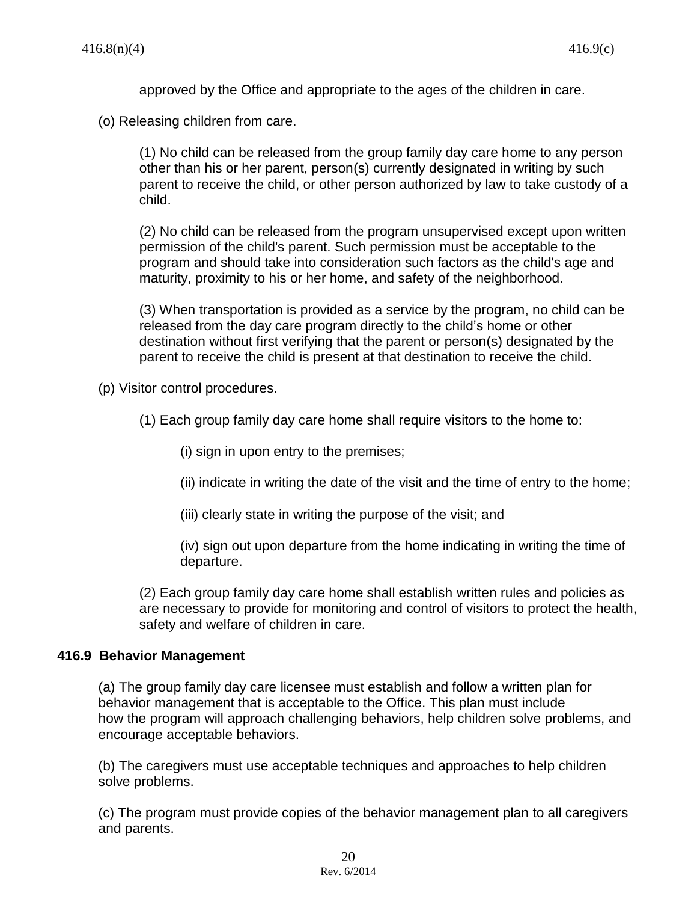approved by the Office and appropriate to the ages of the children in care.

(o) Releasing children from care.

(1) No child can be released from the group family day care home to any person other than his or her parent, person(s) currently designated in writing by such parent to receive the child, or other person authorized by law to take custody of a child.

(2) No child can be released from the program unsupervised except upon written permission of the child's parent. Such permission must be acceptable to the program and should take into consideration such factors as the child's age and maturity, proximity to his or her home, and safety of the neighborhood.

(3) When transportation is provided as a service by the program, no child can be released from the day care program directly to the child's home or other destination without first verifying that the parent or person(s) designated by the parent to receive the child is present at that destination to receive the child.

(p) Visitor control procedures.

(1) Each group family day care home shall require visitors to the home to:

(i) sign in upon entry to the premises;

(ii) indicate in writing the date of the visit and the time of entry to the home;

(iii) clearly state in writing the purpose of the visit; and

(iv) sign out upon departure from the home indicating in writing the time of departure.

(2) Each group family day care home shall establish written rules and policies as are necessary to provide for monitoring and control of visitors to protect the health, safety and welfare of children in care.

## 416.9 Behavior Management

(a) The group family day care licensee must establish and follow a written plan for behavior management that is acceptable to the Office. This plan must include how the program will approach challenging behaviors, help children solve problems, and encourage acceptable behaviors.

(b) The caregivers must use acceptable techniques and approaches to help children solve problems.

(c) The program must provide copies of the behavior management plan to all caregivers and parents.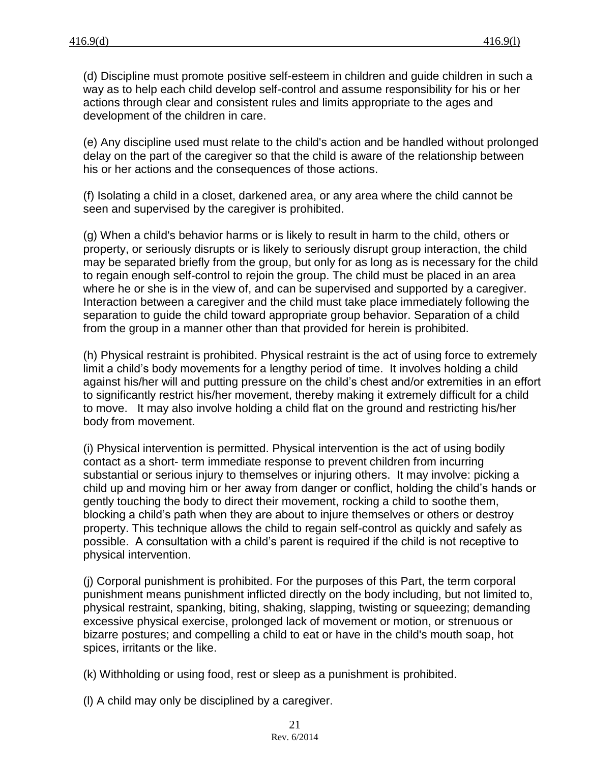(d) Discipline must promote positive self-esteem in children and guide children in such a way as to help each child develop self-control and assume responsibility for his or her actions through clear and consistent rules and limits appropriate to the ages and development of the children in care.

(e) Any discipline used must relate to the child's action and be handled without prolonged delay on the part of the caregiver so that the child is aware of the relationship between his or her actions and the consequences of those actions.

(f) Isolating a child in a closet, darkened area, or any area where the child cannot be seen and supervised by the caregiver is prohibited.

(g) When a child's behavior harms or is likely to result in harm to the child, others or property, or seriously disrupts or is likely to seriously disrupt group interaction, the child may be separated briefly from the group, but only for as long as is necessary for the child to regain enough self-control to rejoin the group. The child must be placed in an area where he or she is in the view of, and can be supervised and supported by a caregiver. Interaction between a caregiver and the child must take place immediately following the separation to guide the child toward appropriate group behavior. Separation of a child from the group in a manner other than that provided for herein is prohibited.

(h) Physical restraint is prohibited. Physical restraint is the act of using force to extremely limit a child's body movements for a lengthy period of time. It involves holding a child against his/her will and putting pressure on the child's chest and/or extremities in an effort to significantly restrict his/her movement, thereby making it extremely difficult for a child to move. It may also involve holding a child flat on the ground and restricting his/her body from movement.

(i) Physical intervention is permitted. Physical intervention is the act of using bodily contact as a short- term immediate response to prevent children from incurring substantial or serious injury to themselves or injuring others. It may involve: picking a child up and moving him or her away from danger or conflict, holding the child's hands or gently touching the body to direct their movement, rocking a child to soothe them, blocking a child's path when they are about to injure themselves or others or destroy property. This technique allows the child to regain self-control as quickly and safely as possible. A consultation with a child's parent is required if the child is not receptive to physical intervention.

(j) Corporal punishment is prohibited. For the purposes of this Part, the term corporal punishment means punishment inflicted directly on the body including, but not limited to, physical restraint, spanking, biting, shaking, slapping, twisting or squeezing; demanding excessive physical exercise, prolonged lack of movement or motion, or strenuous or bizarre postures; and compelling a child to eat or have in the child's mouth soap, hot spices, irritants or the like.

(k) Withholding or using food, rest or sleep as a punishment is prohibited.

(l) A child may only be disciplined by a caregiver.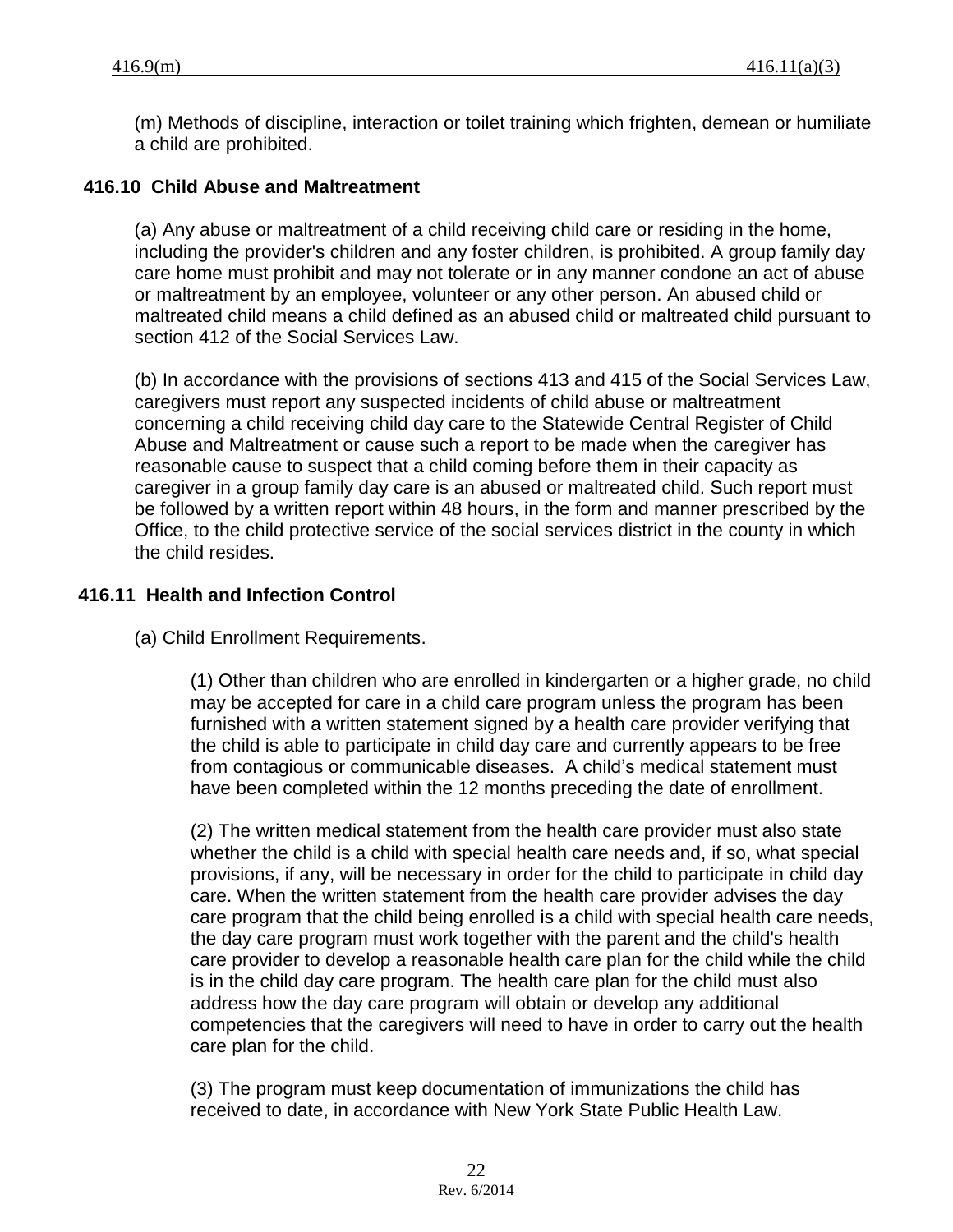(m) Methods of discipline, interaction or toilet training which frighten, demean or humiliate a child are prohibited.

### 416.10 Child Abuse and Maltreatment

(a) Any abuse or maltreatment of a child receiving child care or residing in the home, including the provider's children and any foster children, is prohibited. A group family day care home must prohibit and may not tolerate or in any manner condone an act of abuse or maltreatment by an employee, volunteer or any other person. An abused child or maltreated child means a child defined as an abused child or maltreated child pursuant to section 412 of the Social Services Law.

(b) In accordance with the provisions of sections 413 and 415 of the Social Services Law, caregivers must report any suspected incidents of child abuse or maltreatment concerning a child receiving child day care to the Statewide Central Register of Child Abuse and Maltreatment or cause such a report to be made when the caregiver has reasonable cause to suspect that a child coming before them in their capacity as caregiver in a group family day care is an abused or maltreated child. Such report must be followed by a written report within 48 hours, in the form and manner prescribed by the Office, to the child protective service of the social services district in the county in which the child resides.

### 416.11 Health and Infection Control

(a) Child Enrollment Requirements.

(1) Other than children who are enrolled in kindergarten or a higher grade, no child may be accepted for care in a child care program unless the program has been furnished with a written statement signed by a health care provider verifying that the child is able to participate in child day care and currently appears to be free from contagious or communicable diseases. A child's medical statement must have been completed within the 12 months preceding the date of enrollment.

(2) The written medical statement from the health care provider must also state whether the child is a child with special health care needs and, if so, what special provisions, if any, will be necessary in order for the child to participate in child day care. When the written statement from the health care provider advises the day care program that the child being enrolled is a child with special health care needs, the day care program must work together with the parent and the child's health care provider to develop a reasonable health care plan for the child while the child is in the child day care program. The health care plan for the child must also address how the day care program will obtain or develop any additional competencies that the caregivers will need to have in order to carry out the health care plan for the child.

(3) The program must keep documentation of immunizations the child has received to date, in accordance with New York State Public Health Law.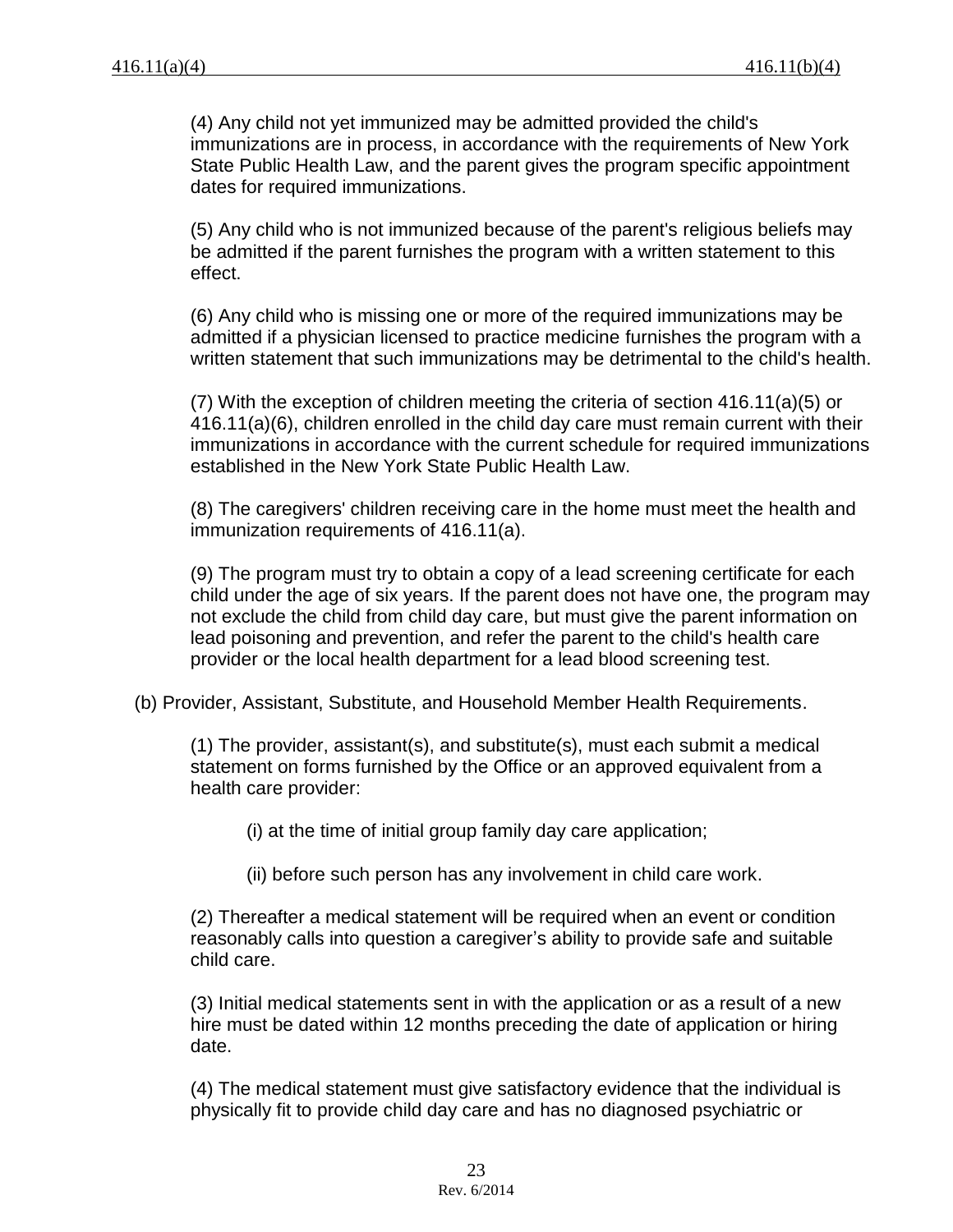(4) Any child not yet immunized may be admitted provided the child's immunizations are in process, in accordance with the requirements of New York State Public Health Law, and the parent gives the program specific appointment dates for required immunizations.

(5) Any child who is not immunized because of the parent's religious beliefs may be admitted if the parent furnishes the program with a written statement to this effect.

(6) Any child who is missing one or more of the required immunizations may be admitted if a physician licensed to practice medicine furnishes the program with a written statement that such immunizations may be detrimental to the child's health.

(7) With the exception of children meeting the criteria of section 416.11(a)(5) or 416.11(a)(6), children enrolled in the child day care must remain current with their immunizations in accordance with the current schedule for required immunizations established in the New York State Public Health Law.

(8) The caregivers' children receiving care in the home must meet the health and immunization requirements of 416.11(a).

(9) The program must try to obtain a copy of a lead screening certificate for each child under the age of six years. If the parent does not have one, the program may not exclude the child from child day care, but must give the parent information on lead poisoning and prevention, and refer the parent to the child's health care provider or the local health department for a lead blood screening test.

(b) Provider, Assistant, Substitute, and Household Member Health Requirements.

(1) The provider, assistant(s), and substitute(s), must each submit a medical statement on forms furnished by the Office or an approved equivalent from a health care provider:

(i) at the time of initial group family day care application;

(ii) before such person has any involvement in child care work.

(2) Thereafter a medical statement will be required when an event or condition reasonably calls into question a caregiver's ability to provide safe and suitable child care.

(3) Initial medical statements sent in with the application or as a result of a new hire must be dated within 12 months preceding the date of application or hiring date.

(4) The medical statement must give satisfactory evidence that the individual is physically fit to provide child day care and has no diagnosed psychiatric or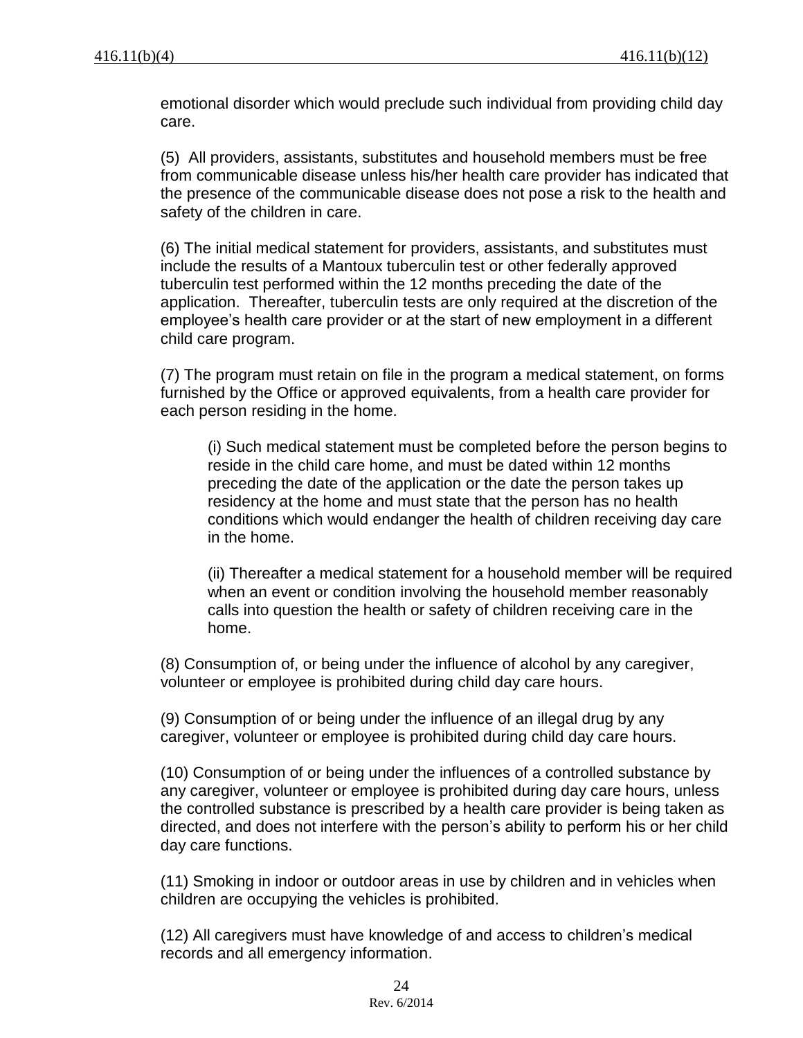emotional disorder which would preclude such individual from providing child day care.

(5) All providers, assistants, substitutes and household members must be free from communicable disease unless his/her health care provider has indicated that the presence of the communicable disease does not pose a risk to the health and safety of the children in care.

(6) The initial medical statement for providers, assistants, and substitutes must include the results of a Mantoux tuberculin test or other federally approved tuberculin test performed within the 12 months preceding the date of the application. Thereafter, tuberculin tests are only required at the discretion of the employee's health care provider or at the start of new employment in a different child care program.

(7) The program must retain on file in the program a medical statement, on forms furnished by the Office or approved equivalents, from a health care provider for each person residing in the home.

> (i) Such medical statement must be completed before the person begins to reside in the child care home, and must be dated within 12 months preceding the date of the application or the date the person takes up residency at the home and must state that the person has no health conditions which would endanger the health of children receiving day care in the home.
>
> (ii) Thereafter a medical statement for a household member will be required when an event or condition involving the household member reasonably calls into question the health or safety of children receiving care in the home.

(8) Consumption of, or being under the influence of alcohol by any caregiver, volunteer or employee is prohibited during child day care hours.

(9) Consumption of or being under the influence of an illegal drug by any caregiver, volunteer or employee is prohibited during child day care hours.

(10) Consumption of or being under the influences of a controlled substance by any caregiver, volunteer or employee is prohibited during day care hours, unless the controlled substance is prescribed by a health care provider is being taken as directed, and does not interfere with the person's ability to perform his or her child day care functions.

(11) Smoking in indoor or outdoor areas in use by children and in vehicles when children are occupying the vehicles is prohibited.

(12) All caregivers must have knowledge of and access to children's medical records and all emergency information.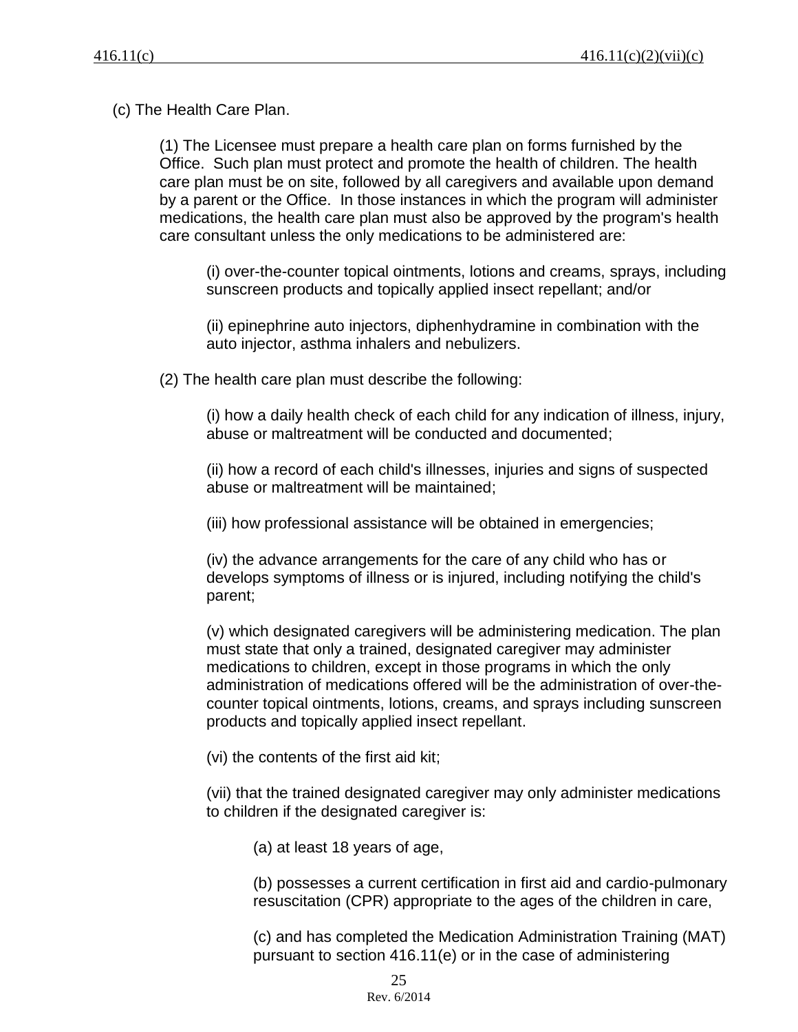(c) The Health Care Plan.

(1) The Licensee must prepare a health care plan on forms furnished by the Office. Such plan must protect and promote the health of children. The health care plan must be on site, followed by all caregivers and available upon demand by a parent or the Office. In those instances in which the program will administer medications, the health care plan must also be approved by the program's health care consultant unless the only medications to be administered are:

(i) over-the-counter topical ointments, lotions and creams, sprays, including sunscreen products and topically applied insect repellant; and/or

(ii) epinephrine auto injectors, diphenhydramine in combination with the auto injector, asthma inhalers and nebulizers.

(2) The health care plan must describe the following:

(i) how a daily health check of each child for any indication of illness, injury, abuse or maltreatment will be conducted and documented;

(ii) how a record of each child's illnesses, injuries and signs of suspected abuse or maltreatment will be maintained;

(iii) how professional assistance will be obtained in emergencies;

(iv) the advance arrangements for the care of any child who has or develops symptoms of illness or is injured, including notifying the child's parent;

(v) which designated caregivers will be administering medication. The plan must state that only a trained, designated caregiver may administer medications to children, except in those programs in which the only administration of medications offered will be the administration of over-the-counter topical ointments, lotions, creams, and sprays including sunscreen products and topically applied insect repellant.

(vi) the contents of the first aid kit;

(vii) that the trained designated caregiver may only administer medications to children if the designated caregiver is:

(a) at least 18 years of age,

(b) possesses a current certification in first aid and cardio-pulmonary resuscitation (CPR) appropriate to the ages of the children in care,

(c) and has completed the Medication Administration Training (MAT) pursuant to section 416.11(e) or in the case of administering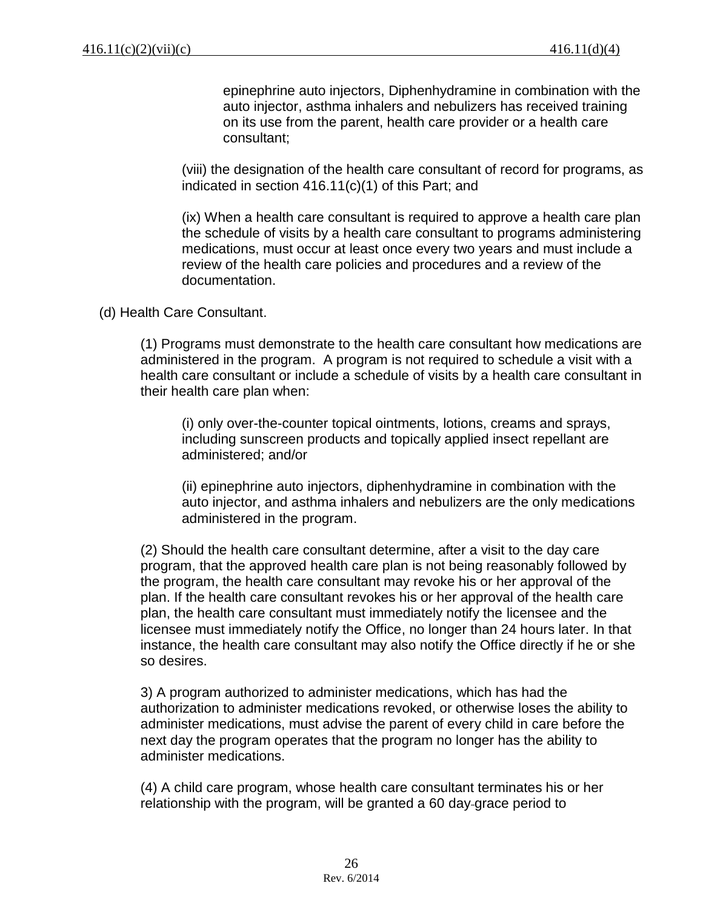epinephrine auto injectors, Diphenhydramine in combination with the auto injector, asthma inhalers and nebulizers has received training on its use from the parent, health care provider or a health care consultant;

(viii) the designation of the health care consultant of record for programs, as indicated in section 416.11(c)(1) of this Part; and

(ix) When a health care consultant is required to approve a health care plan the schedule of visits by a health care consultant to programs administering medications, must occur at least once every two years and must include a review of the health care policies and procedures and a review of the documentation.

(d) Health Care Consultant.

(1) Programs must demonstrate to the health care consultant how medications are administered in the program. A program is not required to schedule a visit with a health care consultant or include a schedule of visits by a health care consultant in their health care plan when:

(i) only over-the-counter topical ointments, lotions, creams and sprays, including sunscreen products and topically applied insect repellant are administered; and/or

(ii) epinephrine auto injectors, diphenhydramine in combination with the auto injector, and asthma inhalers and nebulizers are the only medications administered in the program.

(2) Should the health care consultant determine, after a visit to the day care program, that the approved health care plan is not being reasonably followed by the program, the health care consultant may revoke his or her approval of the plan. If the health care consultant revokes his or her approval of the health care plan, the health care consultant must immediately notify the licensee and the licensee must immediately notify the Office, no longer than 24 hours later. In that instance, the health care consultant may also notify the Office directly if he or she so desires.

3) A program authorized to administer medications, which has had the authorization to administer medications revoked, or otherwise loses the ability to administer medications, must advise the parent of every child in care before the next day the program operates that the program no longer has the ability to administer medications.

(4) A child care program, whose health care consultant terminates his or her relationship with the program, will be granted a 60 day grace period to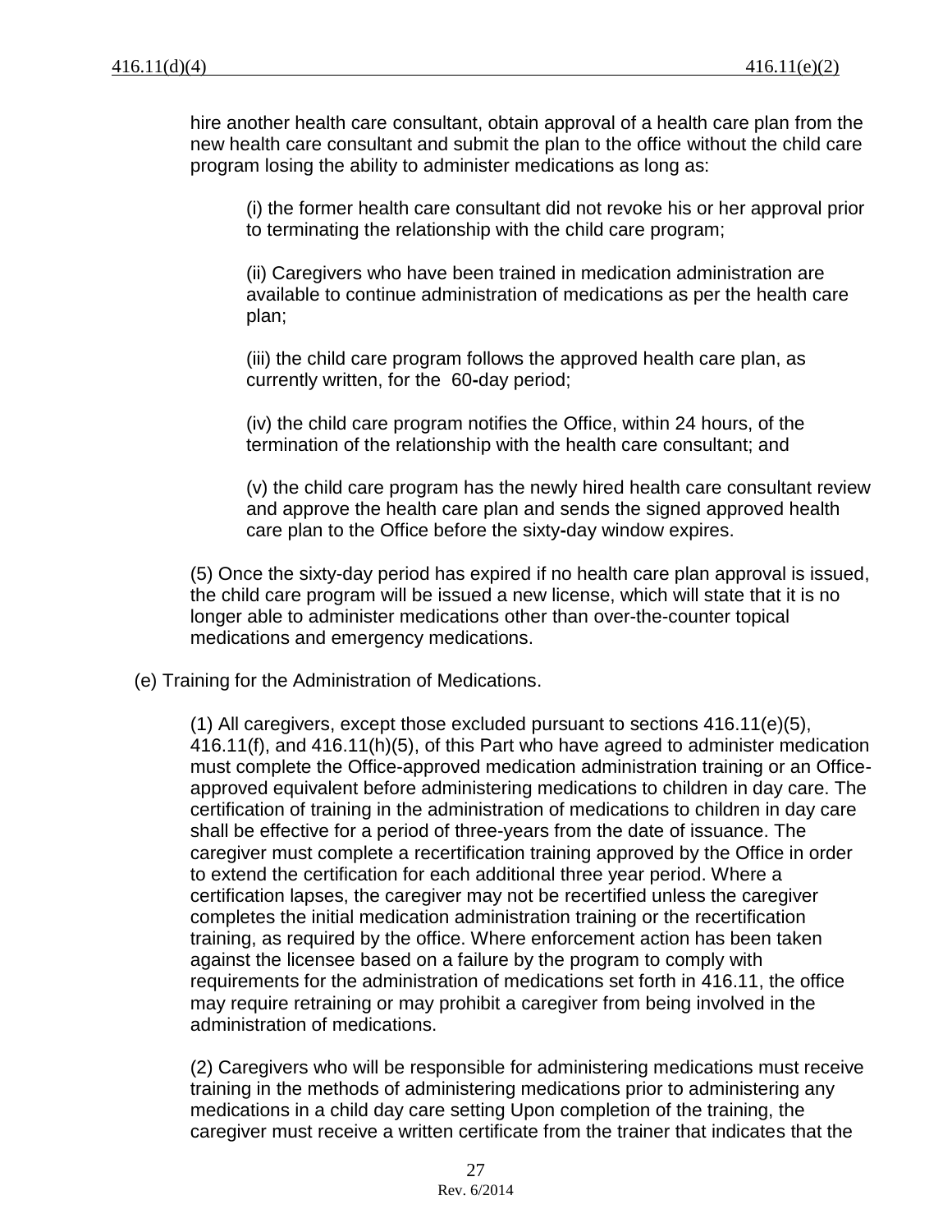hire another health care consultant, obtain approval of a health care plan from the new health care consultant and submit the plan to the office without the child care program losing the ability to administer medications as long as:

(i) the former health care consultant did not revoke his or her approval prior to terminating the relationship with the child care program;

(ii) Caregivers who have been trained in medication administration are available to continue administration of medications as per the health care plan;

(iii) the child care program follows the approved health care plan, as currently written, for the 60-day period;

(iv) the child care program notifies the Office, within 24 hours, of the termination of the relationship with the health care consultant; and

(v) the child care program has the newly hired health care consultant review and approve the health care plan and sends the signed approved health care plan to the Office before the sixty-day window expires.

(5) Once the sixty-day period has expired if no health care plan approval is issued, the child care program will be issued a new license, which will state that it is no longer able to administer medications other than over-the-counter topical medications and emergency medications.

(e) Training for the Administration of Medications.

(1) All caregivers, except those excluded pursuant to sections 416.11(e)(5), 416.11(f), and 416.11(h)(5), of this Part who have agreed to administer medication must complete the Office-approved medication administration training or an Office-approved equivalent before administering medications to children in day care. The certification of training in the administration of medications to children in day care shall be effective for a period of three-years from the date of issuance. The caregiver must complete a recertification training approved by the Office in order to extend the certification for each additional three year period. Where a certification lapses, the caregiver may not be recertified unless the caregiver completes the initial medication administration training or the recertification training, as required by the office. Where enforcement action has been taken against the licensee based on a failure by the program to comply with requirements for the administration of medications set forth in 416.11, the office may require retraining or may prohibit a caregiver from being involved in the administration of medications.

(2) Caregivers who will be responsible for administering medications must receive training in the methods of administering medications prior to administering any medications in a child day care setting Upon completion of the training, the caregiver must receive a written certificate from the trainer that indicates that the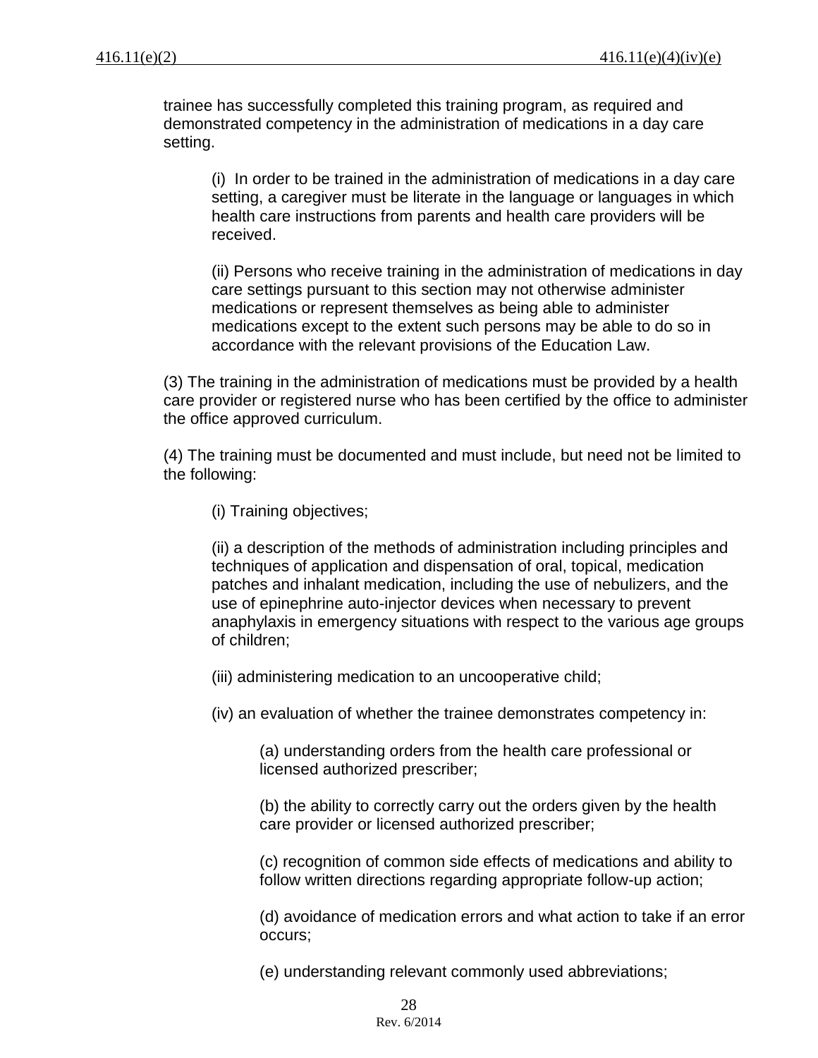trainee has successfully completed this training program, as required and demonstrated competency in the administration of medications in a day care setting.

(i) In order to be trained in the administration of medications in a day care setting, a caregiver must be literate in the language or languages in which health care instructions from parents and health care providers will be received.

(ii) Persons who receive training in the administration of medications in day care settings pursuant to this section may not otherwise administer medications or represent themselves as being able to administer medications except to the extent such persons may be able to do so in accordance with the relevant provisions of the Education Law.

(3) The training in the administration of medications must be provided by a health care provider or registered nurse who has been certified by the office to administer the office approved curriculum.

(4) The training must be documented and must include, but need not be limited to the following:

(i) Training objectives;

(ii) a description of the methods of administration including principles and techniques of application and dispensation of oral, topical, medication patches and inhalant medication, including the use of nebulizers, and the use of epinephrine auto-injector devices when necessary to prevent anaphylaxis in emergency situations with respect to the various age groups of children;

(iii) administering medication to an uncooperative child;

(iv) an evaluation of whether the trainee demonstrates competency in:

(a) understanding orders from the health care professional or licensed authorized prescriber;

(b) the ability to correctly carry out the orders given by the health care provider or licensed authorized prescriber;

(c) recognition of common side effects of medications and ability to follow written directions regarding appropriate follow-up action;

(d) avoidance of medication errors and what action to take if an error occurs;

(e) understanding relevant commonly used abbreviations;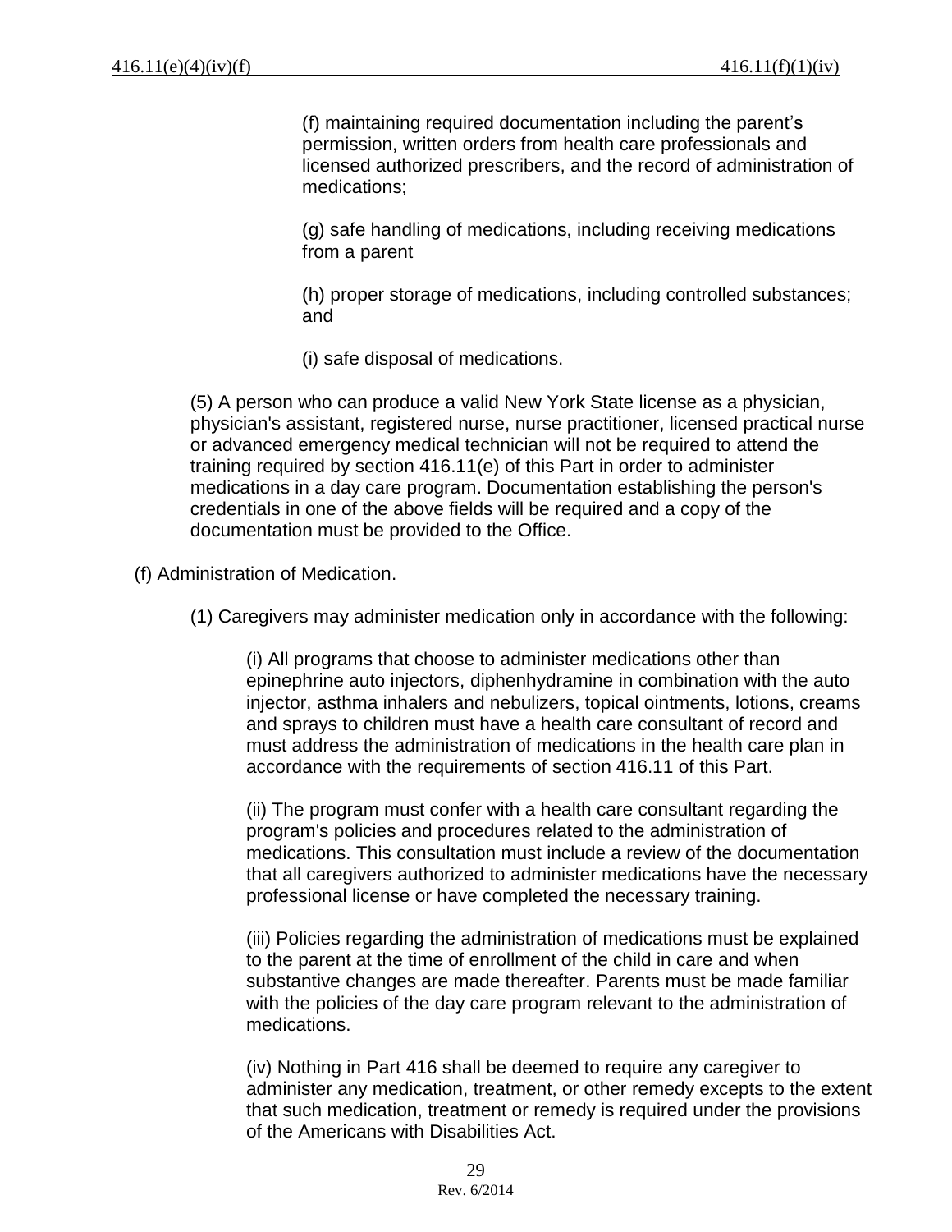(f) maintaining required documentation including the parent's permission, written orders from health care professionals and licensed authorized prescribers, and the record of administration of medications;

(g) safe handling of medications, including receiving medications from a parent

(h) proper storage of medications, including controlled substances; and

(i) safe disposal of medications.

(5) A person who can produce a valid New York State license as a physician, physician's assistant, registered nurse, nurse practitioner, licensed practical nurse or advanced emergency medical technician will not be required to attend the training required by section 416.11(e) of this Part in order to administer medications in a day care program. Documentation establishing the person's credentials in one of the above fields will be required and a copy of the documentation must be provided to the Office.

(f) Administration of Medication.

(1) Caregivers may administer medication only in accordance with the following:

(i) All programs that choose to administer medications other than epinephrine auto injectors, diphenhydramine in combination with the auto injector, asthma inhalers and nebulizers, topical ointments, lotions, creams and sprays to children must have a health care consultant of record and must address the administration of medications in the health care plan in accordance with the requirements of section 416.11 of this Part.

(ii) The program must confer with a health care consultant regarding the program's policies and procedures related to the administration of medications. This consultation must include a review of the documentation that all caregivers authorized to administer medications have the necessary professional license or have completed the necessary training.

(iii) Policies regarding the administration of medications must be explained to the parent at the time of enrollment of the child in care and when substantive changes are made thereafter. Parents must be made familiar with the policies of the day care program relevant to the administration of medications.

(iv) Nothing in Part 416 shall be deemed to require any caregiver to administer any medication, treatment, or other remedy excepts to the extent that such medication, treatment or remedy is required under the provisions of the Americans with Disabilities Act.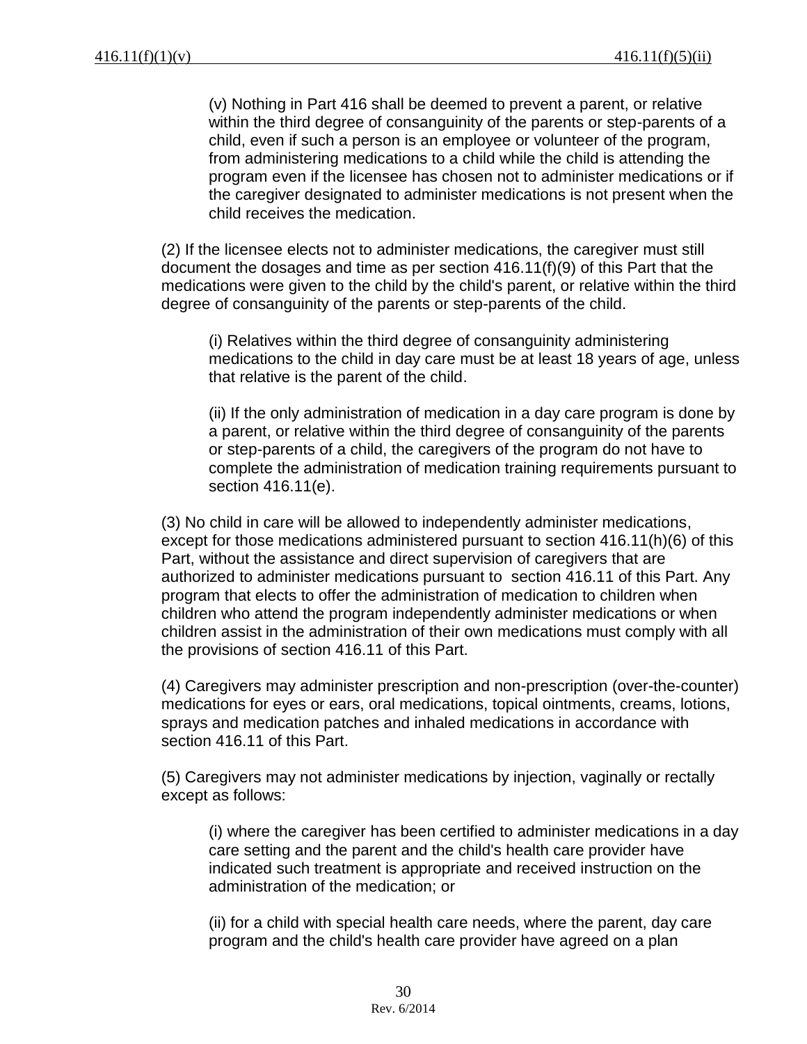(v) Nothing in Part 416 shall be deemed to prevent a parent, or relative within the third degree of consanguinity of the parents or step-parents of a child, even if such a person is an employee or volunteer of the program, from administering medications to a child while the child is attending the program even if the licensee has chosen not to administer medications or if the caregiver designated to administer medications is not present when the child receives the medication.

(2) If the licensee elects not to administer medications, the caregiver must still document the dosages and time as per section 416.11(f)(9) of this Part that the medications were given to the child by the child's parent, or relative within the third degree of consanguinity of the parents or step-parents of the child.

(i) Relatives within the third degree of consanguinity administering medications to the child in day care must be at least 18 years of age, unless that relative is the parent of the child.

(ii) If the only administration of medication in a day care program is done by a parent, or relative within the third degree of consanguinity of the parents or step-parents of a child, the caregivers of the program do not have to complete the administration of medication training requirements pursuant to section 416.11(e).

(3) No child in care will be allowed to independently administer medications, except for those medications administered pursuant to section 416.11(h)(6) of this Part, without the assistance and direct supervision of caregivers that are authorized to administer medications pursuant to section 416.11 of this Part. Any program that elects to offer the administration of medication to children when children who attend the program independently administer medications or when children assist in the administration of their own medications must comply with all the provisions of section 416.11 of this Part.

(4) Caregivers may administer prescription and non-prescription (over-the-counter) medications for eyes or ears, oral medications, topical ointments, creams, lotions, sprays and medication patches and inhaled medications in accordance with section 416.11 of this Part.

(5) Caregivers may not administer medications by injection, vaginally or rectally except as follows:

(i) where the caregiver has been certified to administer medications in a day care setting and the parent and the child's health care provider have indicated such treatment is appropriate and received instruction on the administration of the medication; or

(ii) for a child with special health care needs, where the parent, day care program and the child's health care provider have agreed on a plan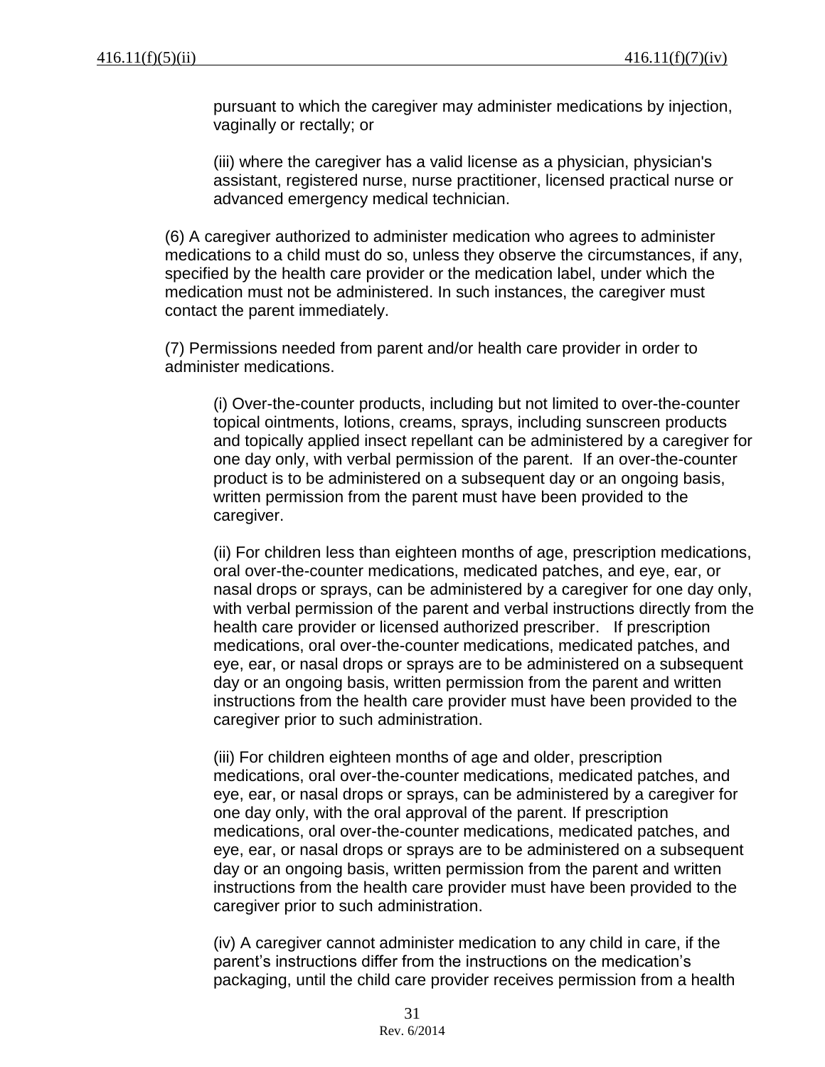pursuant to which the caregiver may administer medications by injection, vaginally or rectally; or

(iii) where the caregiver has a valid license as a physician, physician's assistant, registered nurse, nurse practitioner, licensed practical nurse or advanced emergency medical technician.

(6) A caregiver authorized to administer medication who agrees to administer medications to a child must do so, unless they observe the circumstances, if any, specified by the health care provider or the medication label, under which the medication must not be administered. In such instances, the caregiver must contact the parent immediately.

(7) Permissions needed from parent and/or health care provider in order to administer medications.

(i) Over-the-counter products, including but not limited to over-the-counter topical ointments, lotions, creams, sprays, including sunscreen products and topically applied insect repellant can be administered by a caregiver for one day only, with verbal permission of the parent. If an over-the-counter product is to be administered on a subsequent day or an ongoing basis, written permission from the parent must have been provided to the caregiver.

(ii) For children less than eighteen months of age, prescription medications, oral over-the-counter medications, medicated patches, and eye, ear, or nasal drops or sprays, can be administered by a caregiver for one day only, with verbal permission of the parent and verbal instructions directly from the health care provider or licensed authorized prescriber. If prescription medications, oral over-the-counter medications, medicated patches, and eye, ear, or nasal drops or sprays are to be administered on a subsequent day or an ongoing basis, written permission from the parent and written instructions from the health care provider must have been provided to the caregiver prior to such administration.

(iii) For children eighteen months of age and older, prescription medications, oral over-the-counter medications, medicated patches, and eye, ear, or nasal drops or sprays, can be administered by a caregiver for one day only, with the oral approval of the parent. If prescription medications, oral over-the-counter medications, medicated patches, and eye, ear, or nasal drops or sprays are to be administered on a subsequent day or an ongoing basis, written permission from the parent and written instructions from the health care provider must have been provided to the caregiver prior to such administration.

(iv) A caregiver cannot administer medication to any child in care, if the parent's instructions differ from the instructions on the medication's packaging, until the child care provider receives permission from a health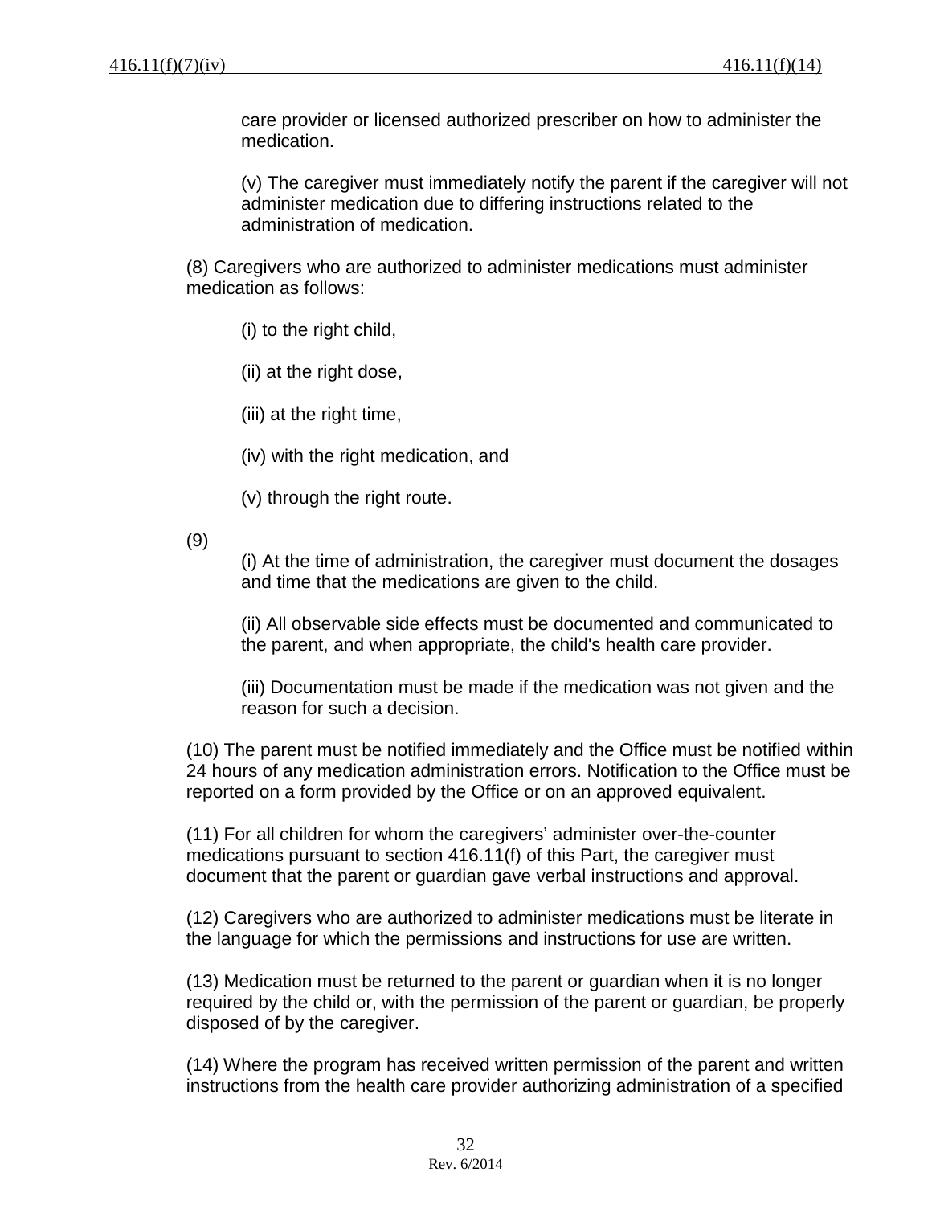care provider or licensed authorized prescriber on how to administer the medication.

(v) The caregiver must immediately notify the parent if the caregiver will not administer medication due to differing instructions related to the administration of medication.

(8) Caregivers who are authorized to administer medications must administer medication as follows:

(i) to the right child,

(ii) at the right dose,

(iii) at the right time,

(iv) with the right medication, and

(v) through the right route.

(9)

(i) At the time of administration, the caregiver must document the dosages and time that the medications are given to the child.

(ii) All observable side effects must be documented and communicated to the parent, and when appropriate, the child's health care provider.

(iii) Documentation must be made if the medication was not given and the reason for such a decision.

(10) The parent must be notified immediately and the Office must be notified within 24 hours of any medication administration errors. Notification to the Office must be reported on a form provided by the Office or on an approved equivalent.

(11) For all children for whom the caregivers' administer over-the-counter medications pursuant to section 416.11(f) of this Part, the caregiver must document that the parent or guardian gave verbal instructions and approval.

(12) Caregivers who are authorized to administer medications must be literate in the language for which the permissions and instructions for use are written.

(13) Medication must be returned to the parent or guardian when it is no longer required by the child or, with the permission of the parent or guardian, be properly disposed of by the caregiver.

(14) Where the program has received written permission of the parent and written instructions from the health care provider authorizing administration of a specified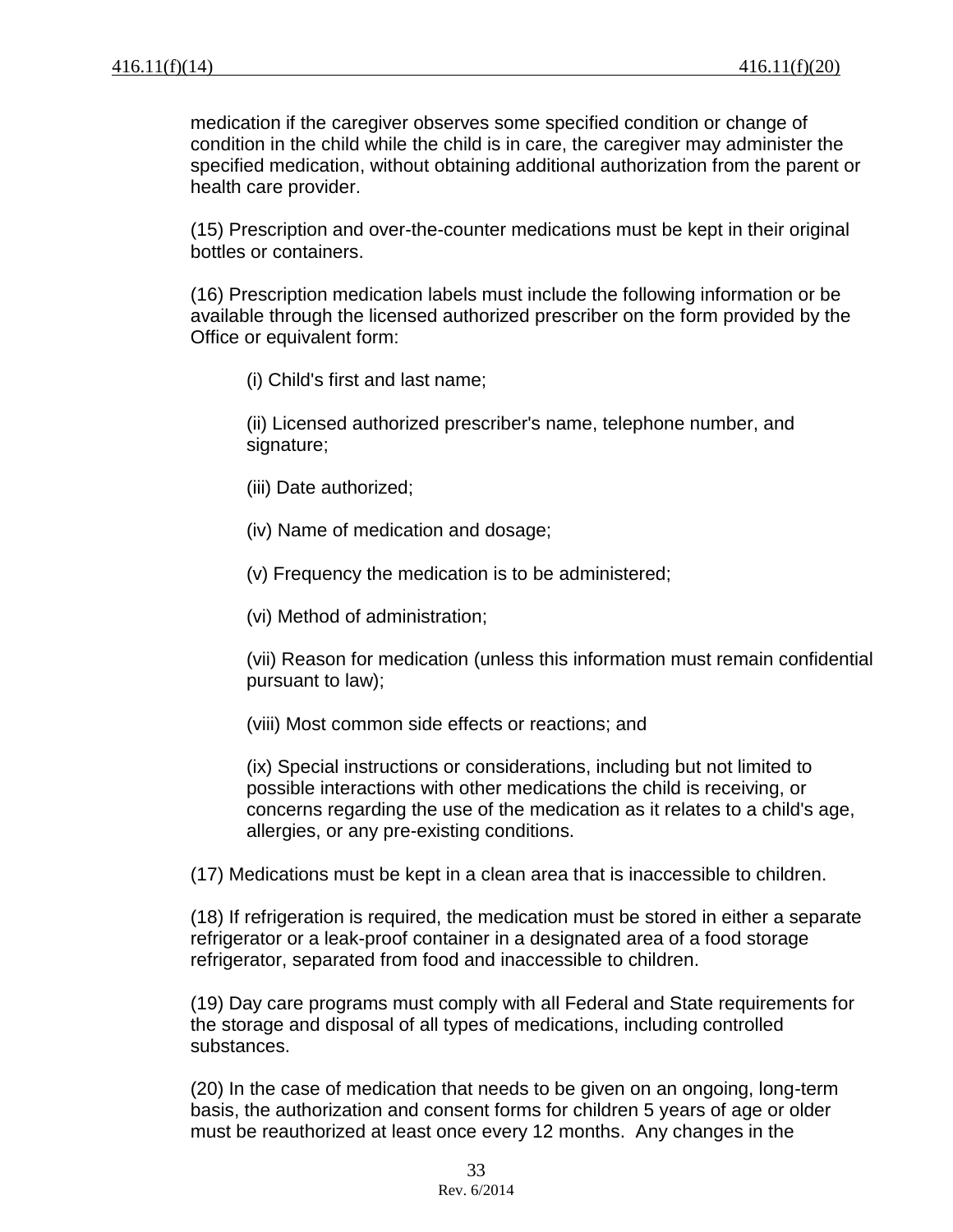medication if the caregiver observes some specified condition or change of condition in the child while the child is in care, the caregiver may administer the specified medication, without obtaining additional authorization from the parent or health care provider.

(15) Prescription and over-the-counter medications must be kept in their original bottles or containers.

(16) Prescription medication labels must include the following information or be available through the licensed authorized prescriber on the form provided by the Office or equivalent form:

(i) Child's first and last name;

(ii) Licensed authorized prescriber's name, telephone number, and signature;

(iii) Date authorized;

(iv) Name of medication and dosage;

(v) Frequency the medication is to be administered;

(vi) Method of administration;

(vii) Reason for medication (unless this information must remain confidential pursuant to law);

(viii) Most common side effects or reactions; and

(ix) Special instructions or considerations, including but not limited to possible interactions with other medications the child is receiving, or concerns regarding the use of the medication as it relates to a child's age, allergies, or any pre-existing conditions.

(17) Medications must be kept in a clean area that is inaccessible to children.

(18) If refrigeration is required, the medication must be stored in either a separate refrigerator or a leak-proof container in a designated area of a food storage refrigerator, separated from food and inaccessible to children.

(19) Day care programs must comply with all Federal and State requirements for the storage and disposal of all types of medications, including controlled substances.

(20) In the case of medication that needs to be given on an ongoing, long-term basis, the authorization and consent forms for children 5 years of age or older must be reauthorized at least once every 12 months. Any changes in the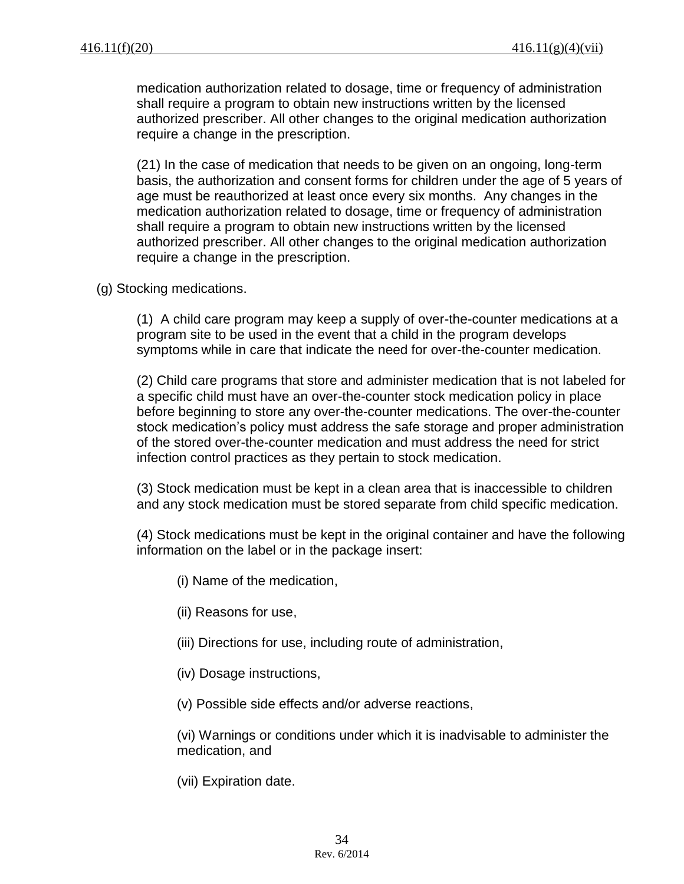medication authorization related to dosage, time or frequency of administration shall require a program to obtain new instructions written by the licensed authorized prescriber. All other changes to the original medication authorization require a change in the prescription.

(21) In the case of medication that needs to be given on an ongoing, long-term basis, the authorization and consent forms for children under the age of 5 years of age must be reauthorized at least once every six months. Any changes in the medication authorization related to dosage, time or frequency of administration shall require a program to obtain new instructions written by the licensed authorized prescriber. All other changes to the original medication authorization require a change in the prescription.

(g) Stocking medications.

(1) A child care program may keep a supply of over-the-counter medications at a program site to be used in the event that a child in the program develops symptoms while in care that indicate the need for over-the-counter medication.

(2) Child care programs that store and administer medication that is not labeled for a specific child must have an over-the-counter stock medication policy in place before beginning to store any over-the-counter medications. The over-the-counter stock medication's policy must address the safe storage and proper administration of the stored over-the-counter medication and must address the need for strict infection control practices as they pertain to stock medication.

(3) Stock medication must be kept in a clean area that is inaccessible to children and any stock medication must be stored separate from child specific medication.

(4) Stock medications must be kept in the original container and have the following information on the label or in the package insert:

(i) Name of the medication,

(ii) Reasons for use,

(iii) Directions for use, including route of administration,

(iv) Dosage instructions,

(v) Possible side effects and/or adverse reactions,

(vi) Warnings or conditions under which it is inadvisable to administer the medication, and

(vii) Expiration date.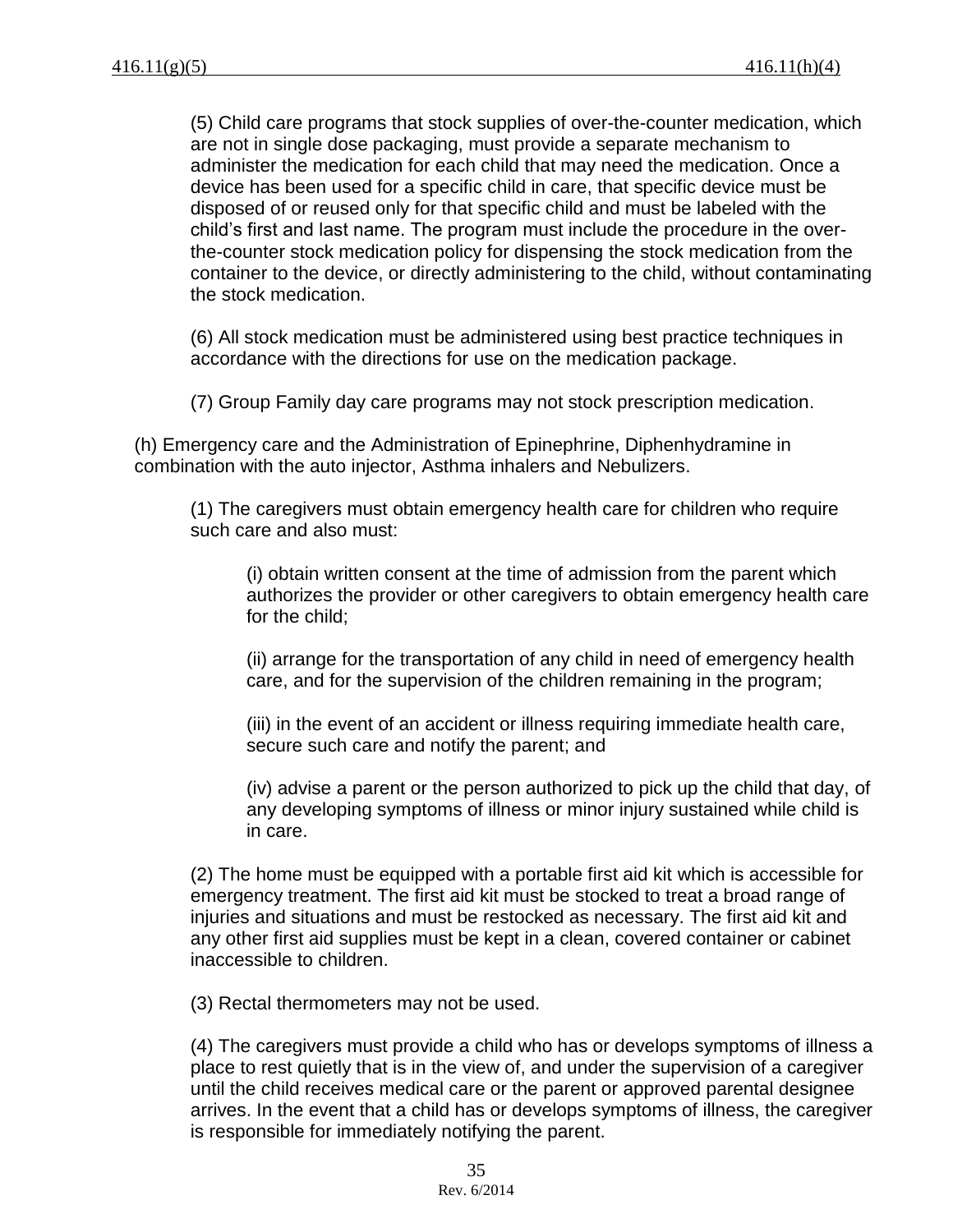(5) Child care programs that stock supplies of over-the-counter medication, which are not in single dose packaging, must provide a separate mechanism to administer the medication for each child that may need the medication. Once a device has been used for a specific child in care, that specific device must be disposed of or reused only for that specific child and must be labeled with the child's first and last name. The program must include the procedure in the over-the-counter stock medication policy for dispensing the stock medication from the container to the device, or directly administering to the child, without contaminating the stock medication.

(6) All stock medication must be administered using best practice techniques in accordance with the directions for use on the medication package.

(7) Group Family day care programs may not stock prescription medication.

(h) Emergency care and the Administration of Epinephrine, Diphenhydramine in combination with the auto injector, Asthma inhalers and Nebulizers.

(1) The caregivers must obtain emergency health care for children who require such care and also must:

(i) obtain written consent at the time of admission from the parent which authorizes the provider or other caregivers to obtain emergency health care for the child;

(ii) arrange for the transportation of any child in need of emergency health care, and for the supervision of the children remaining in the program;

(iii) in the event of an accident or illness requiring immediate health care, secure such care and notify the parent; and

(iv) advise a parent or the person authorized to pick up the child that day, of any developing symptoms of illness or minor injury sustained while child is in care.

(2) The home must be equipped with a portable first aid kit which is accessible for emergency treatment. The first aid kit must be stocked to treat a broad range of injuries and situations and must be restocked as necessary. The first aid kit and any other first aid supplies must be kept in a clean, covered container or cabinet inaccessible to children.

(3) Rectal thermometers may not be used.

(4) The caregivers must provide a child who has or develops symptoms of illness a place to rest quietly that is in the view of, and under the supervision of a caregiver until the child receives medical care or the parent or approved parental designee arrives. In the event that a child has or develops symptoms of illness, the caregiver is responsible for immediately notifying the parent.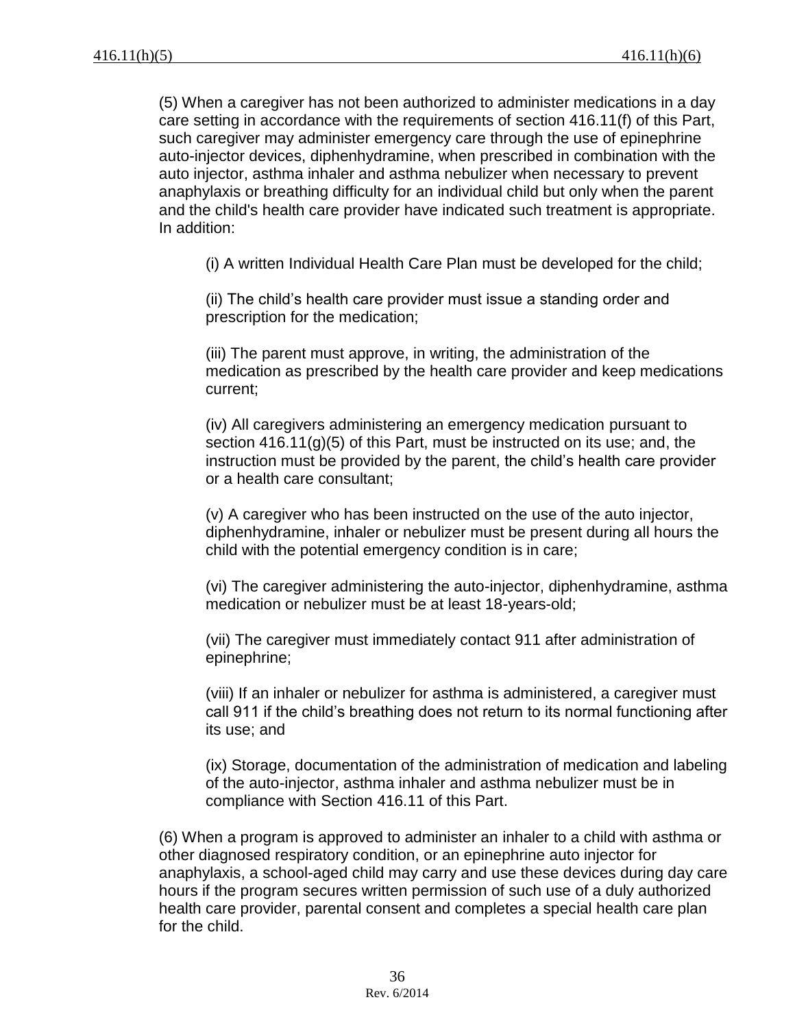(5) When a caregiver has not been authorized to administer medications in a day care setting in accordance with the requirements of section 416.11(f) of this Part, such caregiver may administer emergency care through the use of epinephrine auto-injector devices, diphenhydramine, when prescribed in combination with the auto injector, asthma inhaler and asthma nebulizer when necessary to prevent anaphylaxis or breathing difficulty for an individual child but only when the parent and the child's health care provider have indicated such treatment is appropriate. In addition:

(i) A written Individual Health Care Plan must be developed for the child;

(ii) The child's health care provider must issue a standing order and prescription for the medication;

(iii) The parent must approve, in writing, the administration of the medication as prescribed by the health care provider and keep medications current;

(iv) All caregivers administering an emergency medication pursuant to section 416.11(g)(5) of this Part, must be instructed on its use; and, the instruction must be provided by the parent, the child's health care provider or a health care consultant;

(v) A caregiver who has been instructed on the use of the auto injector, diphenhydramine, inhaler or nebulizer must be present during all hours the child with the potential emergency condition is in care;

(vi) The caregiver administering the auto-injector, diphenhydramine, asthma medication or nebulizer must be at least 18-years-old;

(vii) The caregiver must immediately contact 911 after administration of epinephrine;

(viii) If an inhaler or nebulizer for asthma is administered, a caregiver must call 911 if the child's breathing does not return to its normal functioning after its use; and

(ix) Storage, documentation of the administration of medication and labeling of the auto-injector, asthma inhaler and asthma nebulizer must be in compliance with Section 416.11 of this Part.

(6) When a program is approved to administer an inhaler to a child with asthma or other diagnosed respiratory condition, or an epinephrine auto injector for anaphylaxis, a school-aged child may carry and use these devices during day care hours if the program secures written permission of such use of a duly authorized health care provider, parental consent and completes a special health care plan for the child.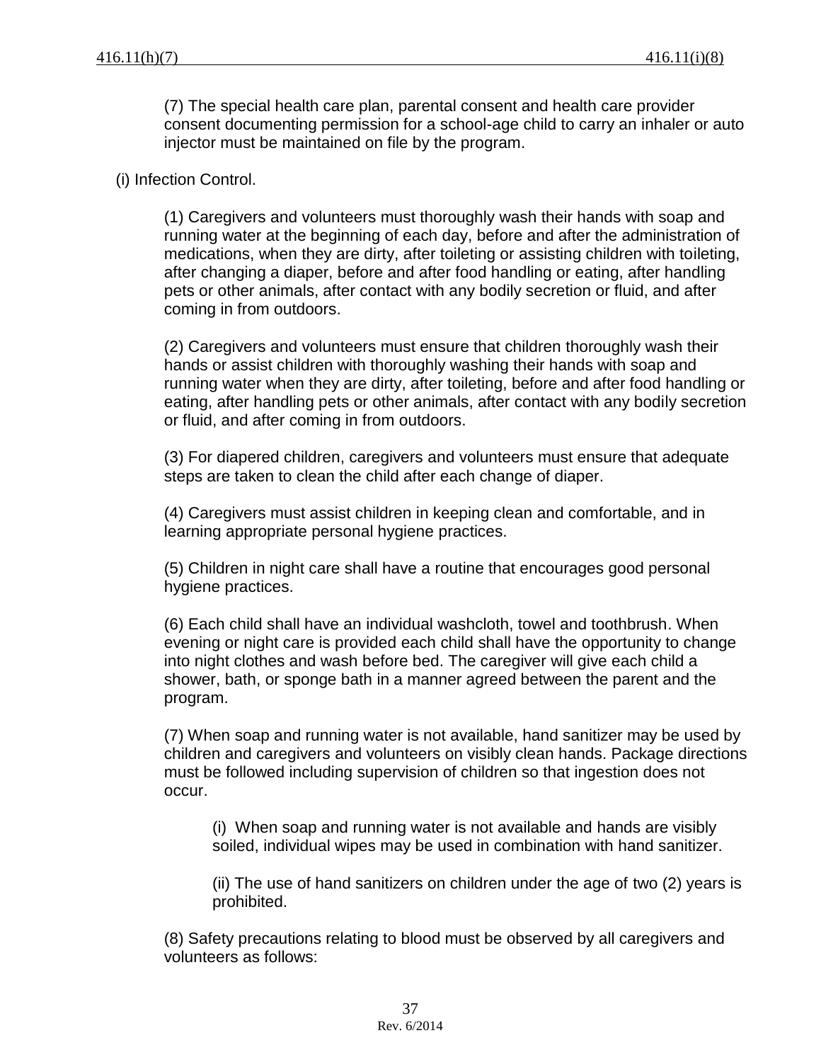(7) The special health care plan, parental consent and health care provider consent documenting permission for a school-age child to carry an inhaler or auto injector must be maintained on file by the program.

(i) Infection Control.

(1) Caregivers and volunteers must thoroughly wash their hands with soap and running water at the beginning of each day, before and after the administration of medications, when they are dirty, after toileting or assisting children with toileting, after changing a diaper, before and after food handling or eating, after handling pets or other animals, after contact with any bodily secretion or fluid, and after coming in from outdoors.

(2) Caregivers and volunteers must ensure that children thoroughly wash their hands or assist children with thoroughly washing their hands with soap and running water when they are dirty, after toileting, before and after food handling or eating, after handling pets or other animals, after contact with any bodily secretion or fluid, and after coming in from outdoors.

(3) For diapered children, caregivers and volunteers must ensure that adequate steps are taken to clean the child after each change of diaper.

(4) Caregivers must assist children in keeping clean and comfortable, and in learning appropriate personal hygiene practices.

(5) Children in night care shall have a routine that encourages good personal hygiene practices.

(6) Each child shall have an individual washcloth, towel and toothbrush. When evening or night care is provided each child shall have the opportunity to change into night clothes and wash before bed. The caregiver will give each child a shower, bath, or sponge bath in a manner agreed between the parent and the program.

(7) When soap and running water is not available, hand sanitizer may be used by children and caregivers and volunteers on visibly clean hands. Package directions must be followed including supervision of children so that ingestion does not occur.

(i) When soap and running water is not available and hands are visibly soiled, individual wipes may be used in combination with hand sanitizer.

(ii) The use of hand sanitizers on children under the age of two (2) years is prohibited.

(8) Safety precautions relating to blood must be observed by all caregivers and volunteers as follows: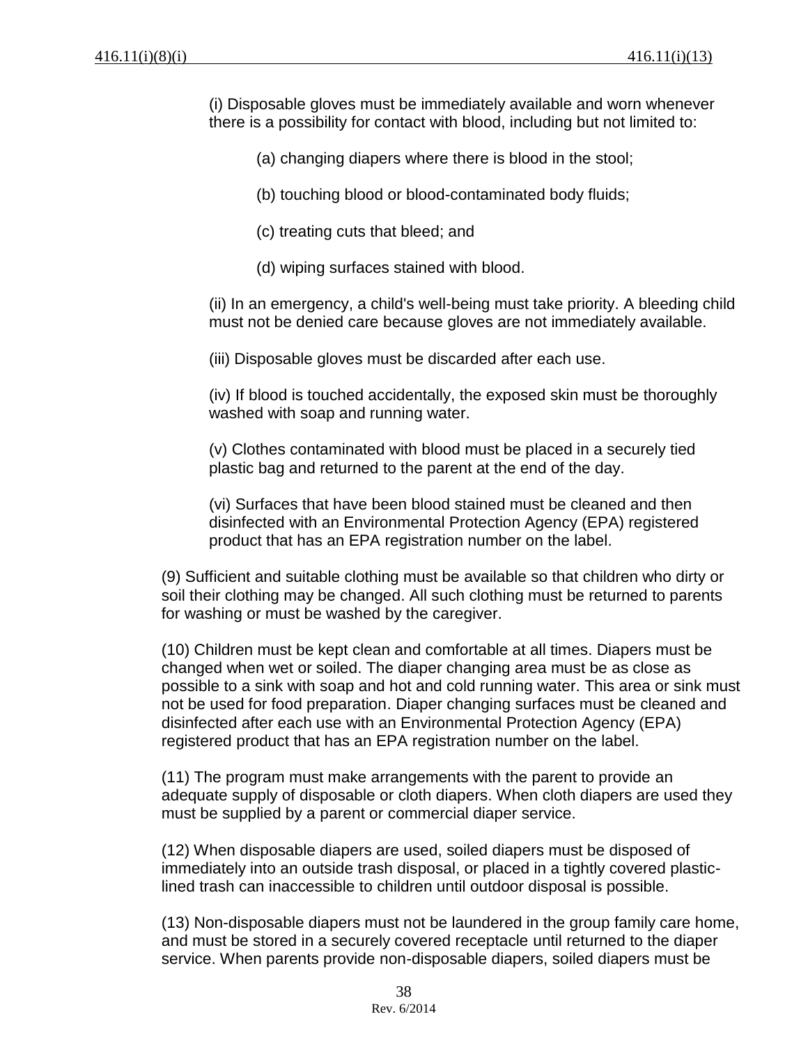(i) Disposable gloves must be immediately available and worn whenever there is a possibility for contact with blood, including but not limited to:

(a) changing diapers where there is blood in the stool;

(b) touching blood or blood-contaminated body fluids;

(c) treating cuts that bleed; and

(d) wiping surfaces stained with blood.

(ii) In an emergency, a child's well-being must take priority. A bleeding child must not be denied care because gloves are not immediately available.

(iii) Disposable gloves must be discarded after each use.

(iv) If blood is touched accidentally, the exposed skin must be thoroughly washed with soap and running water.

(v) Clothes contaminated with blood must be placed in a securely tied plastic bag and returned to the parent at the end of the day.

(vi) Surfaces that have been blood stained must be cleaned and then disinfected with an Environmental Protection Agency (EPA) registered product that has an EPA registration number on the label.

(9) Sufficient and suitable clothing must be available so that children who dirty or soil their clothing may be changed. All such clothing must be returned to parents for washing or must be washed by the caregiver.

(10) Children must be kept clean and comfortable at all times. Diapers must be changed when wet or soiled. The diaper changing area must be as close as possible to a sink with soap and hot and cold running water. This area or sink must not be used for food preparation. Diaper changing surfaces must be cleaned and disinfected after each use with an Environmental Protection Agency (EPA) registered product that has an EPA registration number on the label.

(11) The program must make arrangements with the parent to provide an adequate supply of disposable or cloth diapers. When cloth diapers are used they must be supplied by a parent or commercial diaper service.

(12) When disposable diapers are used, soiled diapers must be disposed of immediately into an outside trash disposal, or placed in a tightly covered plastic-lined trash can inaccessible to children until outdoor disposal is possible.

(13) Non-disposable diapers must not be laundered in the group family care home, and must be stored in a securely covered receptacle until returned to the diaper service. When parents provide non-disposable diapers, soiled diapers must be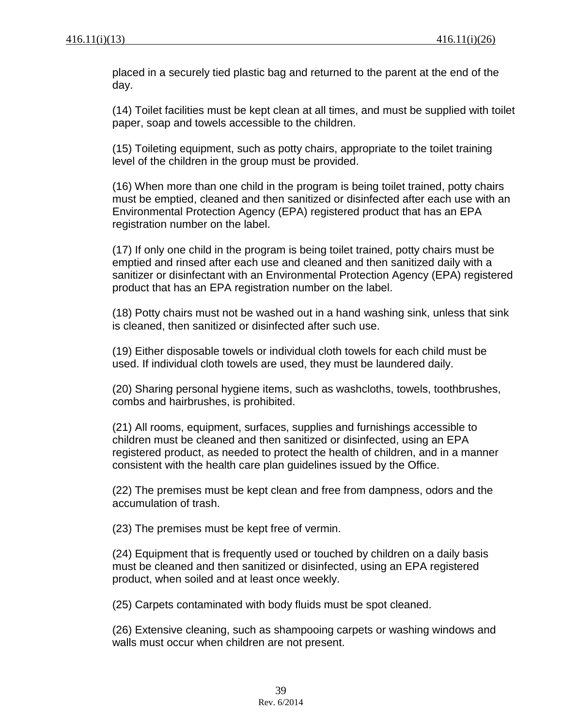placed in a securely tied plastic bag and returned to the parent at the end of the day.

(14) Toilet facilities must be kept clean at all times, and must be supplied with toilet paper, soap and towels accessible to the children.

(15) Toileting equipment, such as potty chairs, appropriate to the toilet training level of the children in the group must be provided.

(16) When more than one child in the program is being toilet trained, potty chairs must be emptied, cleaned and then sanitized or disinfected after each use with an Environmental Protection Agency (EPA) registered product that has an EPA registration number on the label.

(17) If only one child in the program is being toilet trained, potty chairs must be emptied and rinsed after each use and cleaned and then sanitized daily with a sanitizer or disinfectant with an Environmental Protection Agency (EPA) registered product that has an EPA registration number on the label.

(18) Potty chairs must not be washed out in a hand washing sink, unless that sink is cleaned, then sanitized or disinfected after such use.

(19) Either disposable towels or individual cloth towels for each child must be used. If individual cloth towels are used, they must be laundered daily.

(20) Sharing personal hygiene items, such as washcloths, towels, toothbrushes, combs and hairbrushes, is prohibited.

(21) All rooms, equipment, surfaces, supplies and furnishings accessible to children must be cleaned and then sanitized or disinfected, using an EPA registered product, as needed to protect the health of children, and in a manner consistent with the health care plan guidelines issued by the Office.

(22) The premises must be kept clean and free from dampness, odors and the accumulation of trash.

(23) The premises must be kept free of vermin.

(24) Equipment that is frequently used or touched by children on a daily basis must be cleaned and then sanitized or disinfected, using an EPA registered product, when soiled and at least once weekly.

(25) Carpets contaminated with body fluids must be spot cleaned.

(26) Extensive cleaning, such as shampooing carpets or washing windows and walls must occur when children are not present.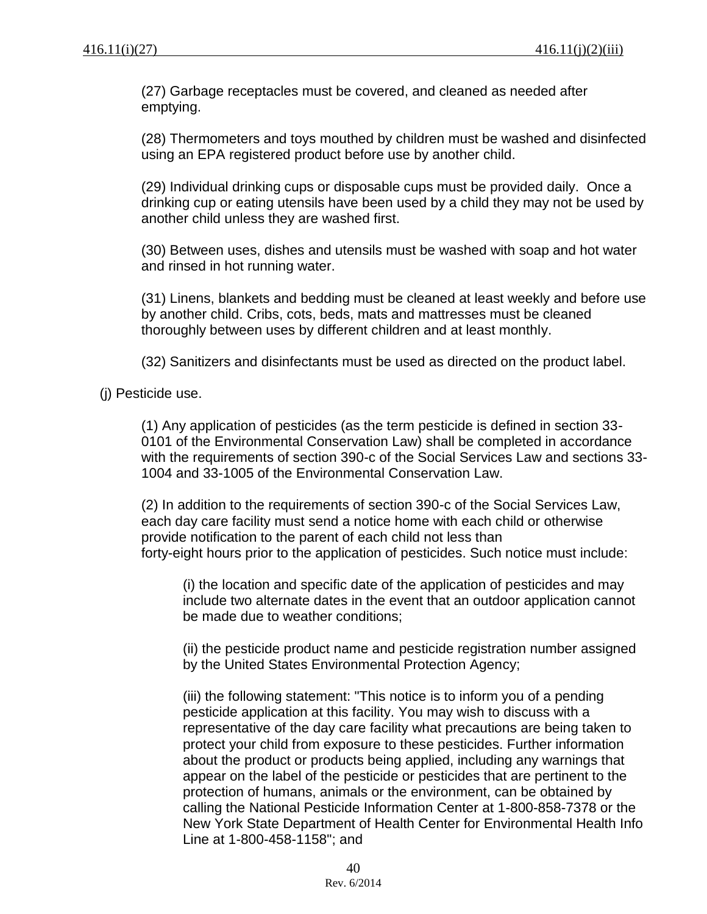(27) Garbage receptacles must be covered, and cleaned as needed after emptying.

(28) Thermometers and toys mouthed by children must be washed and disinfected using an EPA registered product before use by another child.

(29) Individual drinking cups or disposable cups must be provided daily. Once a drinking cup or eating utensils have been used by a child they may not be used by another child unless they are washed first.

(30) Between uses, dishes and utensils must be washed with soap and hot water and rinsed in hot running water.

(31) Linens, blankets and bedding must be cleaned at least weekly and before use by another child. Cribs, cots, beds, mats and mattresses must be cleaned thoroughly between uses by different children and at least monthly.

(32) Sanitizers and disinfectants must be used as directed on the product label.

(j) Pesticide use.

(1) Any application of pesticides (as the term pesticide is defined in section 33-0101 of the Environmental Conservation Law) shall be completed in accordance with the requirements of section 390-c of the Social Services Law and sections 33-1004 and 33-1005 of the Environmental Conservation Law.

(2) In addition to the requirements of section 390-c of the Social Services Law, each day care facility must send a notice home with each child or otherwise provide notification to the parent of each child not less than forty-eight hours prior to the application of pesticides. Such notice must include:

(i) the location and specific date of the application of pesticides and may include two alternate dates in the event that an outdoor application cannot be made due to weather conditions;

(ii) the pesticide product name and pesticide registration number assigned by the United States Environmental Protection Agency;

(iii) the following statement: "This notice is to inform you of a pending pesticide application at this facility. You may wish to discuss with a representative of the day care facility what precautions are being taken to protect your child from exposure to these pesticides. Further information about the product or products being applied, including any warnings that appear on the label of the pesticide or pesticides that are pertinent to the protection of humans, animals or the environment, can be obtained by calling the National Pesticide Information Center at 1-800-858-7378 or the New York State Department of Health Center for Environmental Health Info Line at 1-800-458-1158"; and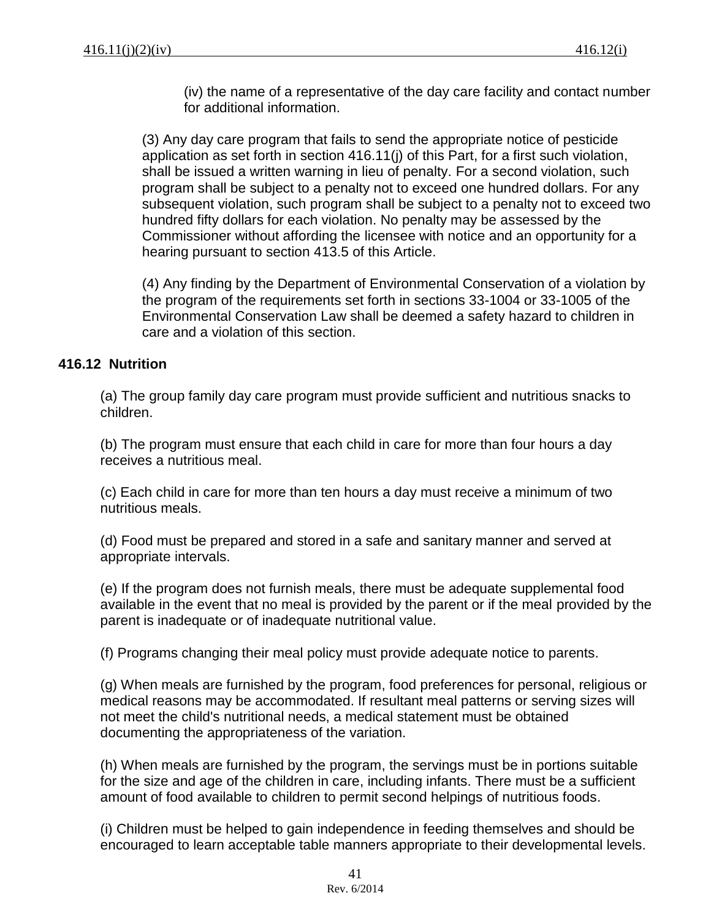(iv) the name of a representative of the day care facility and contact number for additional information.

(3) Any day care program that fails to send the appropriate notice of pesticide application as set forth in section 416.11(j) of this Part, for a first such violation, shall be issued a written warning in lieu of penalty. For a second violation, such program shall be subject to a penalty not to exceed one hundred dollars. For any subsequent violation, such program shall be subject to a penalty not to exceed two hundred fifty dollars for each violation. No penalty may be assessed by the Commissioner without affording the licensee with notice and an opportunity for a hearing pursuant to section 413.5 of this Article.

(4) Any finding by the Department of Environmental Conservation of a violation by the program of the requirements set forth in sections 33-1004 or 33-1005 of the Environmental Conservation Law shall be deemed a safety hazard to children in care and a violation of this section.

## 416.12 Nutrition

(a) The group family day care program must provide sufficient and nutritious snacks to children.

(b) The program must ensure that each child in care for more than four hours a day receives a nutritious meal.

(c) Each child in care for more than ten hours a day must receive a minimum of two nutritious meals.

(d) Food must be prepared and stored in a safe and sanitary manner and served at appropriate intervals.

(e) If the program does not furnish meals, there must be adequate supplemental food available in the event that no meal is provided by the parent or if the meal provided by the parent is inadequate or of inadequate nutritional value.

(f) Programs changing their meal policy must provide adequate notice to parents.

(g) When meals are furnished by the program, food preferences for personal, religious or medical reasons may be accommodated. If resultant meal patterns or serving sizes will not meet the child's nutritional needs, a medical statement must be obtained documenting the appropriateness of the variation.

(h) When meals are furnished by the program, the servings must be in portions suitable for the size and age of the children in care, including infants. There must be a sufficient amount of food available to children to permit second helpings of nutritious foods.

(i) Children must be helped to gain independence in feeding themselves and should be encouraged to learn acceptable table manners appropriate to their developmental levels.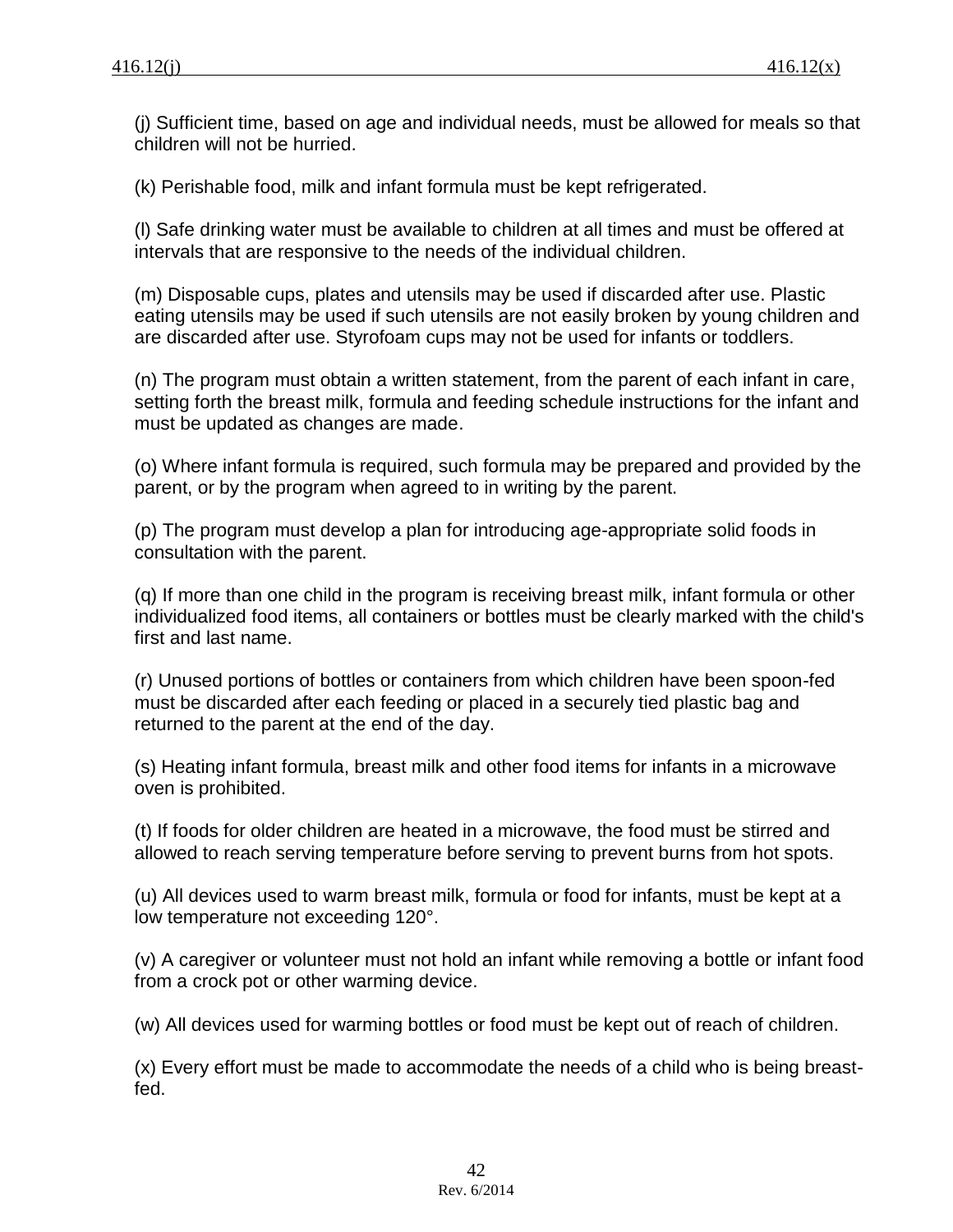(j) Sufficient time, based on age and individual needs, must be allowed for meals so that children will not be hurried.

(k) Perishable food, milk and infant formula must be kept refrigerated.

(l) Safe drinking water must be available to children at all times and must be offered at intervals that are responsive to the needs of the individual children.

(m) Disposable cups, plates and utensils may be used if discarded after use. Plastic eating utensils may be used if such utensils are not easily broken by young children and are discarded after use. Styrofoam cups may not be used for infants or toddlers.

(n) The program must obtain a written statement, from the parent of each infant in care, setting forth the breast milk, formula and feeding schedule instructions for the infant and must be updated as changes are made.

(o) Where infant formula is required, such formula may be prepared and provided by the parent, or by the program when agreed to in writing by the parent.

(p) The program must develop a plan for introducing age-appropriate solid foods in consultation with the parent.

(q) If more than one child in the program is receiving breast milk, infant formula or other individualized food items, all containers or bottles must be clearly marked with the child's first and last name.

(r) Unused portions of bottles or containers from which children have been spoon-fed must be discarded after each feeding or placed in a securely tied plastic bag and returned to the parent at the end of the day.

(s) Heating infant formula, breast milk and other food items for infants in a microwave oven is prohibited.

(t) If foods for older children are heated in a microwave, the food must be stirred and allowed to reach serving temperature before serving to prevent burns from hot spots.

(u) All devices used to warm breast milk, formula or food for infants, must be kept at a low temperature not exceeding 120°.

(v) A caregiver or volunteer must not hold an infant while removing a bottle or infant food from a crock pot or other warming device.

(w) All devices used for warming bottles or food must be kept out of reach of children.

(x) Every effort must be made to accommodate the needs of a child who is being breast-fed.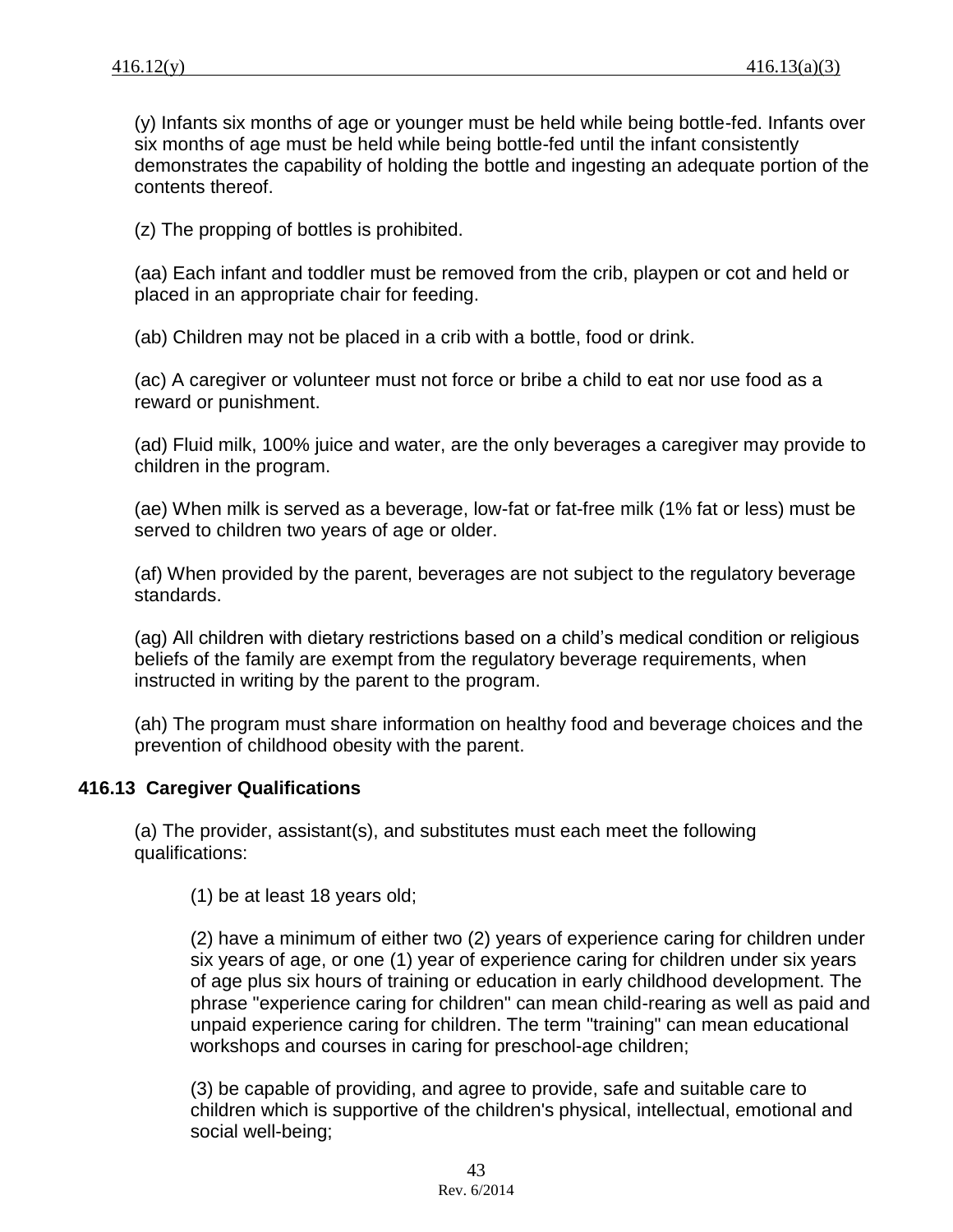(y) Infants six months of age or younger must be held while being bottle-fed. Infants over six months of age must be held while being bottle-fed until the infant consistently demonstrates the capability of holding the bottle and ingesting an adequate portion of the contents thereof.

(z) The propping of bottles is prohibited.

(aa) Each infant and toddler must be removed from the crib, playpen or cot and held or placed in an appropriate chair for feeding.

(ab) Children may not be placed in a crib with a bottle, food or drink.

(ac) A caregiver or volunteer must not force or bribe a child to eat nor use food as a reward or punishment.

(ad) Fluid milk, 100% juice and water, are the only beverages a caregiver may provide to children in the program.

(ae) When milk is served as a beverage, low-fat or fat-free milk (1% fat or less) must be served to children two years of age or older.

(af) When provided by the parent, beverages are not subject to the regulatory beverage standards.

(ag) All children with dietary restrictions based on a child's medical condition or religious beliefs of the family are exempt from the regulatory beverage requirements, when instructed in writing by the parent to the program.

(ah) The program must share information on healthy food and beverage choices and the prevention of childhood obesity with the parent.

## 416.13 Caregiver Qualifications

(a) The provider, assistant(s), and substitutes must each meet the following qualifications:

(1) be at least 18 years old;

(2) have a minimum of either two (2) years of experience caring for children under six years of age, or one (1) year of experience caring for children under six years of age plus six hours of training or education in early childhood development. The phrase "experience caring for children" can mean child-rearing as well as paid and unpaid experience caring for children. The term "training" can mean educational workshops and courses in caring for preschool-age children;

(3) be capable of providing, and agree to provide, safe and suitable care to children which is supportive of the children's physical, intellectual, emotional and social well-being;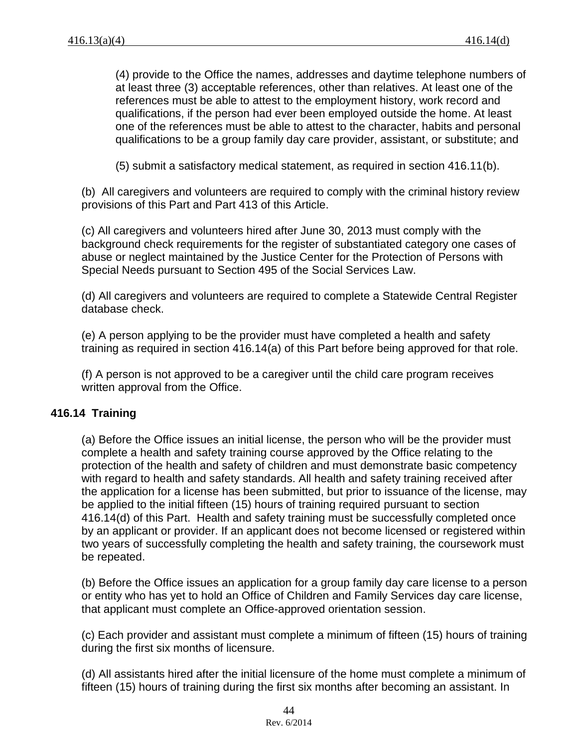(4) provide to the Office the names, addresses and daytime telephone numbers of at least three (3) acceptable references, other than relatives. At least one of the references must be able to attest to the employment history, work record and qualifications, if the person had ever been employed outside the home. At least one of the references must be able to attest to the character, habits and personal qualifications to be a group family day care provider, assistant, or substitute; and

(5) submit a satisfactory medical statement, as required in section 416.11(b).

(b) All caregivers and volunteers are required to comply with the criminal history review provisions of this Part and Part 413 of this Article.

(c) All caregivers and volunteers hired after June 30, 2013 must comply with the background check requirements for the register of substantiated category one cases of abuse or neglect maintained by the Justice Center for the Protection of Persons with Special Needs pursuant to Section 495 of the Social Services Law.

(d) All caregivers and volunteers are required to complete a Statewide Central Register database check.

(e) A person applying to be the provider must have completed a health and safety training as required in section 416.14(a) of this Part before being approved for that role.

(f) A person is not approved to be a caregiver until the child care program receives written approval from the Office.

### 416.14 Training

(a) Before the Office issues an initial license, the person who will be the provider must complete a health and safety training course approved by the Office relating to the protection of the health and safety of children and must demonstrate basic competency with regard to health and safety standards. All health and safety training received after the application for a license has been submitted, but prior to issuance of the license, may be applied to the initial fifteen (15) hours of training required pursuant to section 416.14(d) of this Part. Health and safety training must be successfully completed once by an applicant or provider. If an applicant does not become licensed or registered within two years of successfully completing the health and safety training, the coursework must be repeated.

(b) Before the Office issues an application for a group family day care license to a person or entity who has yet to hold an Office of Children and Family Services day care license, that applicant must complete an Office-approved orientation session.

(c) Each provider and assistant must complete a minimum of fifteen (15) hours of training during the first six months of licensure.

(d) All assistants hired after the initial licensure of the home must complete a minimum of fifteen (15) hours of training during the first six months after becoming an assistant. In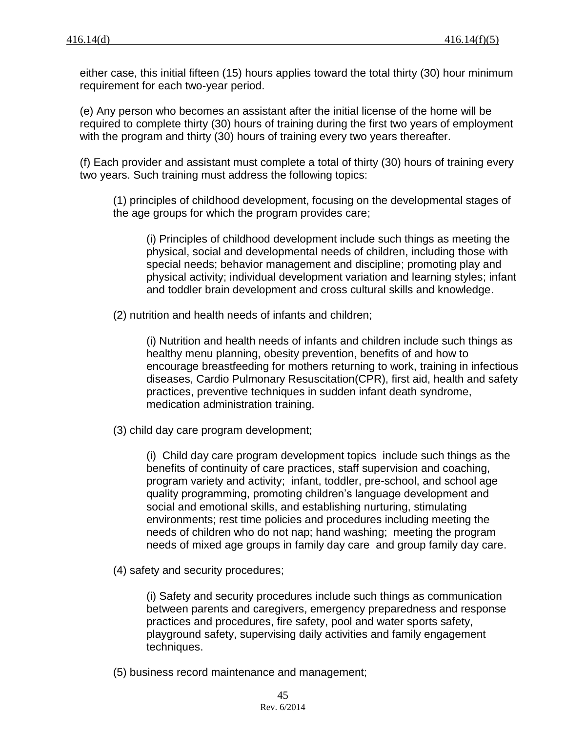either case, this initial fifteen (15) hours applies toward the total thirty (30) hour minimum requirement for each two-year period.

(e) Any person who becomes an assistant after the initial license of the home will be required to complete thirty (30) hours of training during the first two years of employment with the program and thirty (30) hours of training every two years thereafter.

(f) Each provider and assistant must complete a total of thirty (30) hours of training every two years. Such training must address the following topics:

(1) principles of childhood development, focusing on the developmental stages of the age groups for which the program provides care;

(i) Principles of childhood development include such things as meeting the physical, social and developmental needs of children, including those with special needs; behavior management and discipline; promoting play and physical activity; individual development variation and learning styles; infant and toddler brain development and cross cultural skills and knowledge.

(2) nutrition and health needs of infants and children;

(i) Nutrition and health needs of infants and children include such things as healthy menu planning, obesity prevention, benefits of and how to encourage breastfeeding for mothers returning to work, training in infectious diseases, Cardio Pulmonary Resuscitation(CPR), first aid, health and safety practices, preventive techniques in sudden infant death syndrome, medication administration training.

(3) child day care program development;

(i) Child day care program development topics include such things as the benefits of continuity of care practices, staff supervision and coaching, program variety and activity; infant, toddler, pre-school, and school age quality programming, promoting children's language development and social and emotional skills, and establishing nurturing, stimulating environments; rest time policies and procedures including meeting the needs of children who do not nap; hand washing; meeting the program needs of mixed age groups in family day care and group family day care.

(4) safety and security procedures;

(i) Safety and security procedures include such things as communication between parents and caregivers, emergency preparedness and response practices and procedures, fire safety, pool and water sports safety, playground safety, supervising daily activities and family engagement techniques.

(5) business record maintenance and management;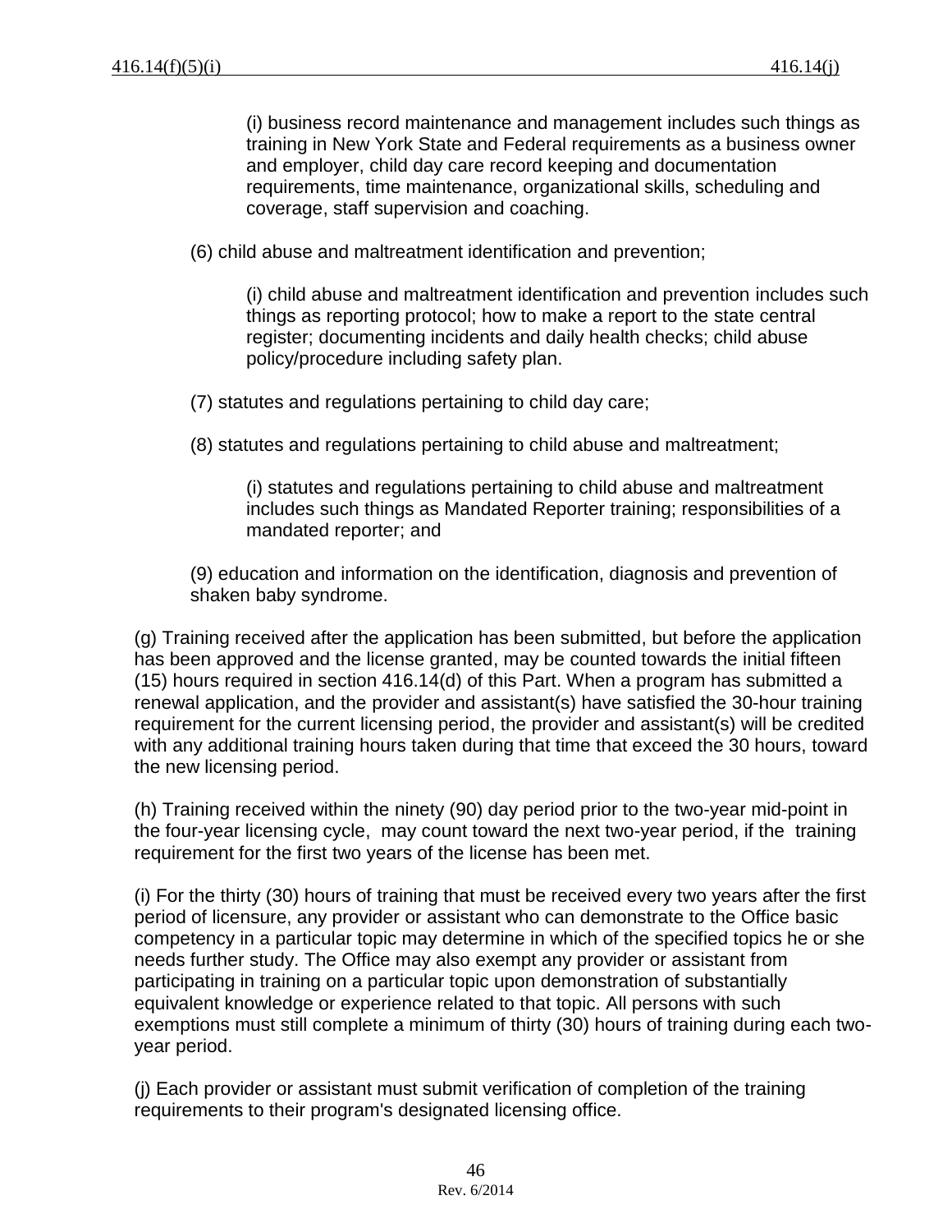(i) business record maintenance and management includes such things as training in New York State and Federal requirements as a business owner and employer, child day care record keeping and documentation requirements, time maintenance, organizational skills, scheduling and coverage, staff supervision and coaching.

(6) child abuse and maltreatment identification and prevention;

(i) child abuse and maltreatment identification and prevention includes such things as reporting protocol; how to make a report to the state central register; documenting incidents and daily health checks; child abuse policy/procedure including safety plan.

(7) statutes and regulations pertaining to child day care;

(8) statutes and regulations pertaining to child abuse and maltreatment;

(i) statutes and regulations pertaining to child abuse and maltreatment includes such things as Mandated Reporter training; responsibilities of a mandated reporter; and

(9) education and information on the identification, diagnosis and prevention of shaken baby syndrome.

(g) Training received after the application has been submitted, but before the application has been approved and the license granted, may be counted towards the initial fifteen (15) hours required in section 416.14(d) of this Part. When a program has submitted a renewal application, and the provider and assistant(s) have satisfied the 30-hour training requirement for the current licensing period, the provider and assistant(s) will be credited with any additional training hours taken during that time that exceed the 30 hours, toward the new licensing period.

(h) Training received within the ninety (90) day period prior to the two-year mid-point in the four-year licensing cycle, may count toward the next two-year period, if the training requirement for the first two years of the license has been met.

(i) For the thirty (30) hours of training that must be received every two years after the first period of licensure, any provider or assistant who can demonstrate to the Office basic competency in a particular topic may determine in which of the specified topics he or she needs further study. The Office may also exempt any provider or assistant from participating in training on a particular topic upon demonstration of substantially equivalent knowledge or experience related to that topic. All persons with such exemptions must still complete a minimum of thirty (30) hours of training during each two-year period.

(j) Each provider or assistant must submit verification of completion of the training requirements to their program's designated licensing office.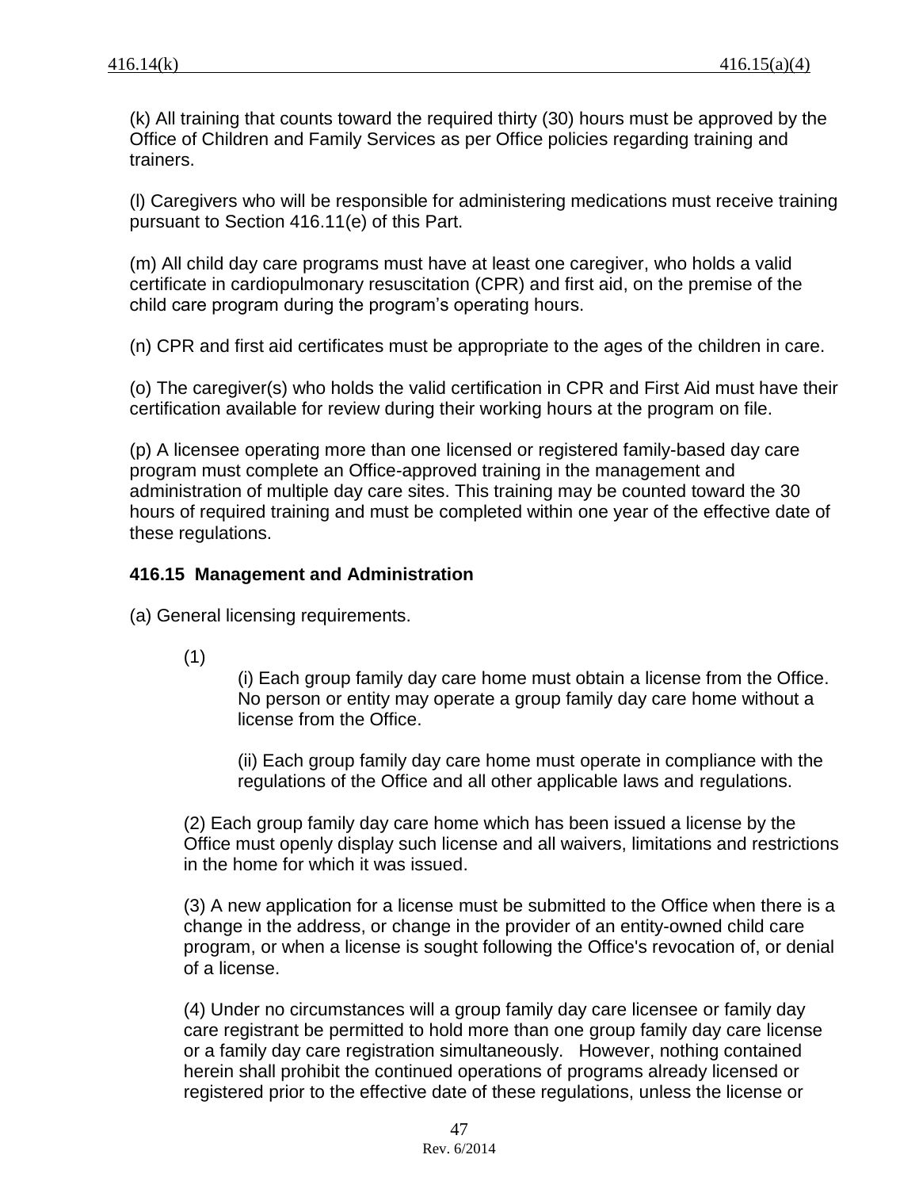(k) All training that counts toward the required thirty (30) hours must be approved by the Office of Children and Family Services as per Office policies regarding training and trainers.

(l) Caregivers who will be responsible for administering medications must receive training pursuant to Section 416.11(e) of this Part.

(m) All child day care programs must have at least one caregiver, who holds a valid certificate in cardiopulmonary resuscitation (CPR) and first aid, on the premise of the child care program during the program's operating hours.

(n) CPR and first aid certificates must be appropriate to the ages of the children in care.

(o) The caregiver(s) who holds the valid certification in CPR and First Aid must have their certification available for review during their working hours at the program on file.

(p) A licensee operating more than one licensed or registered family-based day care program must complete an Office-approved training in the management and administration of multiple day care sites. This training may be counted toward the 30 hours of required training and must be completed within one year of the effective date of these regulations.

**416.15 Management and Administration**

(a) General licensing requirements.

(1)

(i) Each group family day care home must obtain a license from the Office. No person or entity may operate a group family day care home without a license from the Office.

(ii) Each group family day care home must operate in compliance with the regulations of the Office and all other applicable laws and regulations.

(2) Each group family day care home which has been issued a license by the Office must openly display such license and all waivers, limitations and restrictions in the home for which it was issued.

(3) A new application for a license must be submitted to the Office when there is a change in the address, or change in the provider of an entity-owned child care program, or when a license is sought following the Office's revocation of, or denial of a license.

(4) Under no circumstances will a group family day care licensee or family day care registrant be permitted to hold more than one group family day care license or a family day care registration simultaneously. However, nothing contained herein shall prohibit the continued operations of programs already licensed or registered prior to the effective date of these regulations, unless the license or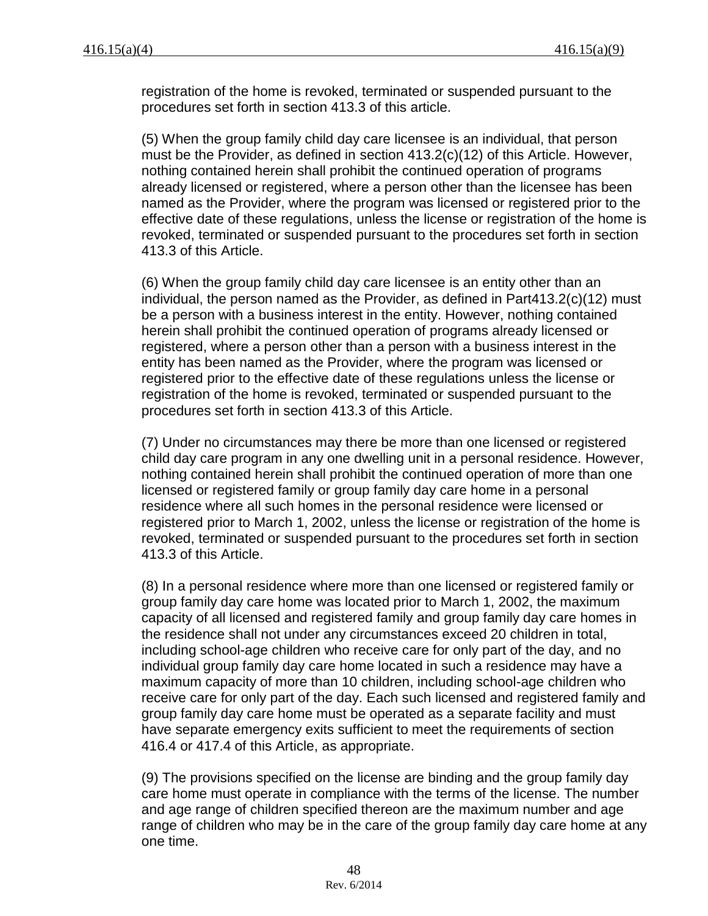registration of the home is revoked, terminated or suspended pursuant to the procedures set forth in section 413.3 of this article.

(5) When the group family child day care licensee is an individual, that person must be the Provider, as defined in section 413.2(c)(12) of this Article. However, nothing contained herein shall prohibit the continued operation of programs already licensed or registered, where a person other than the licensee has been named as the Provider, where the program was licensed or registered prior to the effective date of these regulations, unless the license or registration of the home is revoked, terminated or suspended pursuant to the procedures set forth in section 413.3 of this Article.

(6) When the group family child day care licensee is an entity other than an individual, the person named as the Provider, as defined in Part413.2(c)(12) must be a person with a business interest in the entity. However, nothing contained herein shall prohibit the continued operation of programs already licensed or registered, where a person other than a person with a business interest in the entity has been named as the Provider, where the program was licensed or registered prior to the effective date of these regulations unless the license or registration of the home is revoked, terminated or suspended pursuant to the procedures set forth in section 413.3 of this Article.

(7) Under no circumstances may there be more than one licensed or registered child day care program in any one dwelling unit in a personal residence. However, nothing contained herein shall prohibit the continued operation of more than one licensed or registered family or group family day care home in a personal residence where all such homes in the personal residence were licensed or registered prior to March 1, 2002, unless the license or registration of the home is revoked, terminated or suspended pursuant to the procedures set forth in section 413.3 of this Article.

(8) In a personal residence where more than one licensed or registered family or group family day care home was located prior to March 1, 2002, the maximum capacity of all licensed and registered family and group family day care homes in the residence shall not under any circumstances exceed 20 children in total, including school-age children who receive care for only part of the day, and no individual group family day care home located in such a residence may have a maximum capacity of more than 10 children, including school-age children who receive care for only part of the day. Each such licensed and registered family and group family day care home must be operated as a separate facility and must have separate emergency exits sufficient to meet the requirements of section 416.4 or 417.4 of this Article, as appropriate.

(9) The provisions specified on the license are binding and the group family day care home must operate in compliance with the terms of the license. The number and age range of children specified thereon are the maximum number and age range of children who may be in the care of the group family day care home at any one time.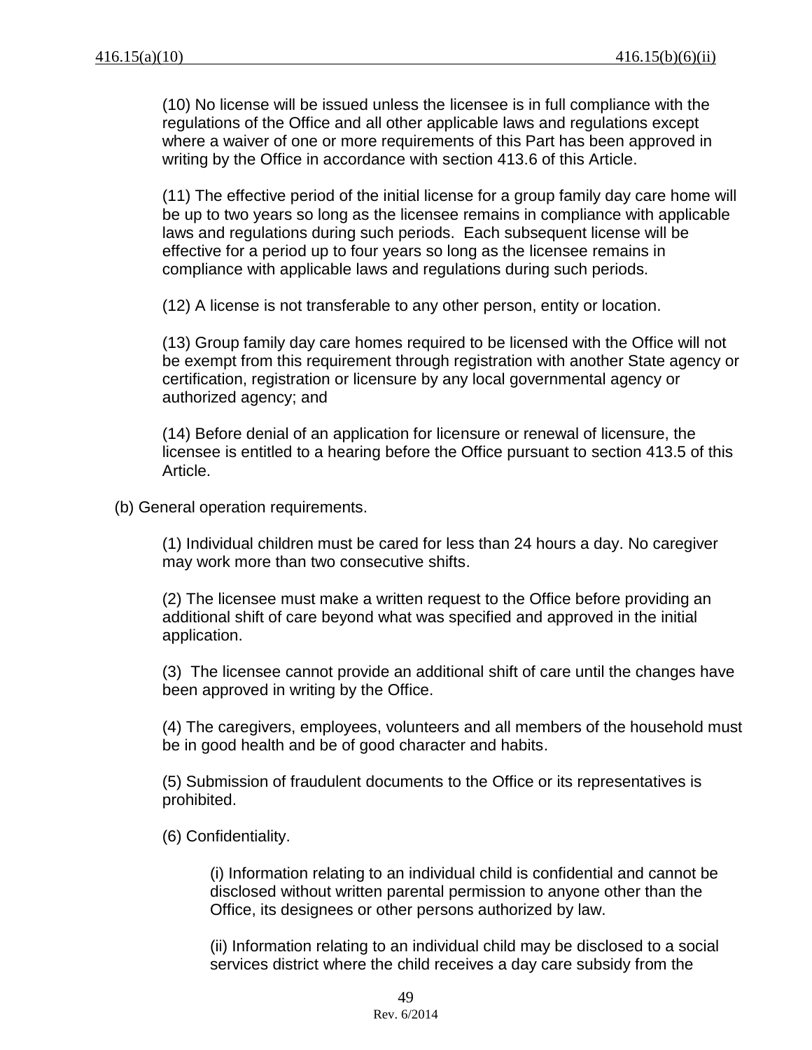(10) No license will be issued unless the licensee is in full compliance with the regulations of the Office and all other applicable laws and regulations except where a waiver of one or more requirements of this Part has been approved in writing by the Office in accordance with section 413.6 of this Article.

(11) The effective period of the initial license for a group family day care home will be up to two years so long as the licensee remains in compliance with applicable laws and regulations during such periods. Each subsequent license will be effective for a period up to four years so long as the licensee remains in compliance with applicable laws and regulations during such periods.

(12) A license is not transferable to any other person, entity or location.

(13) Group family day care homes required to be licensed with the Office will not be exempt from this requirement through registration with another State agency or certification, registration or licensure by any local governmental agency or authorized agency; and

(14) Before denial of an application for licensure or renewal of licensure, the licensee is entitled to a hearing before the Office pursuant to section 413.5 of this Article.

(b) General operation requirements.

(1) Individual children must be cared for less than 24 hours a day. No caregiver may work more than two consecutive shifts.

(2) The licensee must make a written request to the Office before providing an additional shift of care beyond what was specified and approved in the initial application.

(3) The licensee cannot provide an additional shift of care until the changes have been approved in writing by the Office.

(4) The caregivers, employees, volunteers and all members of the household must be in good health and be of good character and habits.

(5) Submission of fraudulent documents to the Office or its representatives is prohibited.

(6) Confidentiality.

(i) Information relating to an individual child is confidential and cannot be disclosed without written parental permission to anyone other than the Office, its designees or other persons authorized by law.

(ii) Information relating to an individual child may be disclosed to a social services district where the child receives a day care subsidy from the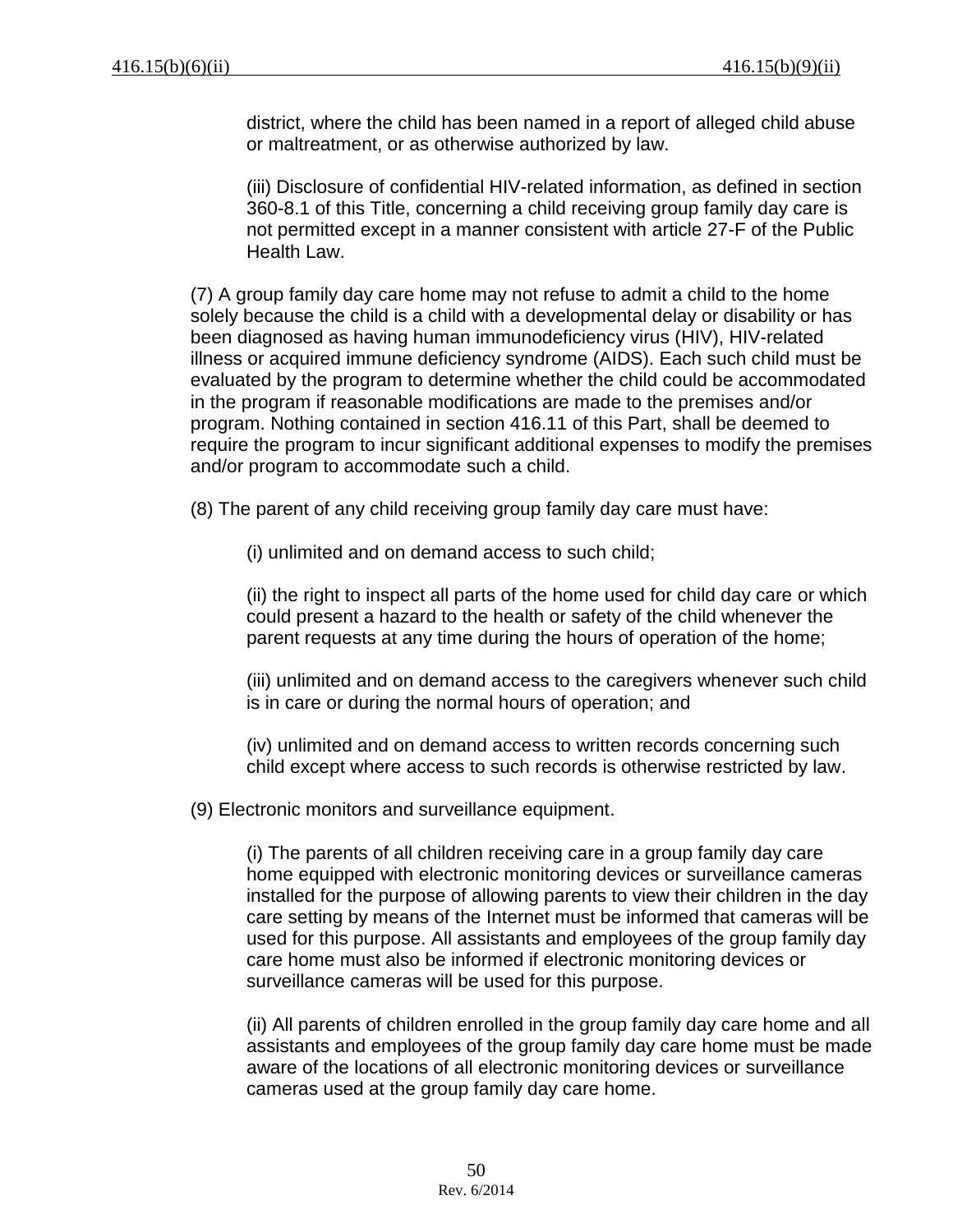district, where the child has been named in a report of alleged child abuse or maltreatment, or as otherwise authorized by law.

(iii) Disclosure of confidential HIV-related information, as defined in section 360-8.1 of this Title, concerning a child receiving group family day care is not permitted except in a manner consistent with article 27-F of the Public Health Law.

(7) A group family day care home may not refuse to admit a child to the home solely because the child is a child with a developmental delay or disability or has been diagnosed as having human immunodeficiency virus (HIV), HIV-related illness or acquired immune deficiency syndrome (AIDS). Each such child must be evaluated by the program to determine whether the child could be accommodated in the program if reasonable modifications are made to the premises and/or program. Nothing contained in section 416.11 of this Part, shall be deemed to require the program to incur significant additional expenses to modify the premises and/or program to accommodate such a child.

(8) The parent of any child receiving group family day care must have:

(i) unlimited and on demand access to such child;

(ii) the right to inspect all parts of the home used for child day care or which could present a hazard to the health or safety of the child whenever the parent requests at any time during the hours of operation of the home;

(iii) unlimited and on demand access to the caregivers whenever such child is in care or during the normal hours of operation; and

(iv) unlimited and on demand access to written records concerning such child except where access to such records is otherwise restricted by law.

(9) Electronic monitors and surveillance equipment.

(i) The parents of all children receiving care in a group family day care home equipped with electronic monitoring devices or surveillance cameras installed for the purpose of allowing parents to view their children in the day care setting by means of the Internet must be informed that cameras will be used for this purpose. All assistants and employees of the group family day care home must also be informed if electronic monitoring devices or surveillance cameras will be used for this purpose.

(ii) All parents of children enrolled in the group family day care home and all assistants and employees of the group family day care home must be made aware of the locations of all electronic monitoring devices or surveillance cameras used at the group family day care home.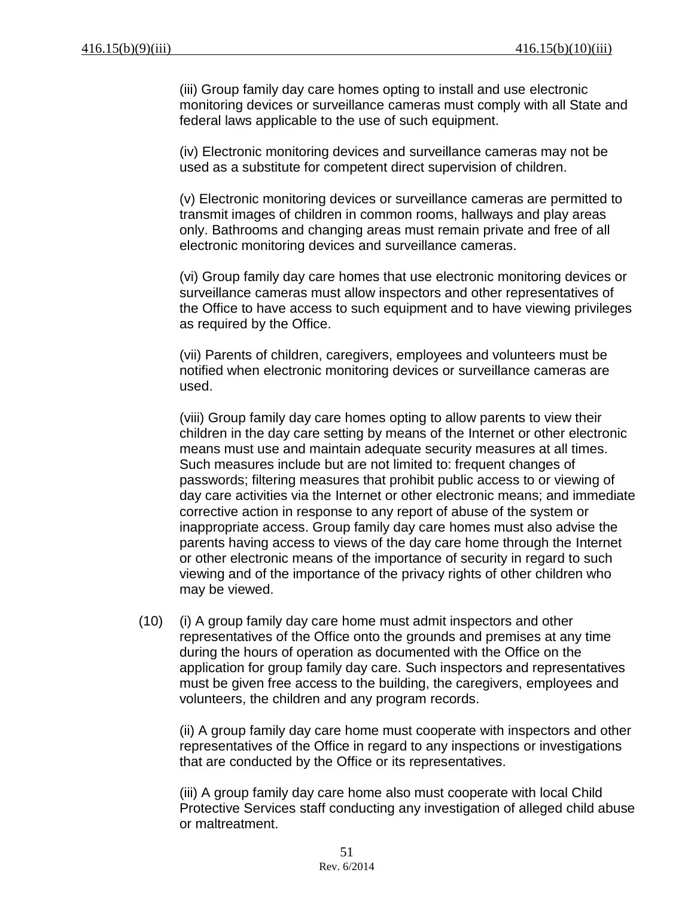(iii) Group family day care homes opting to install and use electronic monitoring devices or surveillance cameras must comply with all State and federal laws applicable to the use of such equipment.

(iv) Electronic monitoring devices and surveillance cameras may not be used as a substitute for competent direct supervision of children.

(v) Electronic monitoring devices or surveillance cameras are permitted to transmit images of children in common rooms, hallways and play areas only. Bathrooms and changing areas must remain private and free of all electronic monitoring devices and surveillance cameras.

(vi) Group family day care homes that use electronic monitoring devices or surveillance cameras must allow inspectors and other representatives of the Office to have access to such equipment and to have viewing privileges as required by the Office.

(vii) Parents of children, caregivers, employees and volunteers must be notified when electronic monitoring devices or surveillance cameras are used.

(viii) Group family day care homes opting to allow parents to view their children in the day care setting by means of the Internet or other electronic means must use and maintain adequate security measures at all times. Such measures include but are not limited to: frequent changes of passwords; filtering measures that prohibit public access to or viewing of day care activities via the Internet or other electronic means; and immediate corrective action in response to any report of abuse of the system or inappropriate access. Group family day care homes must also advise the parents having access to views of the day care home through the Internet or other electronic means of the importance of security in regard to such viewing and of the importance of the privacy rights of other children who may be viewed.

(10) (i) A group family day care home must admit inspectors and other representatives of the Office onto the grounds and premises at any time during the hours of operation as documented with the Office on the application for group family day care. Such inspectors and representatives must be given free access to the building, the caregivers, employees and volunteers, the children and any program records.

(ii) A group family day care home must cooperate with inspectors and other representatives of the Office in regard to any inspections or investigations that are conducted by the Office or its representatives.

(iii) A group family day care home also must cooperate with local Child Protective Services staff conducting any investigation of alleged child abuse or maltreatment.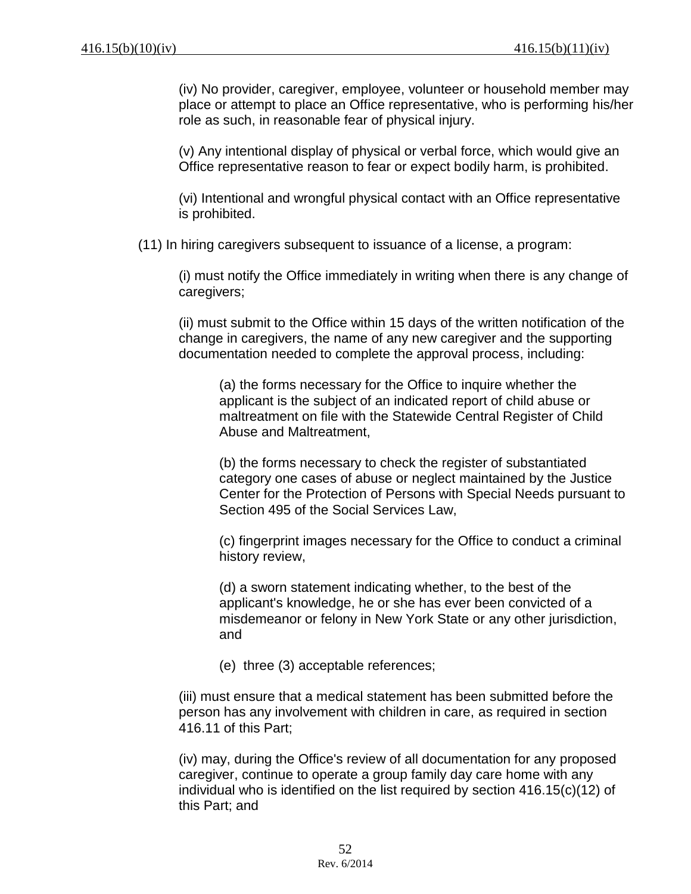(iv) No provider, caregiver, employee, volunteer or household member may place or attempt to place an Office representative, who is performing his/her role as such, in reasonable fear of physical injury.

(v) Any intentional display of physical or verbal force, which would give an Office representative reason to fear or expect bodily harm, is prohibited.

(vi) Intentional and wrongful physical contact with an Office representative is prohibited.

(11) In hiring caregivers subsequent to issuance of a license, a program:

(i) must notify the Office immediately in writing when there is any change of caregivers;

(ii) must submit to the Office within 15 days of the written notification of the change in caregivers, the name of any new caregiver and the supporting documentation needed to complete the approval process, including:

(a) the forms necessary for the Office to inquire whether the applicant is the subject of an indicated report of child abuse or maltreatment on file with the Statewide Central Register of Child Abuse and Maltreatment,

(b) the forms necessary to check the register of substantiated category one cases of abuse or neglect maintained by the Justice Center for the Protection of Persons with Special Needs pursuant to Section 495 of the Social Services Law,

(c) fingerprint images necessary for the Office to conduct a criminal history review,

(d) a sworn statement indicating whether, to the best of the applicant's knowledge, he or she has ever been convicted of a misdemeanor or felony in New York State or any other jurisdiction, and

(e) three (3) acceptable references;

(iii) must ensure that a medical statement has been submitted before the person has any involvement with children in care, as required in section 416.11 of this Part;

(iv) may, during the Office's review of all documentation for any proposed caregiver, continue to operate a group family day care home with any individual who is identified on the list required by section 416.15(c)(12) of this Part; and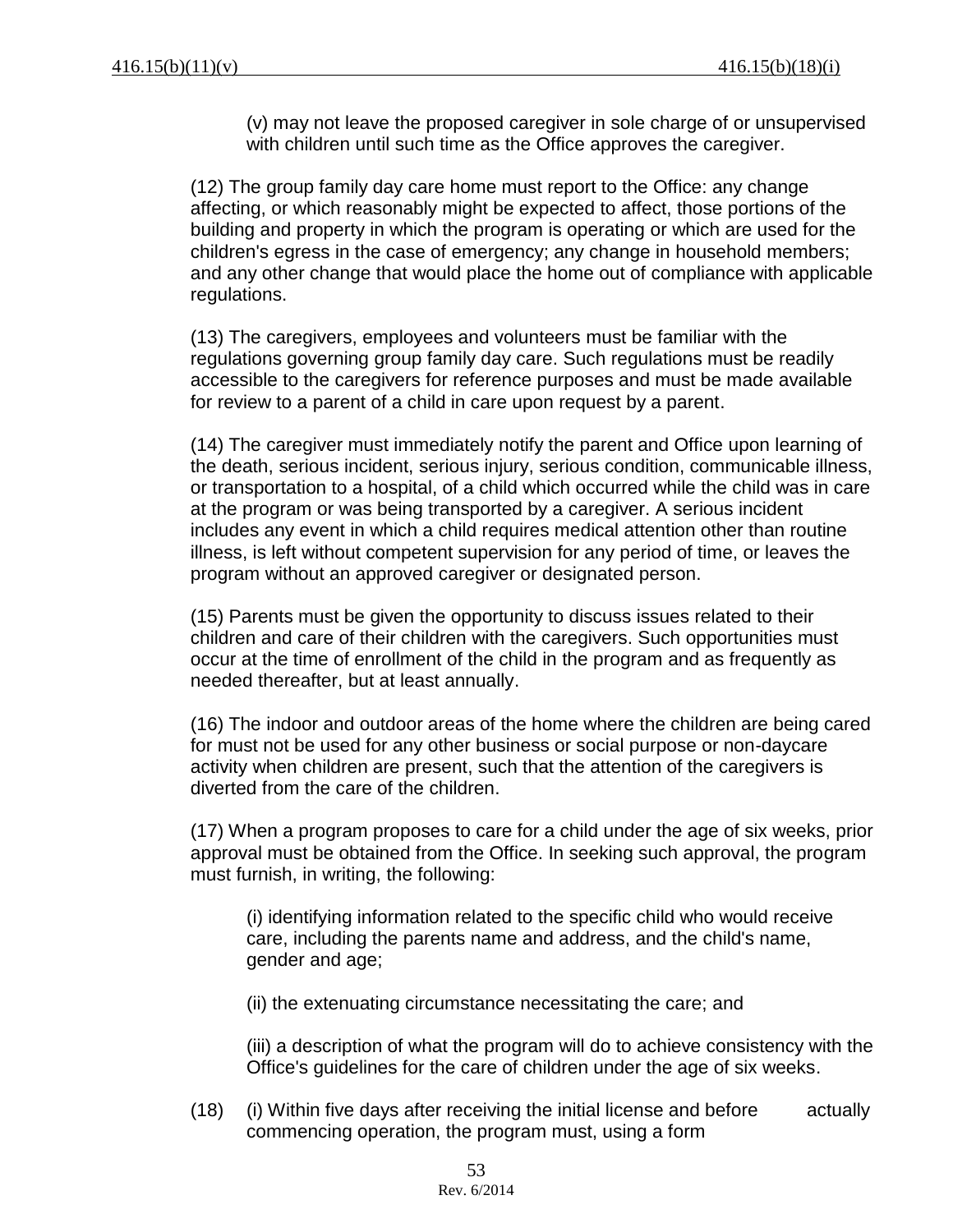(v) may not leave the proposed caregiver in sole charge of or unsupervised with children until such time as the Office approves the caregiver.

(12) The group family day care home must report to the Office: any change affecting, or which reasonably might be expected to affect, those portions of the building and property in which the program is operating or which are used for the children's egress in the case of emergency; any change in household members; and any other change that would place the home out of compliance with applicable regulations.

(13) The caregivers, employees and volunteers must be familiar with the regulations governing group family day care. Such regulations must be readily accessible to the caregivers for reference purposes and must be made available for review to a parent of a child in care upon request by a parent.

(14) The caregiver must immediately notify the parent and Office upon learning of the death, serious incident, serious injury, serious condition, communicable illness, or transportation to a hospital, of a child which occurred while the child was in care at the program or was being transported by a caregiver. A serious incident includes any event in which a child requires medical attention other than routine illness, is left without competent supervision for any period of time, or leaves the program without an approved caregiver or designated person.

(15) Parents must be given the opportunity to discuss issues related to their children and care of their children with the caregivers. Such opportunities must occur at the time of enrollment of the child in the program and as frequently as needed thereafter, but at least annually.

(16) The indoor and outdoor areas of the home where the children are being cared for must not be used for any other business or social purpose or non-daycare activity when children are present, such that the attention of the caregivers is diverted from the care of the children.

(17) When a program proposes to care for a child under the age of six weeks, prior approval must be obtained from the Office. In seeking such approval, the program must furnish, in writing, the following:

(i) identifying information related to the specific child who would receive care, including the parents name and address, and the child's name, gender and age;

(ii) the extenuating circumstance necessitating the care; and

(iii) a description of what the program will do to achieve consistency with the Office's guidelines for the care of children under the age of six weeks.

(18) (i) Within five days after receiving the initial license and before actually commencing operation, the program must, using a form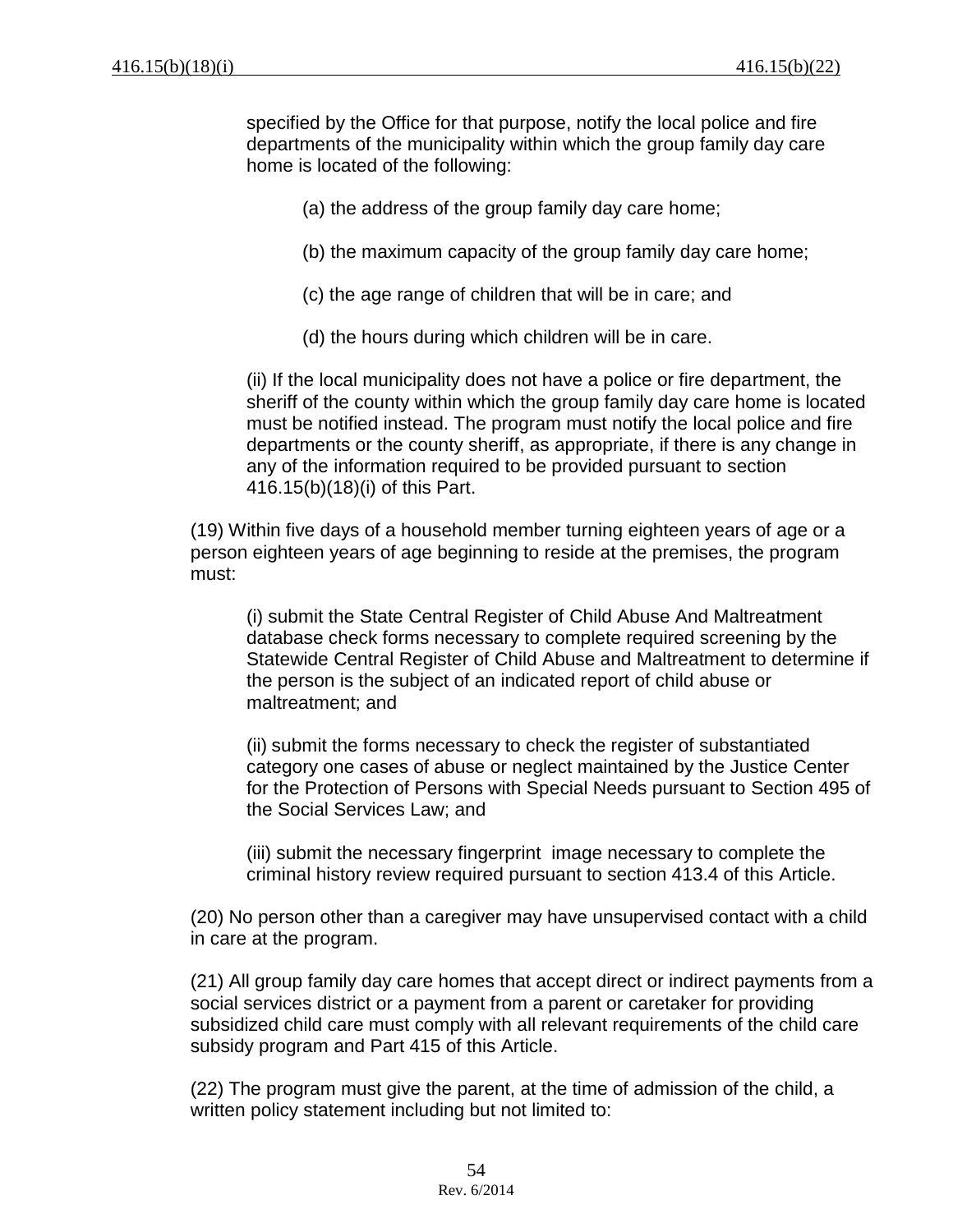specified by the Office for that purpose, notify the local police and fire departments of the municipality within which the group family day care home is located of the following:

(a) the address of the group family day care home;

(b) the maximum capacity of the group family day care home;

(c) the age range of children that will be in care; and

(d) the hours during which children will be in care.

(ii) If the local municipality does not have a police or fire department, the sheriff of the county within which the group family day care home is located must be notified instead. The program must notify the local police and fire departments or the county sheriff, as appropriate, if there is any change in any of the information required to be provided pursuant to section 416.15(b)(18)(i) of this Part.

(19) Within five days of a household member turning eighteen years of age or a person eighteen years of age beginning to reside at the premises, the program must:

(i) submit the State Central Register of Child Abuse And Maltreatment database check forms necessary to complete required screening by the Statewide Central Register of Child Abuse and Maltreatment to determine if the person is the subject of an indicated report of child abuse or maltreatment; and

(ii) submit the forms necessary to check the register of substantiated category one cases of abuse or neglect maintained by the Justice Center for the Protection of Persons with Special Needs pursuant to Section 495 of the Social Services Law; and

(iii) submit the necessary fingerprint image necessary to complete the criminal history review required pursuant to section 413.4 of this Article.

(20) No person other than a caregiver may have unsupervised contact with a child in care at the program.

(21) All group family day care homes that accept direct or indirect payments from a social services district or a payment from a parent or caretaker for providing subsidized child care must comply with all relevant requirements of the child care subsidy program and Part 415 of this Article.

(22) The program must give the parent, at the time of admission of the child, a written policy statement including but not limited to: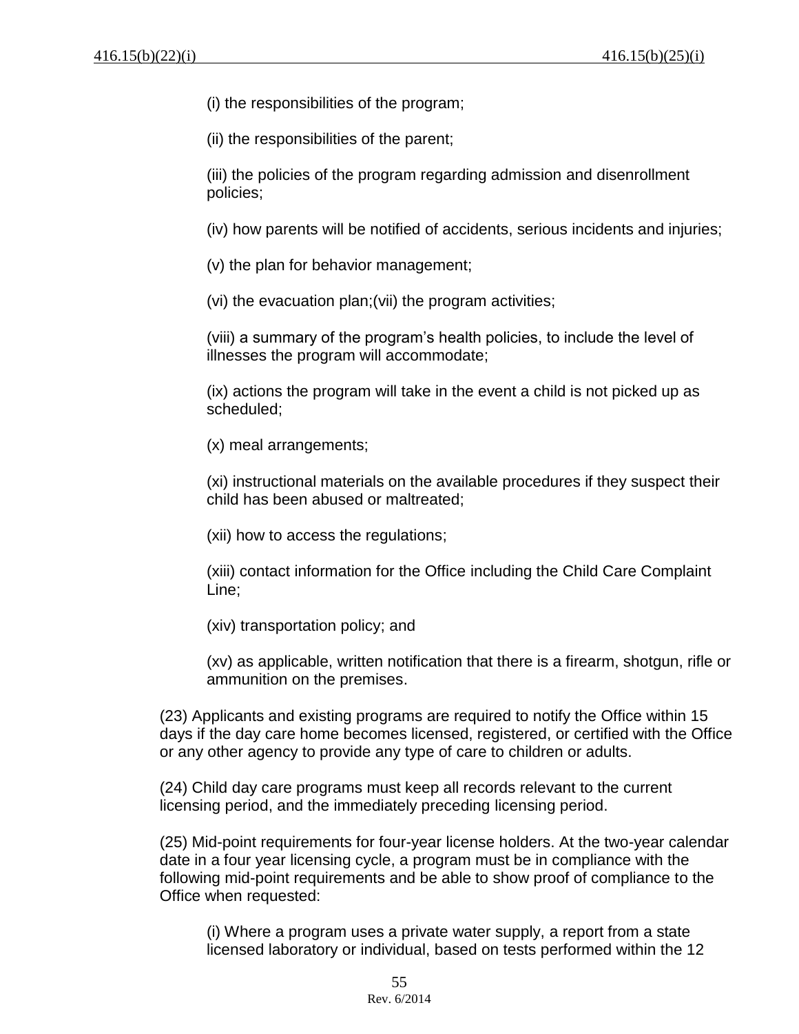(i) the responsibilities of the program;

(ii) the responsibilities of the parent;

(iii) the policies of the program regarding admission and disenrollment policies;

(iv) how parents will be notified of accidents, serious incidents and injuries;

(v) the plan for behavior management;

(vi) the evacuation plan;(vii) the program activities;

(viii) a summary of the program's health policies, to include the level of illnesses the program will accommodate;

(ix) actions the program will take in the event a child is not picked up as scheduled;

(x) meal arrangements;

(xi) instructional materials on the available procedures if they suspect their child has been abused or maltreated;

(xii) how to access the regulations;

(xiii) contact information for the Office including the Child Care Complaint Line;

(xiv) transportation policy; and

(xv) as applicable, written notification that there is a firearm, shotgun, rifle or ammunition on the premises.

(23) Applicants and existing programs are required to notify the Office within 15 days if the day care home becomes licensed, registered, or certified with the Office or any other agency to provide any type of care to children or adults.

(24) Child day care programs must keep all records relevant to the current licensing period, and the immediately preceding licensing period.

(25) Mid-point requirements for four-year license holders. At the two-year calendar date in a four year licensing cycle, a program must be in compliance with the following mid-point requirements and be able to show proof of compliance to the Office when requested:

(i) Where a program uses a private water supply, a report from a state licensed laboratory or individual, based on tests performed within the 12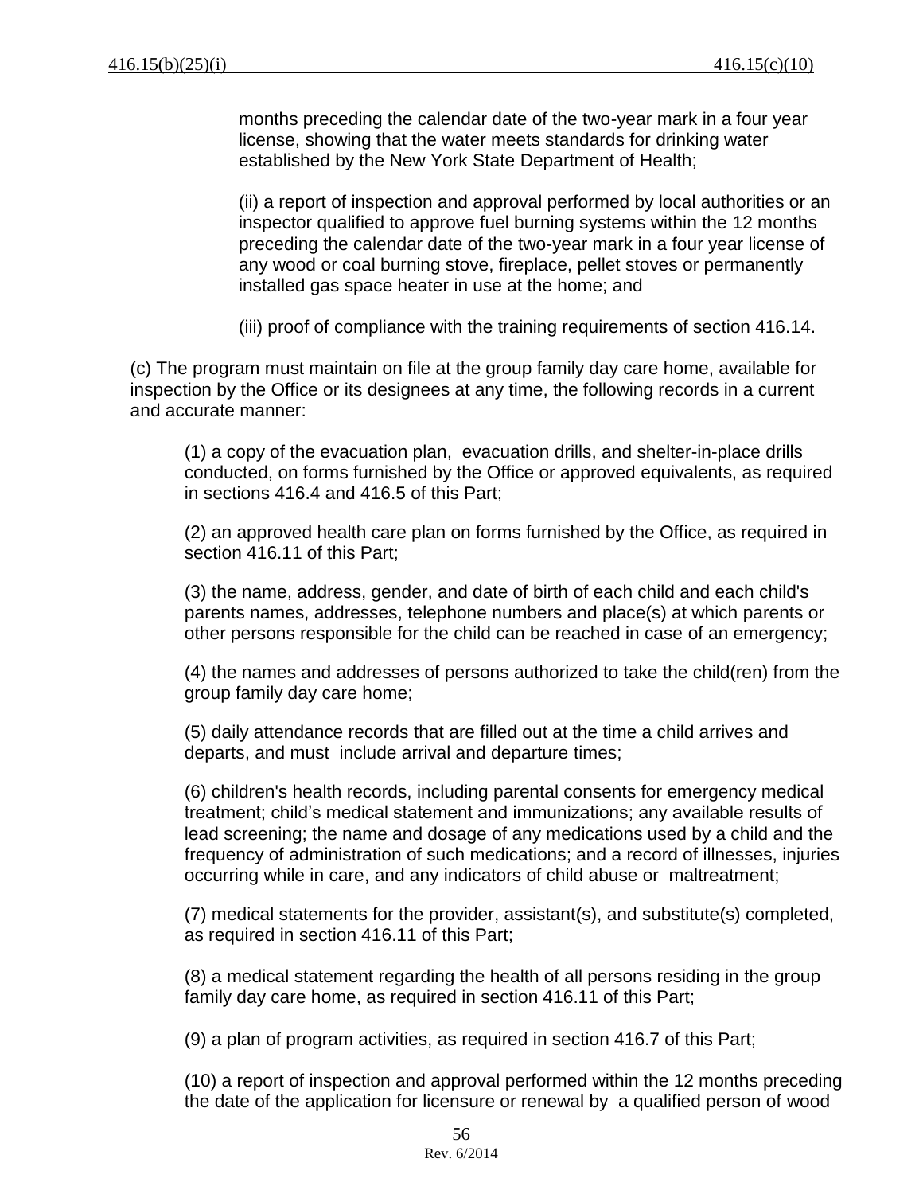months preceding the calendar date of the two-year mark in a four year license, showing that the water meets standards for drinking water established by the New York State Department of Health;

(ii) a report of inspection and approval performed by local authorities or an inspector qualified to approve fuel burning systems within the 12 months preceding the calendar date of the two-year mark in a four year license of any wood or coal burning stove, fireplace, pellet stoves or permanently installed gas space heater in use at the home; and

(iii) proof of compliance with the training requirements of section 416.14.

(c) The program must maintain on file at the group family day care home, available for inspection by the Office or its designees at any time, the following records in a current and accurate manner:

(1) a copy of the evacuation plan, evacuation drills, and shelter-in-place drills conducted, on forms furnished by the Office or approved equivalents, as required in sections 416.4 and 416.5 of this Part;

(2) an approved health care plan on forms furnished by the Office, as required in section 416.11 of this Part;

(3) the name, address, gender, and date of birth of each child and each child's parents names, addresses, telephone numbers and place(s) at which parents or other persons responsible for the child can be reached in case of an emergency;

(4) the names and addresses of persons authorized to take the child(ren) from the group family day care home;

(5) daily attendance records that are filled out at the time a child arrives and departs, and must include arrival and departure times;

(6) children's health records, including parental consents for emergency medical treatment; child's medical statement and immunizations; any available results of lead screening; the name and dosage of any medications used by a child and the frequency of administration of such medications; and a record of illnesses, injuries occurring while in care, and any indicators of child abuse or maltreatment;

(7) medical statements for the provider, assistant(s), and substitute(s) completed, as required in section 416.11 of this Part;

(8) a medical statement regarding the health of all persons residing in the group family day care home, as required in section 416.11 of this Part;

(9) a plan of program activities, as required in section 416.7 of this Part;

(10) a report of inspection and approval performed within the 12 months preceding the date of the application for licensure or renewal by a qualified person of wood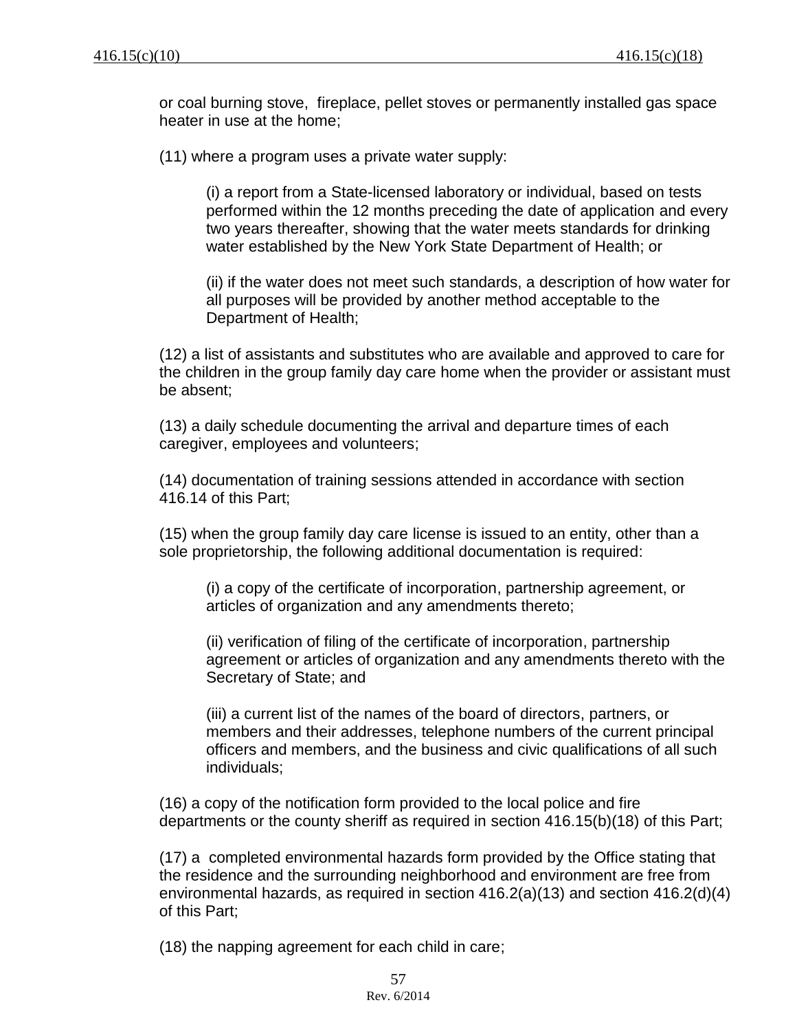or coal burning stove, fireplace, pellet stoves or permanently installed gas space heater in use at the home;

(11) where a program uses a private water supply:

(i) a report from a State-licensed laboratory or individual, based on tests performed within the 12 months preceding the date of application and every two years thereafter, showing that the water meets standards for drinking water established by the New York State Department of Health; or

(ii) if the water does not meet such standards, a description of how water for all purposes will be provided by another method acceptable to the Department of Health;

(12) a list of assistants and substitutes who are available and approved to care for the children in the group family day care home when the provider or assistant must be absent;

(13) a daily schedule documenting the arrival and departure times of each caregiver, employees and volunteers;

(14) documentation of training sessions attended in accordance with section 416.14 of this Part;

(15) when the group family day care license is issued to an entity, other than a sole proprietorship, the following additional documentation is required:

(i) a copy of the certificate of incorporation, partnership agreement, or articles of organization and any amendments thereto;

(ii) verification of filing of the certificate of incorporation, partnership agreement or articles of organization and any amendments thereto with the Secretary of State; and

(iii) a current list of the names of the board of directors, partners, or members and their addresses, telephone numbers of the current principal officers and members, and the business and civic qualifications of all such individuals;

(16) a copy of the notification form provided to the local police and fire departments or the county sheriff as required in section 416.15(b)(18) of this Part;

(17) a completed environmental hazards form provided by the Office stating that the residence and the surrounding neighborhood and environment are free from environmental hazards, as required in section 416.2(a)(13) and section 416.2(d)(4) of this Part;

(18) the napping agreement for each child in care;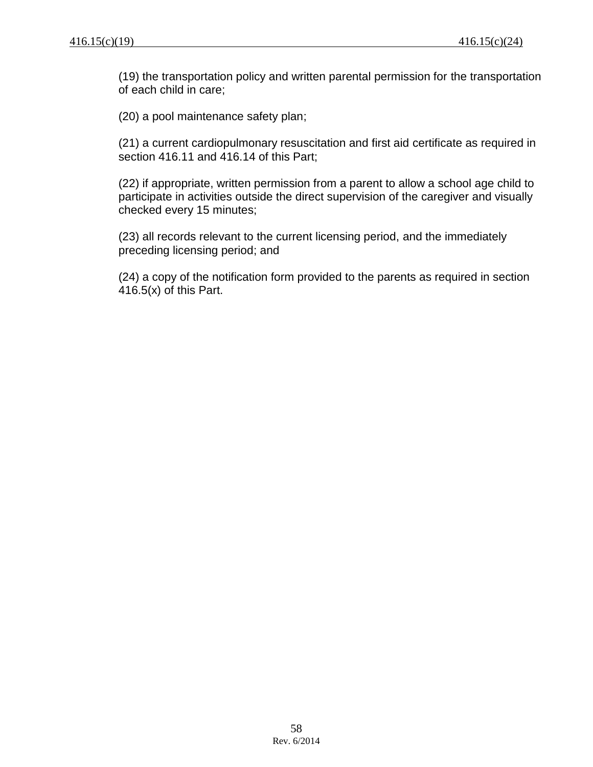(19) the transportation policy and written parental permission for the transportation of each child in care;

(20) a pool maintenance safety plan;

(21) a current cardiopulmonary resuscitation and first aid certificate as required in section 416.11 and 416.14 of this Part;

(22) if appropriate, written permission from a parent to allow a school age child to participate in activities outside the direct supervision of the caregiver and visually checked every 15 minutes;

(23) all records relevant to the current licensing period, and the immediately preceding licensing period; and

(24) a copy of the notification form provided to the parents as required in section 416.5(x) of this Part.